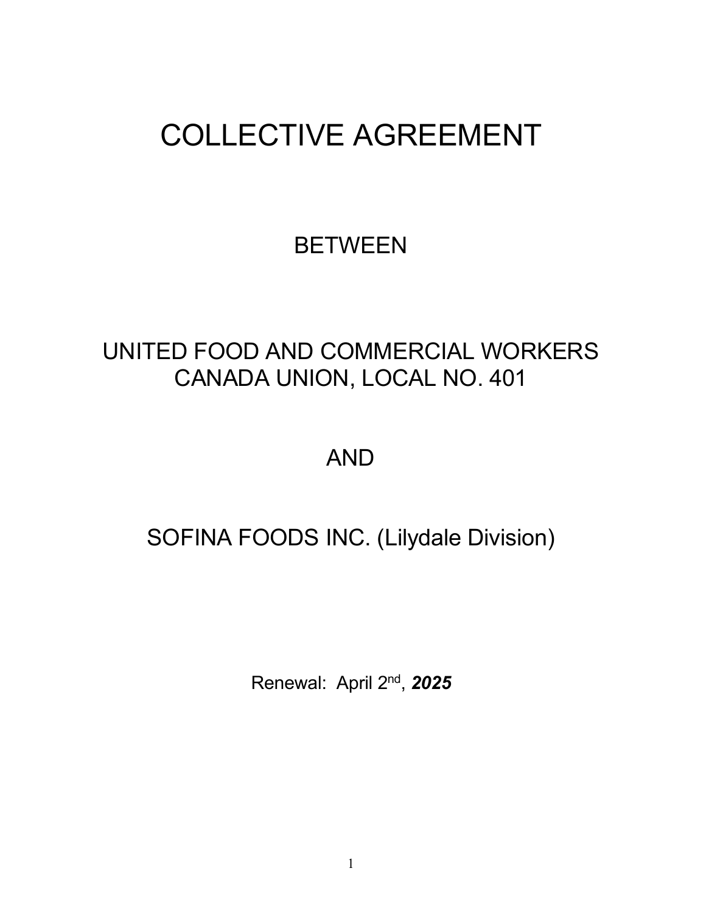# COLLECTIVE AGREEMENT

BETWEEN

UNITED FOOD AND COMMERCIAL WORKERS CANADA UNION, LOCAL NO. 401

AND

SOFINA FOODS INC. (Lilydale Division)

Renewal: April 2nd, ***2025***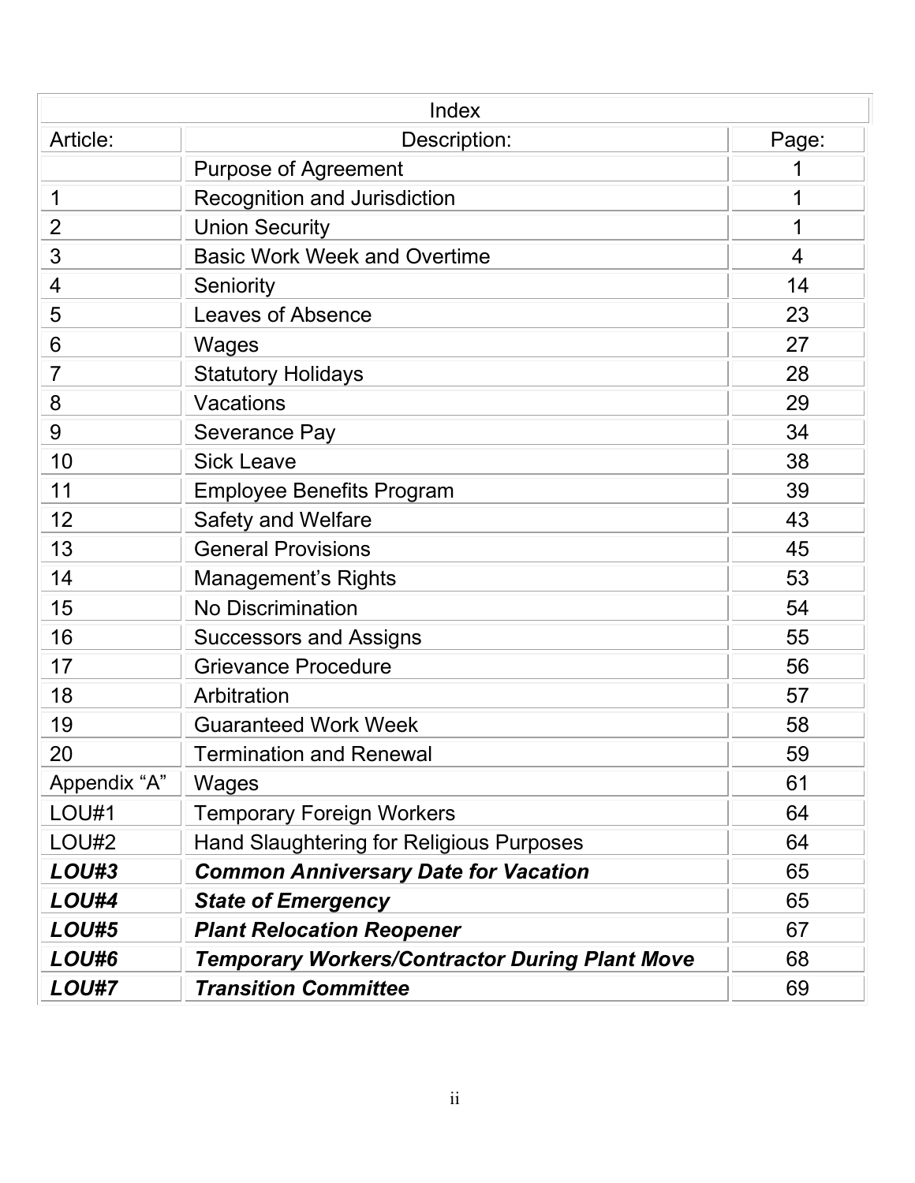| Index | | |
|---|---|---|
| Article: | Description: | Page: |
| | Purpose of Agreement | 1 |
| 1 | Recognition and Jurisdiction | 1 |
| 2 | Union Security | 1 |
| 3 | Basic Work Week and Overtime | 4 |
| 4 | Seniority | 14 |
| 5 | Leaves of Absence | 23 |
| 6 | Wages | 27 |
| 7 | Statutory Holidays | 28 |
| 8 | Vacations | 29 |
| 9 | Severance Pay | 34 |
| 10 | Sick Leave | 38 |
| 11 | Employee Benefits Program | 39 |
| 12 | Safety and Welfare | 43 |
| 13 | General Provisions | 45 |
| 14 | Management's Rights | 53 |
| 15 | No Discrimination | 54 |
| 16 | Successors and Assigns | 55 |
| 17 | Grievance Procedure | 56 |
| 18 | Arbitration | 57 |
| 19 | Guaranteed Work Week | 58 |
| 20 | Termination and Renewal | 59 |
| Appendix "A" | Wages | 61 |
| LOU#1 | Temporary Foreign Workers | 64 |
| LOU#2 | Hand Slaughtering for Religious Purposes | 64 |
| ***LOU#3*** | ***Common Anniversary Date for Vacation*** | 65 |
| ***LOU#4*** | ***State of Emergency*** | 65 |
| ***LOU#5*** | ***Plant Relocation Reopener*** | 67 |
| ***LOU#6*** | ***Temporary Workers/Contractor During Plant Move*** | 68 |
| ***LOU#7*** | ***Transition Committee*** | 69 |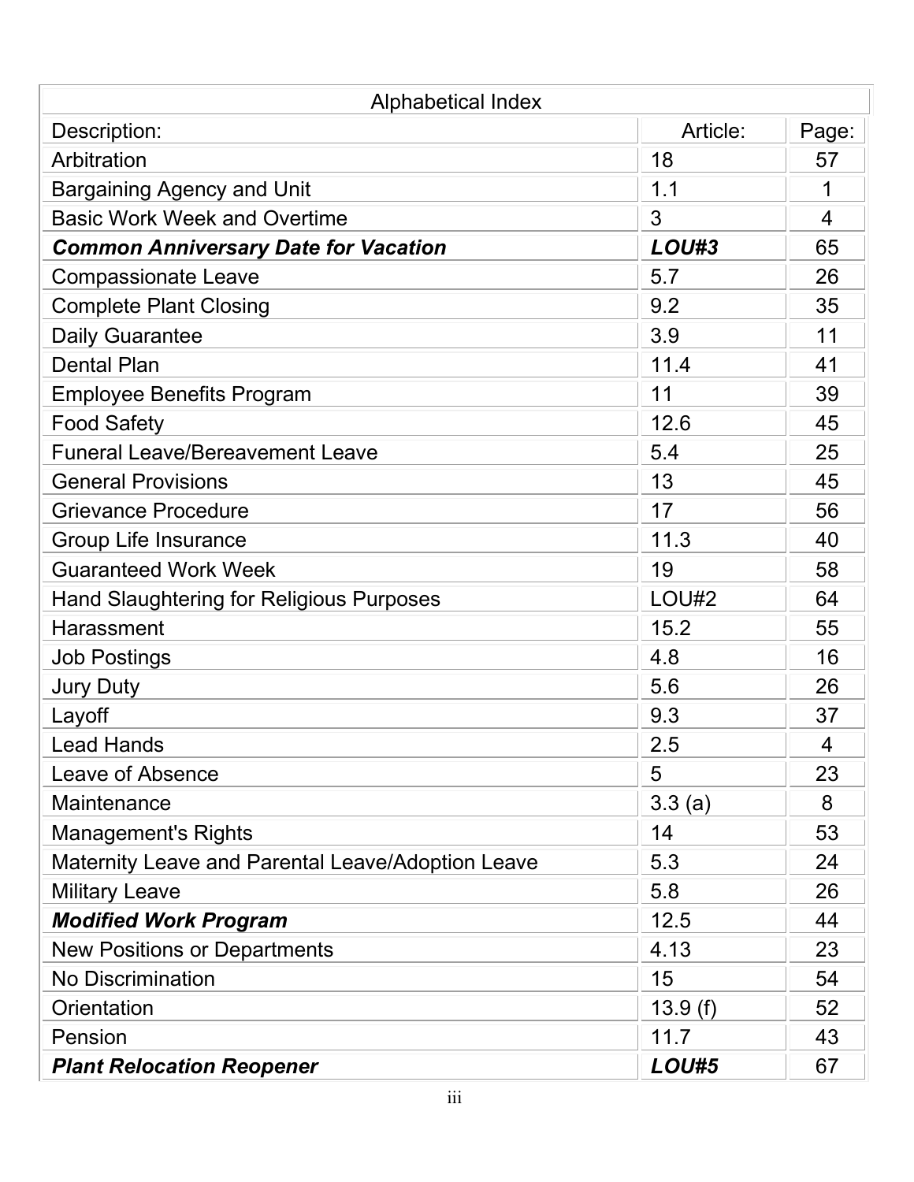| Alphabetical Index | | |
|---|---|---|
| Description: | Article: | Page: |
| Arbitration | 18 | 57 |
| Bargaining Agency and Unit | 1.1 | 1 |
| Basic Work Week and Overtime | 3 | 4 |
| ***Common Anniversary Date for Vacation*** | ***LOU#3*** | 65 |
| Compassionate Leave | 5.7 | 26 |
| Complete Plant Closing | 9.2 | 35 |
| Daily Guarantee | 3.9 | 11 |
| Dental Plan | 11.4 | 41 |
| Employee Benefits Program | 11 | 39 |
| Food Safety | 12.6 | 45 |
| Funeral Leave/Bereavement Leave | 5.4 | 25 |
| General Provisions | 13 | 45 |
| Grievance Procedure | 17 | 56 |
| Group Life Insurance | 11.3 | 40 |
| Guaranteed Work Week | 19 | 58 |
| Hand Slaughtering for Religious Purposes | LOU#2 | 64 |
| Harassment | 15.2 | 55 |
| Job Postings | 4.8 | 16 |
| Jury Duty | 5.6 | 26 |
| Layoff | 9.3 | 37 |
| Lead Hands | 2.5 | 4 |
| Leave of Absence | 5 | 23 |
| Maintenance | 3.3 (a) | 8 |
| Management's Rights | 14 | 53 |
| Maternity Leave and Parental Leave/Adoption Leave | 5.3 | 24 |
| Military Leave | 5.8 | 26 |
| ***Modified Work Program*** | 12.5 | 44 |
| New Positions or Departments | 4.13 | 23 |
| No Discrimination | 15 | 54 |
| Orientation | 13.9 (f) | 52 |
| Pension | 11.7 | 43 |
| ***Plant Relocation Reopener*** | ***LOU#5*** | 67 |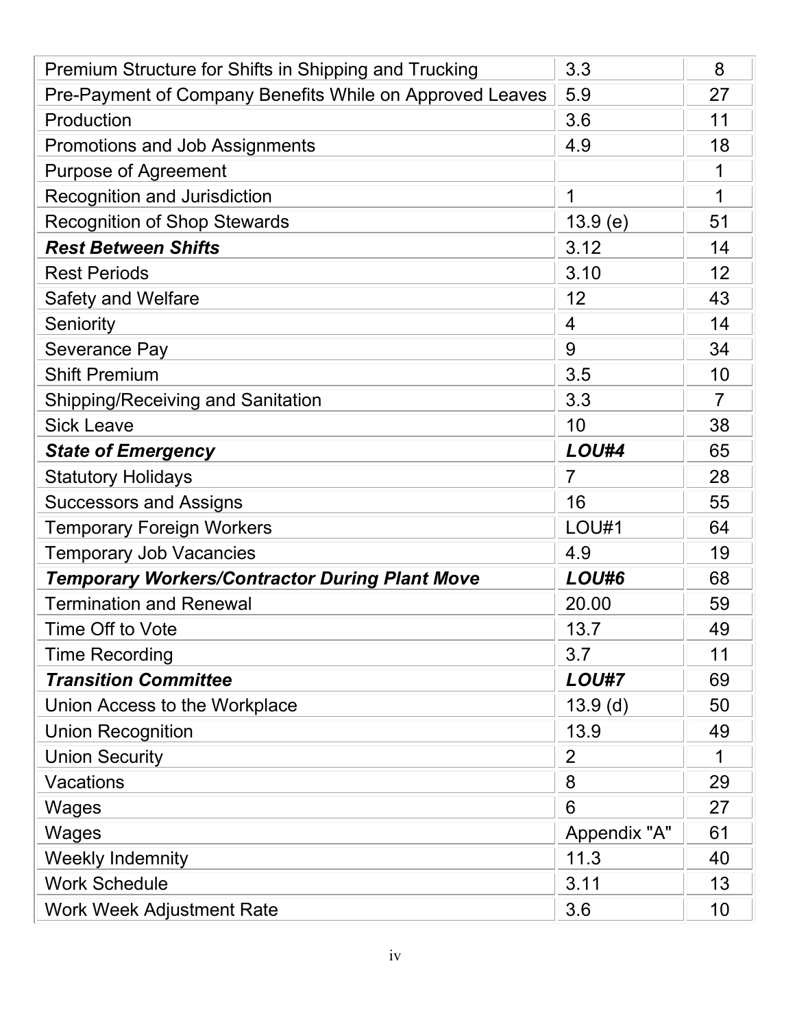| | | |
|---|---|---|
| Premium Structure for Shifts in Shipping and Trucking | 3.3 | 8 |
| Pre-Payment of Company Benefits While on Approved Leaves | 5.9 | 27 |
| Production | 3.6 | 11 |
| Promotions and Job Assignments | 4.9 | 18 |
| Purpose of Agreement | | 1 |
| Recognition and Jurisdiction | 1 | 1 |
| Recognition of Shop Stewards | 13.9 (e) | 51 |
| ***Rest Between Shifts*** | 3.12 | 14 |
| Rest Periods | 3.10 | 12 |
| Safety and Welfare | 12 | 43 |
| Seniority | 4 | 14 |
| Severance Pay | 9 | 34 |
| Shift Premium | 3.5 | 10 |
| Shipping/Receiving and Sanitation | 3.3 | 7 |
| Sick Leave | 10 | 38 |
| ***State of Emergency*** | ***LOU#4*** | 65 |
| Statutory Holidays | 7 | 28 |
| Successors and Assigns | 16 | 55 |
| Temporary Foreign Workers | LOU#1 | 64 |
| Temporary Job Vacancies | 4.9 | 19 |
| ***Temporary Workers/Contractor During Plant Move*** | ***LOU#6*** | 68 |
| Termination and Renewal | 20.00 | 59 |
| Time Off to Vote | 13.7 | 49 |
| Time Recording | 3.7 | 11 |
| ***Transition Committee*** | ***LOU#7*** | 69 |
| Union Access to the Workplace | 13.9 (d) | 50 |
| Union Recognition | 13.9 | 49 |
| Union Security | 2 | 1 |
| Vacations | 8 | 29 |
| Wages | 6 | 27 |
| Wages | Appendix "A" | 61 |
| Weekly Indemnity | 11.3 | 40 |
| Work Schedule | 3.11 | 13 |
| Work Week Adjustment Rate | 3.6 | 10 |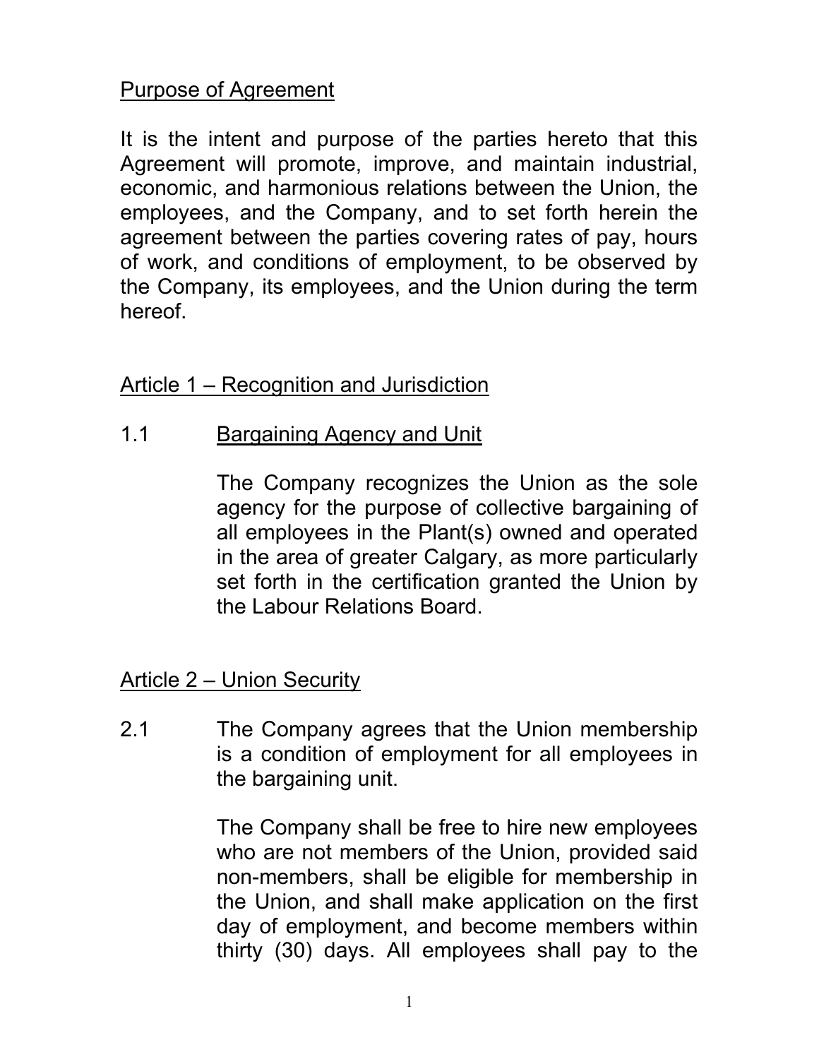## Purpose of Agreement

It is the intent and purpose of the parties hereto that this Agreement will promote, improve, and maintain industrial, economic, and harmonious relations between the Union, the employees, and the Company, and to set forth herein the agreement between the parties covering rates of pay, hours of work, and conditions of employment, to be observed by the Company, its employees, and the Union during the term hereof.

## Article 1 – Recognition and Jurisdiction

### 1.1 Bargaining Agency and Unit

The Company recognizes the Union as the sole agency for the purpose of collective bargaining of all employees in the Plant(s) owned and operated in the area of greater Calgary, as more particularly set forth in the certification granted the Union by the Labour Relations Board.

## Article 2 – Union Security

2.1 The Company agrees that the Union membership is a condition of employment for all employees in the bargaining unit.

The Company shall be free to hire new employees who are not members of the Union, provided said non-members, shall be eligible for membership in the Union, and shall make application on the first day of employment, and become members within thirty (30) days. All employees shall pay to the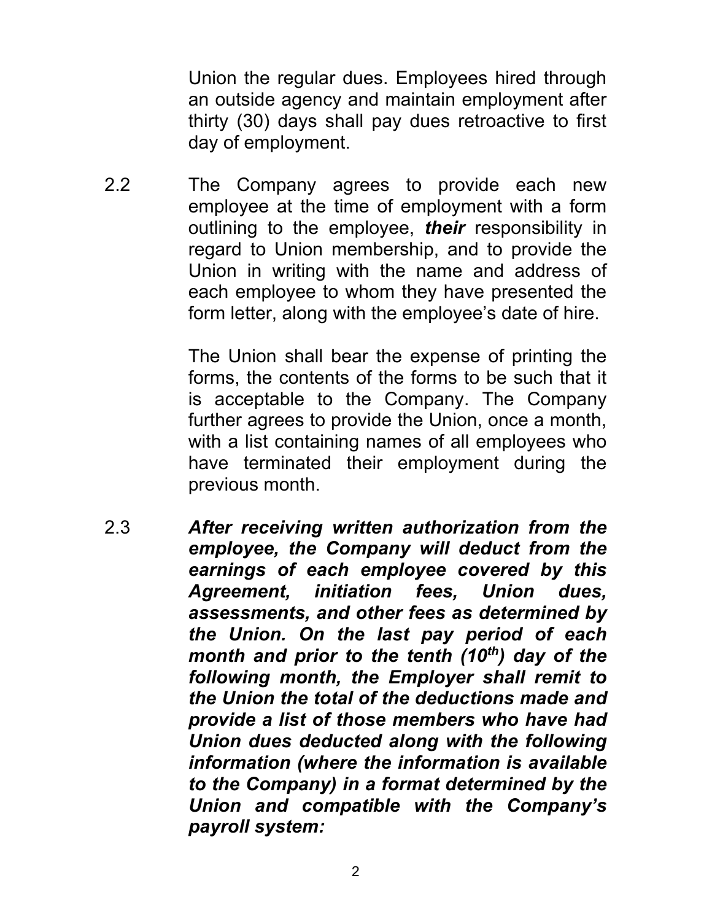Union the regular dues. Employees hired through an outside agency and maintain employment after thirty (30) days shall pay dues retroactive to first day of employment.

2.2 The Company agrees to provide each new employee at the time of employment with a form outlining to the employee, ***their*** responsibility in regard to Union membership, and to provide the Union in writing with the name and address of each employee to whom they have presented the form letter, along with the employee's date of hire.

The Union shall bear the expense of printing the forms, the contents of the forms to be such that it is acceptable to the Company. The Company further agrees to provide the Union, once a month, with a list containing names of all employees who have terminated their employment during the previous month.

2.3 ***After receiving written authorization from the employee, the Company will deduct from the earnings of each employee covered by this Agreement, initiation fees, Union dues, assessments, and other fees as determined by the Union. On the last pay period of each month and prior to the tenth (10th) day of the following month, the Employer shall remit to the Union the total of the deductions made and provide a list of those members who have had Union dues deducted along with the following information (where the information is available to the Company) in a format determined by the Union and compatible with the Company's payroll system:***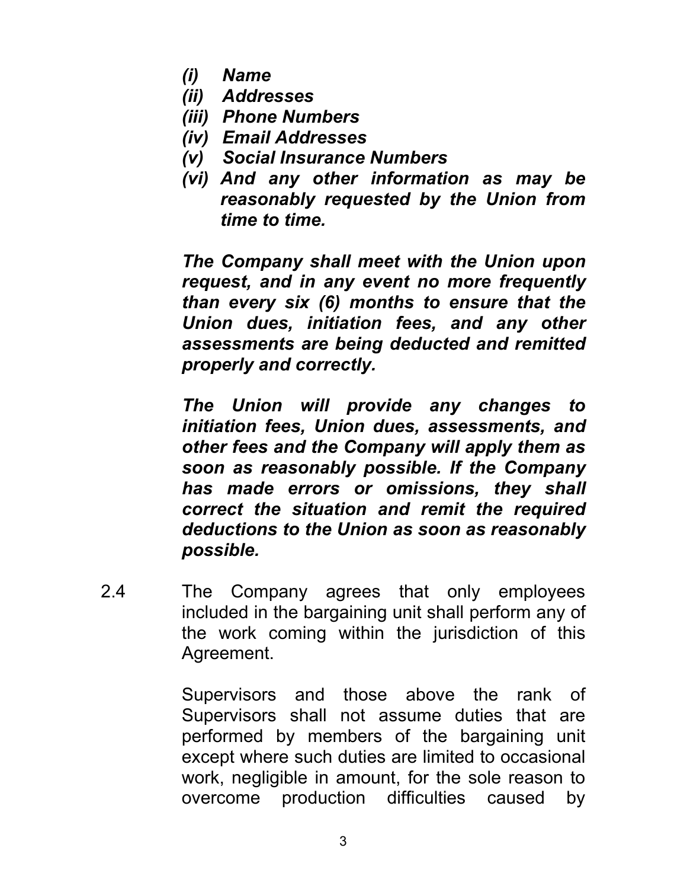*(i) Name*
*(ii) Addresses*
*(iii) Phone Numbers*
*(iv) Email Addresses*
*(v) Social Insurance Numbers*
*(vi) And any other information as may be reasonably requested by the Union from time to time.*

***The Company shall meet with the Union upon request, and in any event no more frequently than every six (6) months to ensure that the Union dues, initiation fees, and any other assessments are being deducted and remitted properly and correctly.***

***The Union will provide any changes to initiation fees, Union dues, assessments, and other fees and the Company will apply them as soon as reasonably possible. If the Company has made errors or omissions, they shall correct the situation and remit the required deductions to the Union as soon as reasonably possible.***

2.4 The Company agrees that only employees included in the bargaining unit shall perform any of the work coming within the jurisdiction of this Agreement.

Supervisors and those above the rank of Supervisors shall not assume duties that are performed by members of the bargaining unit except where such duties are limited to occasional work, negligible in amount, for the sole reason to overcome production difficulties caused by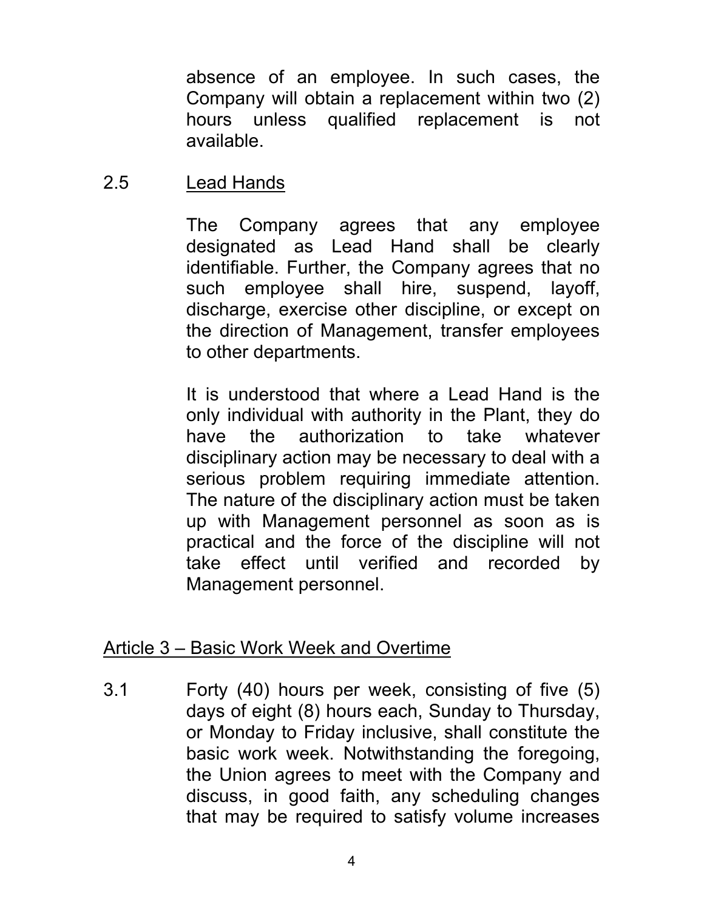absence of an employee. In such cases, the Company will obtain a replacement within two (2) hours unless qualified replacement is not available.

2.5 Lead Hands

The Company agrees that any employee designated as Lead Hand shall be clearly identifiable. Further, the Company agrees that no such employee shall hire, suspend, layoff, discharge, exercise other discipline, or except on the direction of Management, transfer employees to other departments.

It is understood that where a Lead Hand is the only individual with authority in the Plant, they do have the authorization to take whatever disciplinary action may be necessary to deal with a serious problem requiring immediate attention. The nature of the disciplinary action must be taken up with Management personnel as soon as is practical and the force of the discipline will not take effect until verified and recorded by Management personnel.

## Article 3 – Basic Work Week and Overtime

3.1 Forty (40) hours per week, consisting of five (5) days of eight (8) hours each, Sunday to Thursday, or Monday to Friday inclusive, shall constitute the basic work week. Notwithstanding the foregoing, the Union agrees to meet with the Company and discuss, in good faith, any scheduling changes that may be required to satisfy volume increases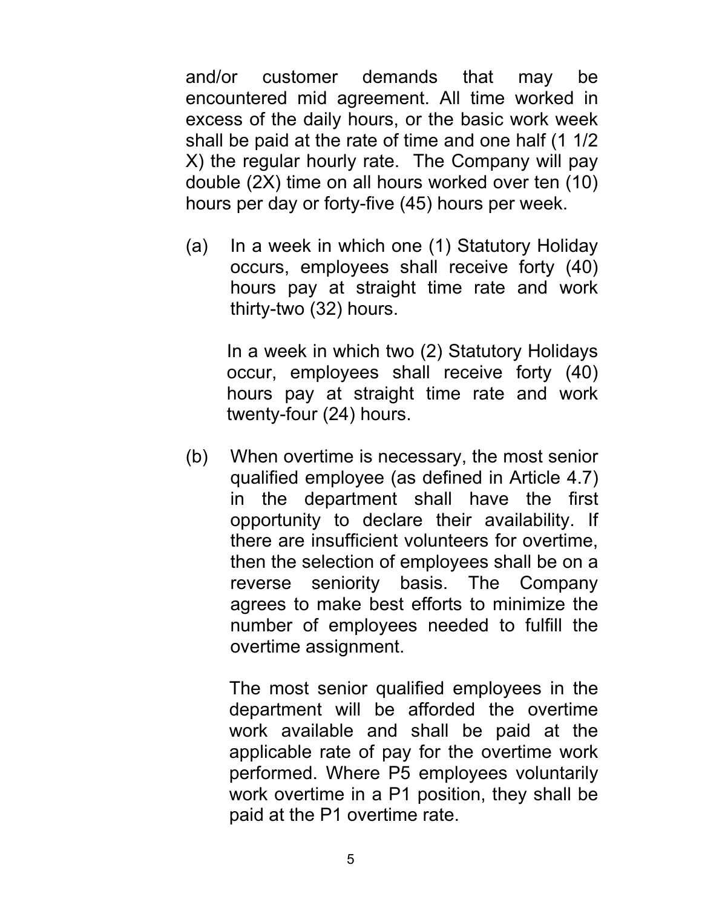and/or customer demands that may be encountered mid agreement. All time worked in excess of the daily hours, or the basic work week shall be paid at the rate of time and one half (1 1/2 X) the regular hourly rate. The Company will pay double (2X) time on all hours worked over ten (10) hours per day or forty-five (45) hours per week.

(a) In a week in which one (1) Statutory Holiday occurs, employees shall receive forty (40) hours pay at straight time rate and work thirty-two (32) hours.

In a week in which two (2) Statutory Holidays occur, employees shall receive forty (40) hours pay at straight time rate and work twenty-four (24) hours.

(b) When overtime is necessary, the most senior qualified employee (as defined in Article 4.7) in the department shall have the first opportunity to declare their availability. If there are insufficient volunteers for overtime, then the selection of employees shall be on a reverse seniority basis. The Company agrees to make best efforts to minimize the number of employees needed to fulfill the overtime assignment.

The most senior qualified employees in the department will be afforded the overtime work available and shall be paid at the applicable rate of pay for the overtime work performed. Where P5 employees voluntarily work overtime in a P1 position, they shall be paid at the P1 overtime rate.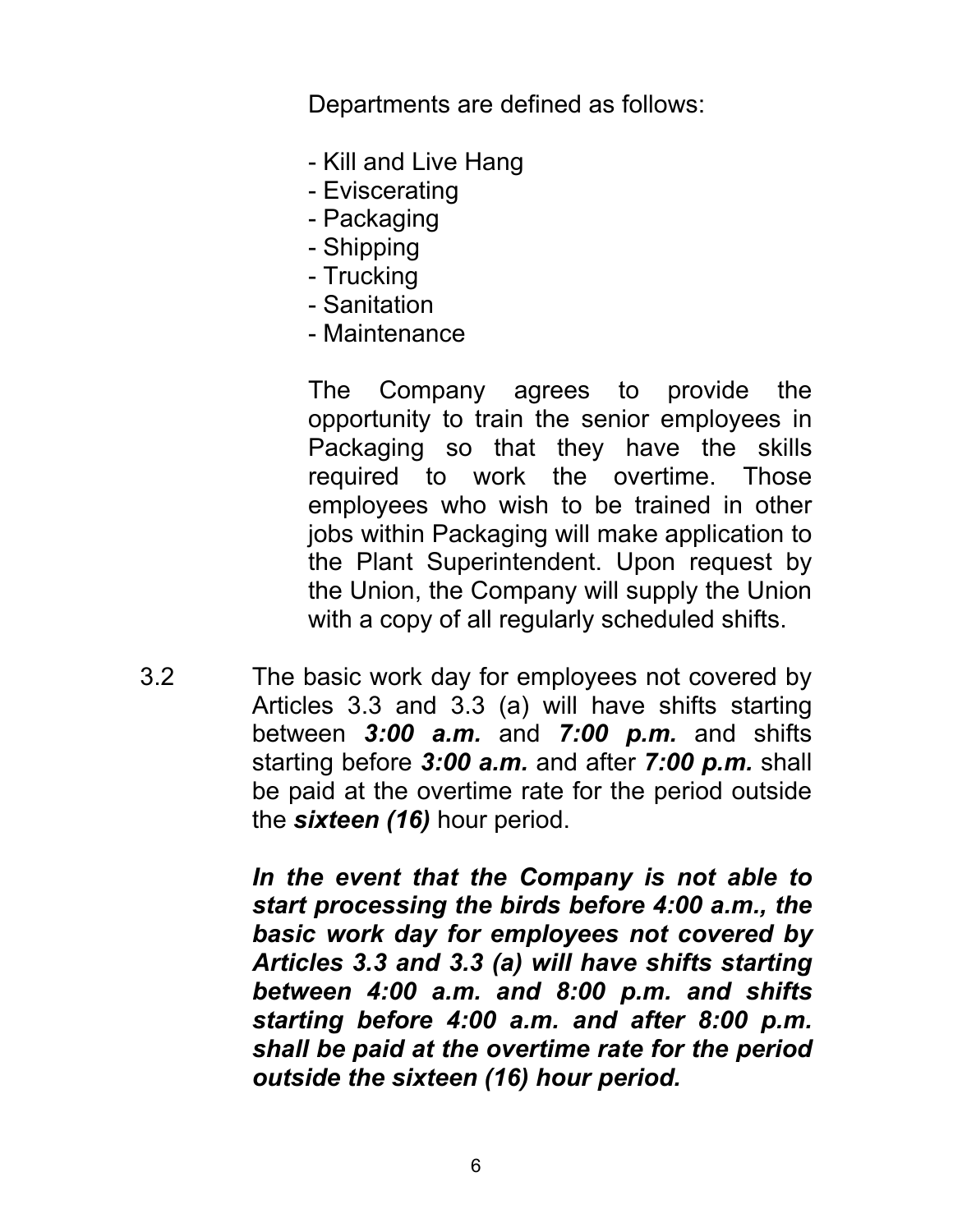Departments are defined as follows:

- Kill and Live Hang
- Eviscerating
- Packaging
- Shipping
- Trucking
- Sanitation
- Maintenance

The Company agrees to provide the opportunity to train the senior employees in Packaging so that they have the skills required to work the overtime. Those employees who wish to be trained in other jobs within Packaging will make application to the Plant Superintendent. Upon request by the Union, the Company will supply the Union with a copy of all regularly scheduled shifts.

3.2 The basic work day for employees not covered by Articles 3.3 and 3.3 (a) will have shifts starting between ***3:00 a.m.*** and ***7:00 p.m.*** and shifts starting before ***3:00 a.m.*** and after ***7:00 p.m.*** shall be paid at the overtime rate for the period outside the ***sixteen (16)*** hour period.

***In the event that the Company is not able to start processing the birds before 4:00 a.m., the basic work day for employees not covered by Articles 3.3 and 3.3 (a) will have shifts starting between 4:00 a.m. and 8:00 p.m. and shifts starting before 4:00 a.m. and after 8:00 p.m. shall be paid at the overtime rate for the period outside the sixteen (16) hour period.***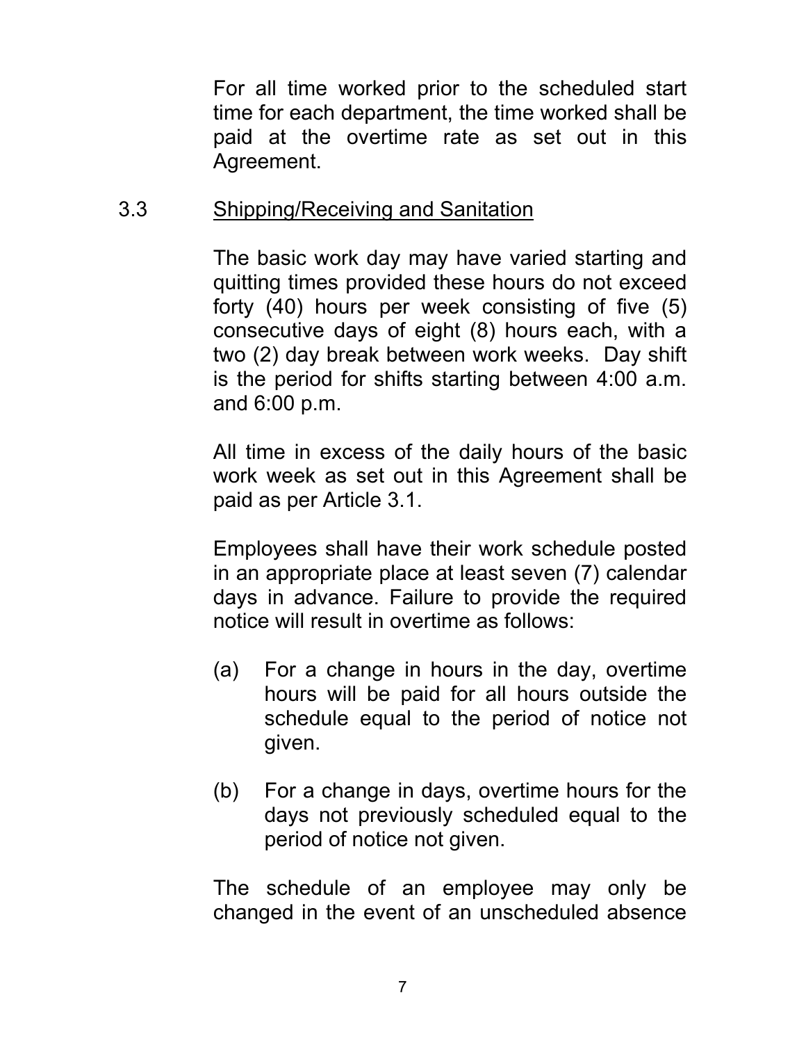For all time worked prior to the scheduled start time for each department, the time worked shall be paid at the overtime rate as set out in this Agreement.

3.3 Shipping/Receiving and Sanitation

The basic work day may have varied starting and quitting times provided these hours do not exceed forty (40) hours per week consisting of five (5) consecutive days of eight (8) hours each, with a two (2) day break between work weeks. Day shift is the period for shifts starting between 4:00 a.m. and 6:00 p.m.

All time in excess of the daily hours of the basic work week as set out in this Agreement shall be paid as per Article 3.1.

Employees shall have their work schedule posted in an appropriate place at least seven (7) calendar days in advance. Failure to provide the required notice will result in overtime as follows:

(a) For a change in hours in the day, overtime hours will be paid for all hours outside the schedule equal to the period of notice not given.

(b) For a change in days, overtime hours for the days not previously scheduled equal to the period of notice not given.

The schedule of an employee may only be changed in the event of an unscheduled absence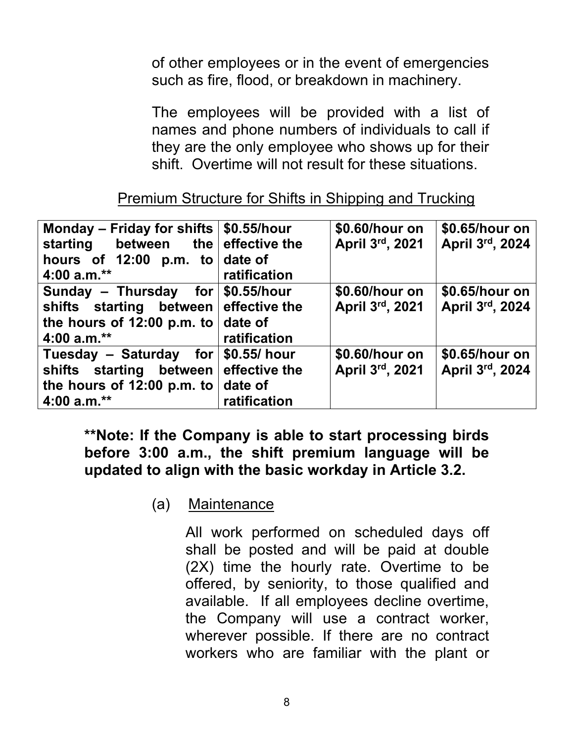of other employees or in the event of emergencies such as fire, flood, or breakdown in machinery.

The employees will be provided with a list of names and phone numbers of individuals to call if they are the only employee who shows up for their shift. Overtime will not result for these situations.

Premium Structure for Shifts in Shipping and Trucking

| | | | |
|---|---|---|---|
| **Monday – Friday for shifts starting between the hours of 12:00 p.m. to 4:00 a.m.**** | **$0.55/hour effective the date of ratification** | **$0.60/hour on April 3rd, 2021** | **$0.65/hour on April 3rd, 2024** |
| **Sunday – Thursday for shifts starting between the hours of 12:00 p.m. to 4:00 a.m.**** | **$0.55/hour effective the date of ratification** | **$0.60/hour on April 3rd, 2021** | **$0.65/hour on April 3rd, 2024** |
| **Tuesday – Saturday for shifts starting between the hours of 12:00 p.m. to 4:00 a.m.**** | **$0.55/ hour effective the date of ratification** | **$0.60/hour on April 3rd, 2021** | **$0.65/hour on April 3rd, 2024** |

****Note: If the Company is able to start processing birds before 3:00 a.m., the shift premium language will be updated to align with the basic workday in Article 3.2.**

(a) Maintenance

All work performed on scheduled days off shall be posted and will be paid at double (2X) time the hourly rate. Overtime to be offered, by seniority, to those qualified and available. If all employees decline overtime, the Company will use a contract worker, wherever possible. If there are no contract workers who are familiar with the plant or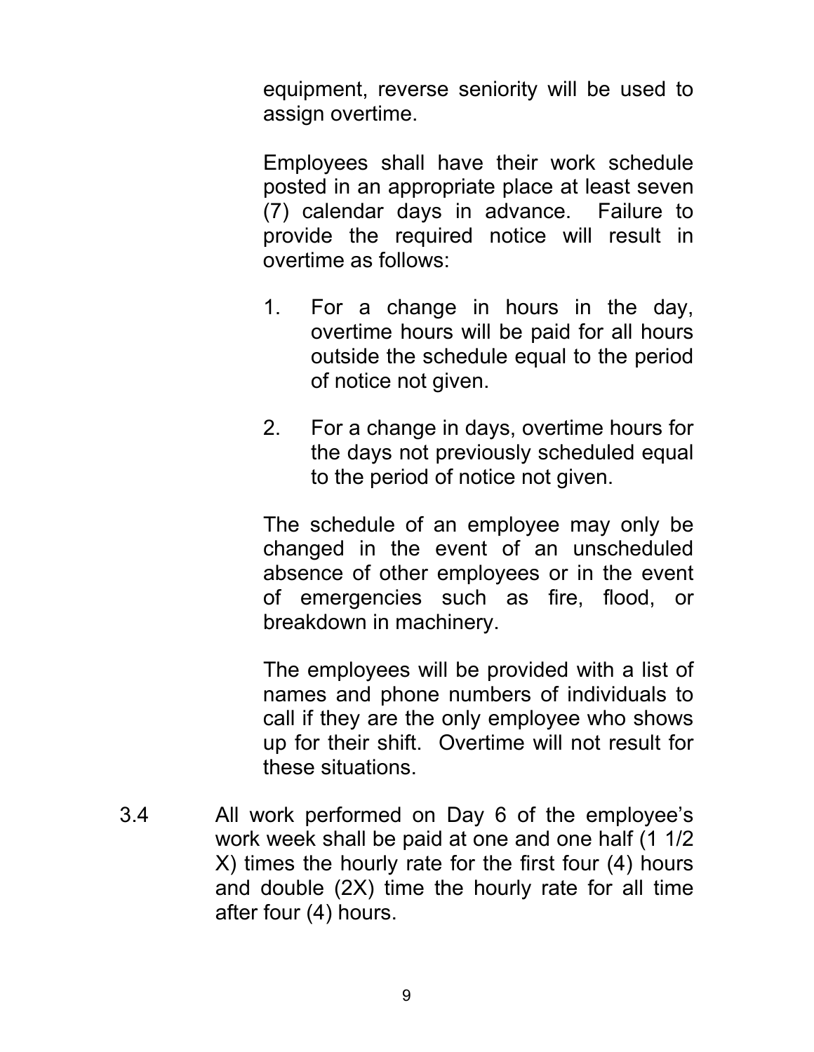equipment, reverse seniority will be used to assign overtime.

Employees shall have their work schedule posted in an appropriate place at least seven (7) calendar days in advance. Failure to provide the required notice will result in overtime as follows:

1. For a change in hours in the day, overtime hours will be paid for all hours outside the schedule equal to the period of notice not given.

2. For a change in days, overtime hours for the days not previously scheduled equal to the period of notice not given.

The schedule of an employee may only be changed in the event of an unscheduled absence of other employees or in the event of emergencies such as fire, flood, or breakdown in machinery.

The employees will be provided with a list of names and phone numbers of individuals to call if they are the only employee who shows up for their shift. Overtime will not result for these situations.

3.4 All work performed on Day 6 of the employee's work week shall be paid at one and one half (1 1/2 X) times the hourly rate for the first four (4) hours and double (2X) time the hourly rate for all time after four (4) hours.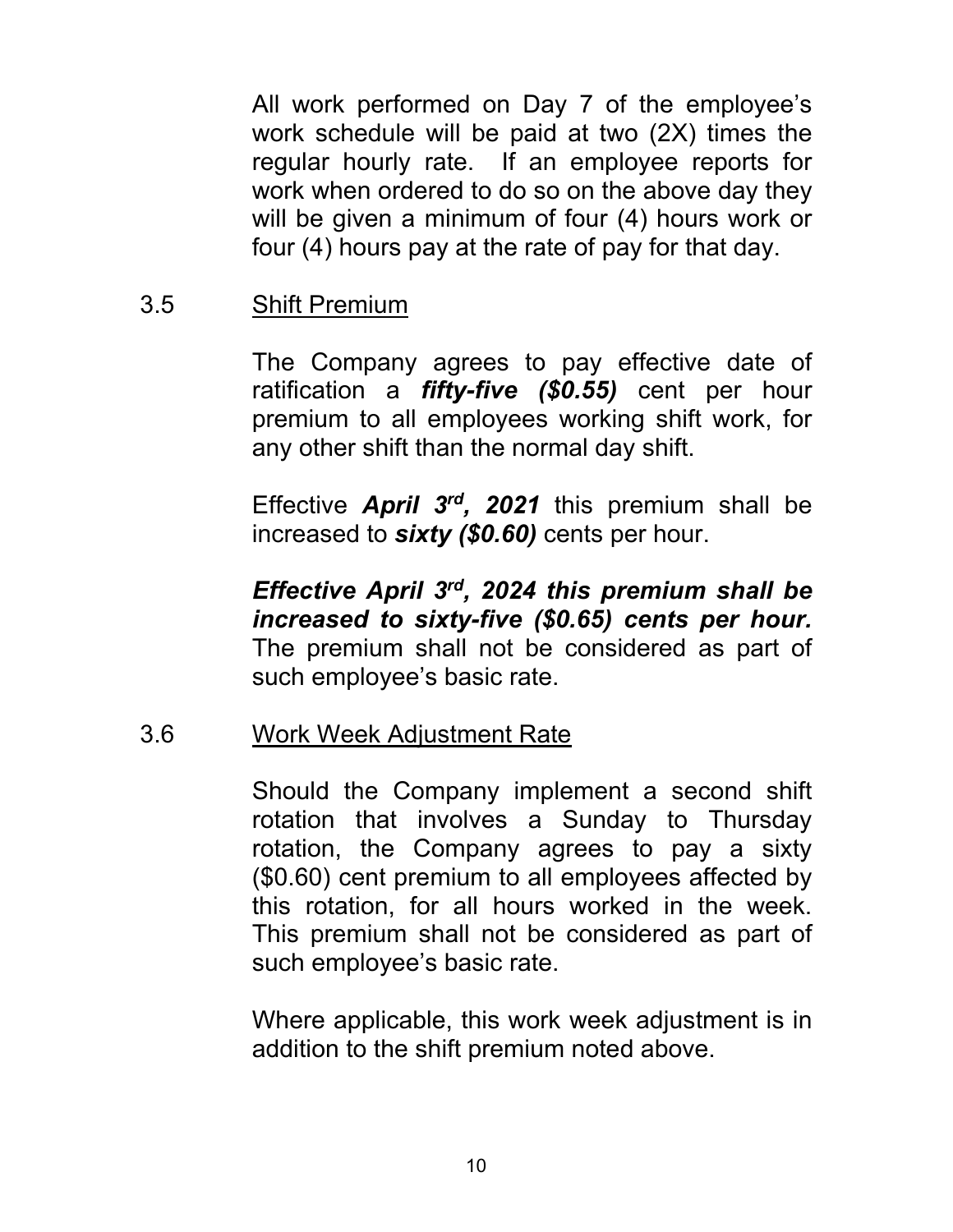All work performed on Day 7 of the employee's work schedule will be paid at two (2X) times the regular hourly rate. If an employee reports for work when ordered to do so on the above day they will be given a minimum of four (4) hours work or four (4) hours pay at the rate of pay for that day.

3.5 Shift Premium

The Company agrees to pay effective date of ratification a ***fifty-five ($0.55)*** cent per hour premium to all employees working shift work, for any other shift than the normal day shift.

Effective ***April 3rd, 2021*** this premium shall be increased to ***sixty ($0.60)*** cents per hour.

***Effective April 3rd, 2024 this premium shall be increased to sixty-five ($0.65) cents per hour.*** The premium shall not be considered as part of such employee's basic rate.

3.6 Work Week Adjustment Rate

Should the Company implement a second shift rotation that involves a Sunday to Thursday rotation, the Company agrees to pay a sixty ($0.60) cent premium to all employees affected by this rotation, for all hours worked in the week. This premium shall not be considered as part of such employee's basic rate.

Where applicable, this work week adjustment is in addition to the shift premium noted above.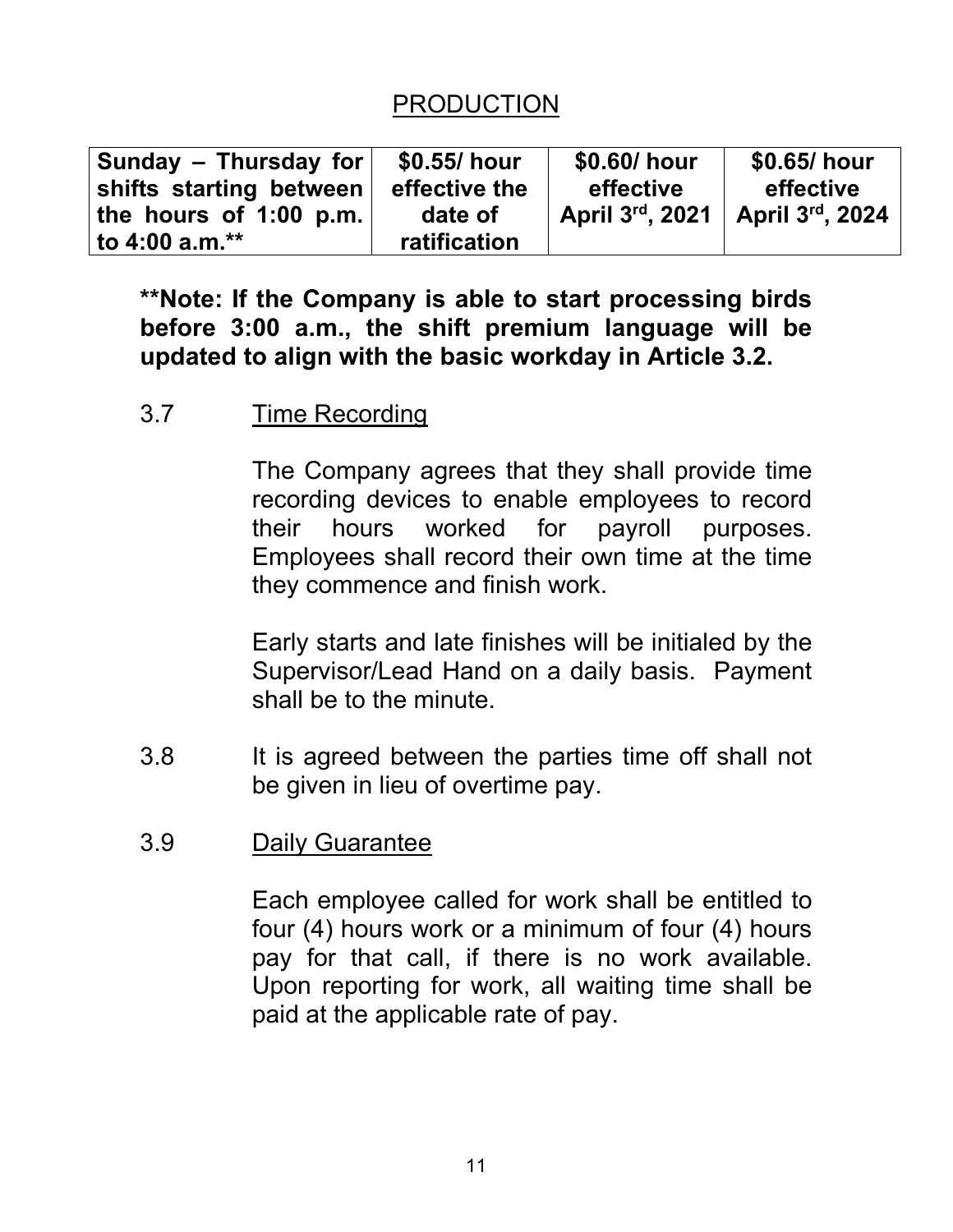## PRODUCTION

| | | | |
|---|---|---|---|
| **Sunday – Thursday for shifts starting between the hours of 1:00 p.m. to 4:00 a.m.**** | **$0.55/ hour effective the date of ratification** | **$0.60/ hour effective April 3rd, 2021** | **$0.65/ hour effective April 3rd, 2024** |

****Note: If the Company is able to start processing birds before 3:00 a.m., the shift premium language will be updated to align with the basic workday in Article 3.2.**

3.7 Time Recording

The Company agrees that they shall provide time recording devices to enable employees to record their hours worked for payroll purposes. Employees shall record their own time at the time they commence and finish work.

Early starts and late finishes will be initialed by the Supervisor/Lead Hand on a daily basis. Payment shall be to the minute.

3.8 It is agreed between the parties time off shall not be given in lieu of overtime pay.

3.9 Daily Guarantee

Each employee called for work shall be entitled to four (4) hours work or a minimum of four (4) hours pay for that call, if there is no work available. Upon reporting for work, all waiting time shall be paid at the applicable rate of pay.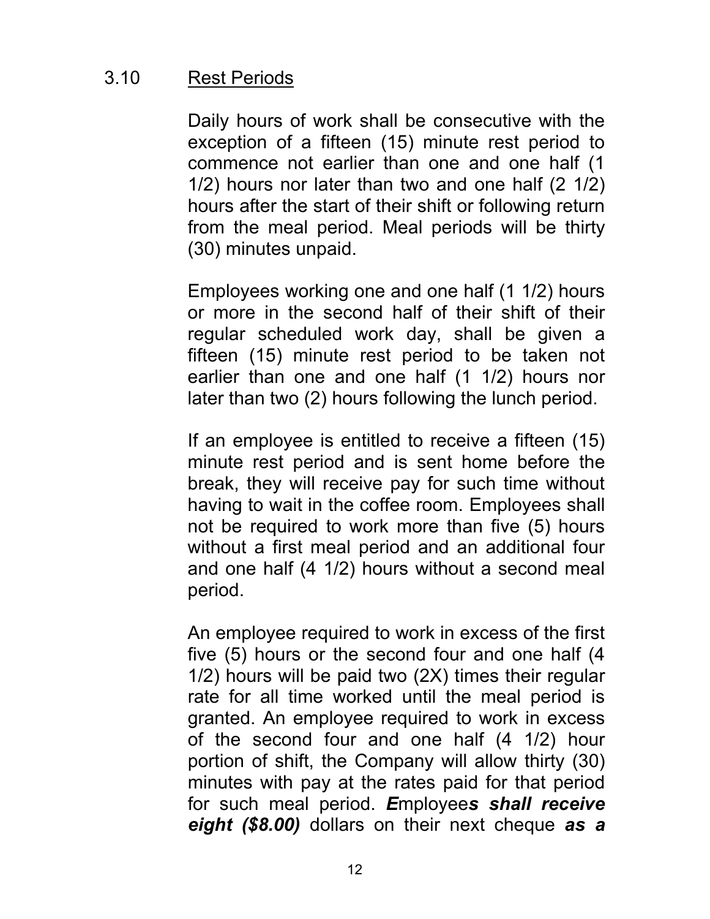### 3.10 Rest Periods

Daily hours of work shall be consecutive with the exception of a fifteen (15) minute rest period to commence not earlier than one and one half (1 1/2) hours nor later than two and one half (2 1/2) hours after the start of their shift or following return from the meal period. Meal periods will be thirty (30) minutes unpaid.

Employees working one and one half (1 1/2) hours or more in the second half of their shift of their regular scheduled work day, shall be given a fifteen (15) minute rest period to be taken not earlier than one and one half (1 1/2) hours nor later than two (2) hours following the lunch period.

If an employee is entitled to receive a fifteen (15) minute rest period and is sent home before the break, they will receive pay for such time without having to wait in the coffee room. Employees shall not be required to work more than five (5) hours without a first meal period and an additional four and one half (4 1/2) hours without a second meal period.

An employee required to work in excess of the first five (5) hours or the second four and one half (4 1/2) hours will be paid two (2X) times their regular rate for all time worked until the meal period is granted. An employee required to work in excess of the second four and one half (4 1/2) hour portion of shift, the Company will allow thirty (30) minutes with pay at the rates paid for that period for such meal period. ***E***mployee***s shall receive eight ($8.00)*** dollars on their next cheque ***as a***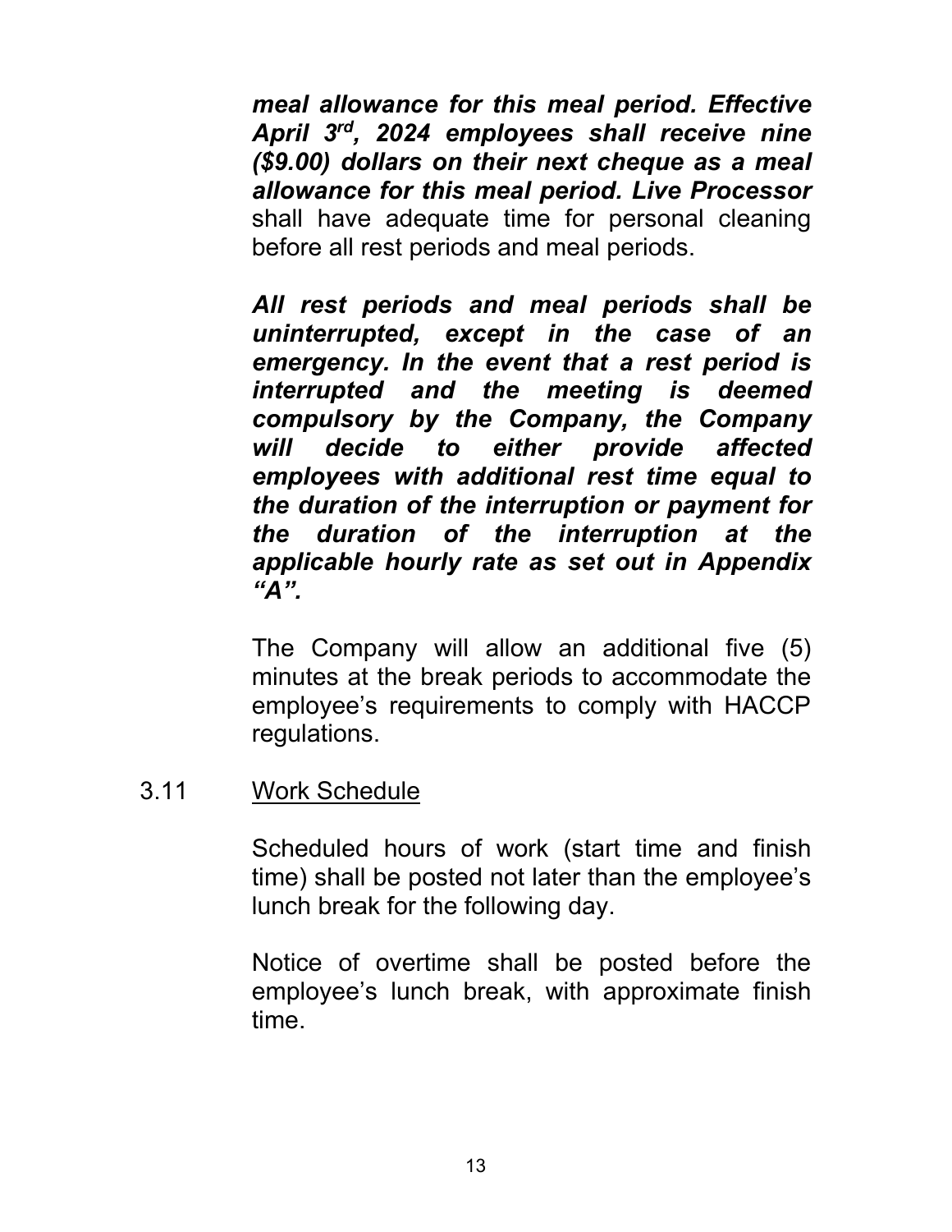***meal allowance for this meal period. Effective April 3rd, 2024 employees shall receive nine ($9.00) dollars on their next cheque as a meal allowance for this meal period. Live Processor*** shall have adequate time for personal cleaning before all rest periods and meal periods.

***All rest periods and meal periods shall be uninterrupted, except in the case of an emergency. In the event that a rest period is interrupted and the meeting is deemed compulsory by the Company, the Company will decide to either provide affected employees with additional rest time equal to the duration of the interruption or payment for the duration of the interruption at the applicable hourly rate as set out in Appendix "A".***

The Company will allow an additional five (5) minutes at the break periods to accommodate the employee's requirements to comply with HACCP regulations.

3.11 Work Schedule

Scheduled hours of work (start time and finish time) shall be posted not later than the employee's lunch break for the following day.

Notice of overtime shall be posted before the employee's lunch break, with approximate finish time.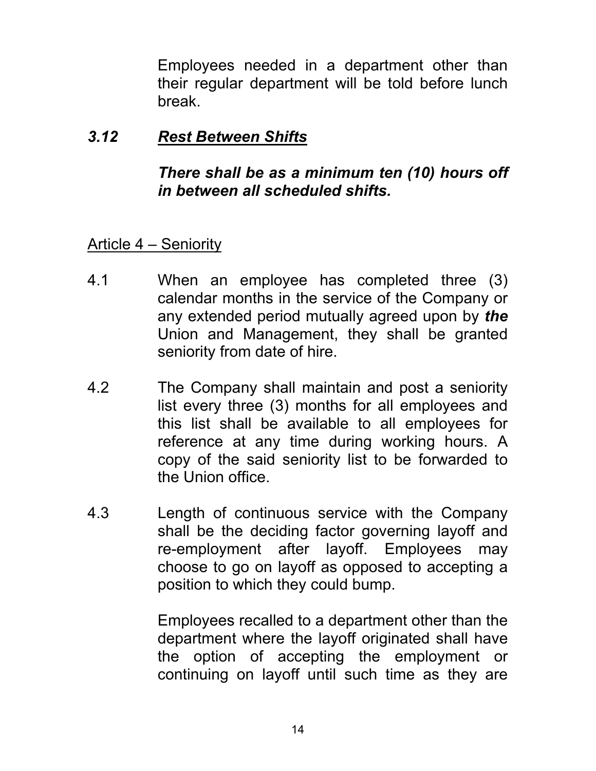Employees needed in a department other than their regular department will be told before lunch break.

### ***3.12 Rest Between Shifts***

***There shall be as a minimum ten (10) hours off in between all scheduled shifts.***

## Article 4 – Seniority

4.1 When an employee has completed three (3) calendar months in the service of the Company or any extended period mutually agreed upon by ***the*** Union and Management, they shall be granted seniority from date of hire.

4.2 The Company shall maintain and post a seniority list every three (3) months for all employees and this list shall be available to all employees for reference at any time during working hours. A copy of the said seniority list to be forwarded to the Union office.

4.3 Length of continuous service with the Company shall be the deciding factor governing layoff and re-employment after layoff. Employees may choose to go on layoff as opposed to accepting a position to which they could bump.

Employees recalled to a department other than the department where the layoff originated shall have the option of accepting the employment or continuing on layoff until such time as they are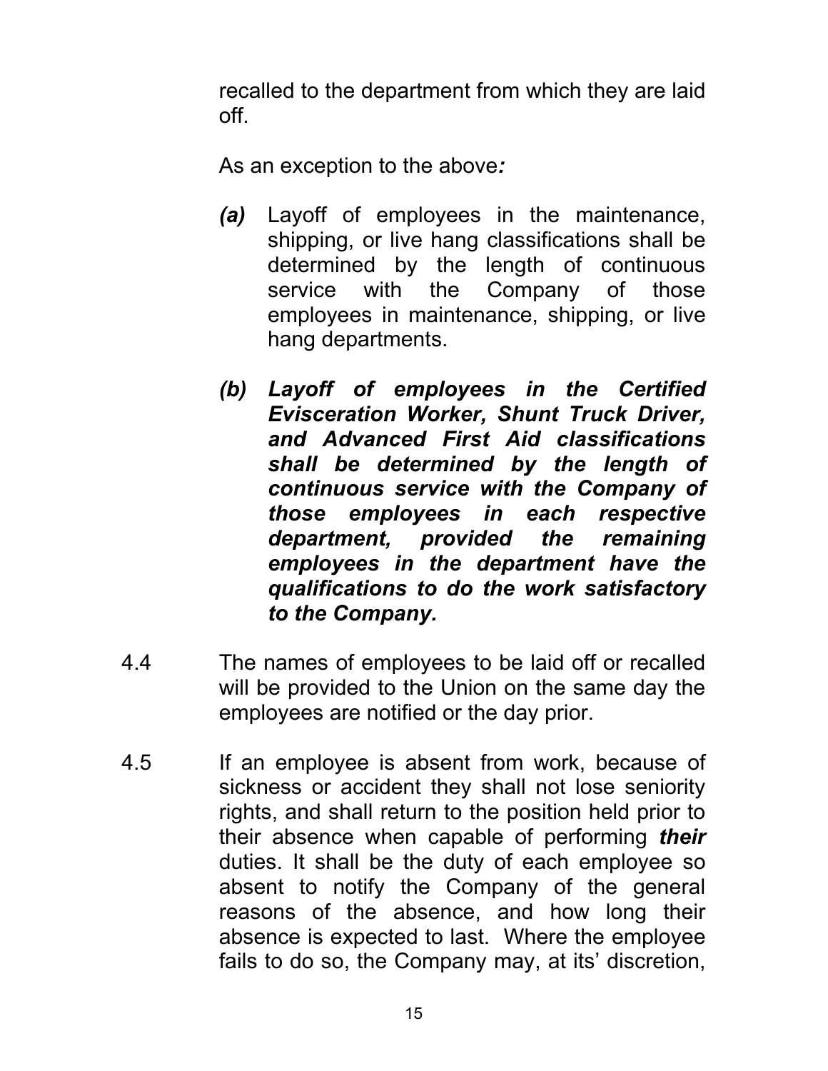recalled to the department from which they are laid off.

As an exception to the above***:***

***(a)*** Layoff of employees in the maintenance, shipping, or live hang classifications shall be determined by the length of continuous service with the Company of those employees in maintenance, shipping, or live hang departments.

***(b) Layoff of employees in the Certified Evisceration Worker, Shunt Truck Driver, and Advanced First Aid classifications shall be determined by the length of continuous service with the Company of those employees in each respective department, provided the remaining employees in the department have the qualifications to do the work satisfactory to the Company.***

4.4 The names of employees to be laid off or recalled will be provided to the Union on the same day the employees are notified or the day prior.

4.5 If an employee is absent from work, because of sickness or accident they shall not lose seniority rights, and shall return to the position held prior to their absence when capable of performing ***their*** duties. It shall be the duty of each employee so absent to notify the Company of the general reasons of the absence, and how long their absence is expected to last. Where the employee fails to do so, the Company may, at its' discretion,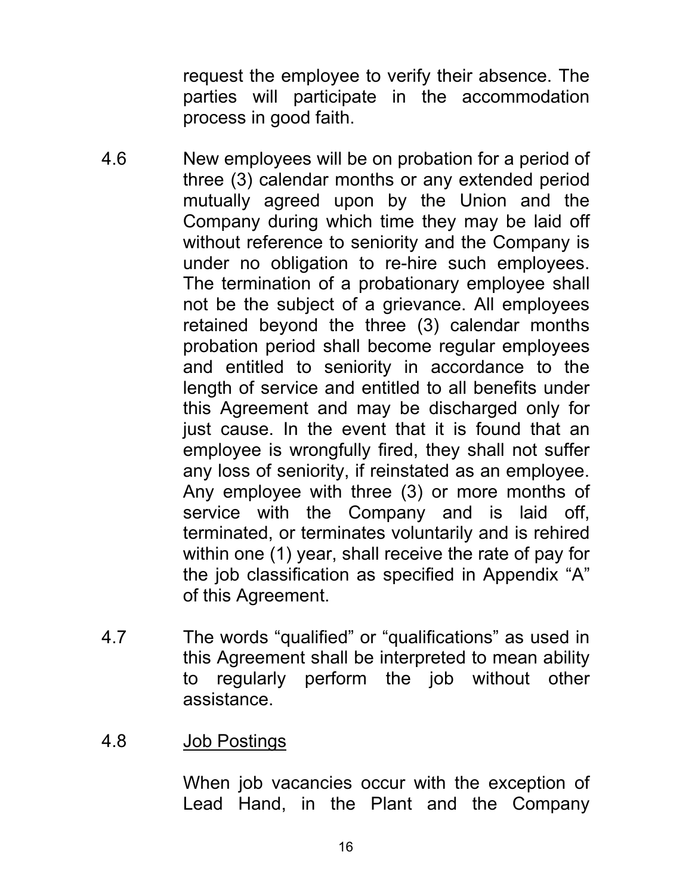request the employee to verify their absence. The parties will participate in the accommodation process in good faith.

4.6 New employees will be on probation for a period of three (3) calendar months or any extended period mutually agreed upon by the Union and the Company during which time they may be laid off without reference to seniority and the Company is under no obligation to re-hire such employees. The termination of a probationary employee shall not be the subject of a grievance. All employees retained beyond the three (3) calendar months probation period shall become regular employees and entitled to seniority in accordance to the length of service and entitled to all benefits under this Agreement and may be discharged only for just cause. In the event that it is found that an employee is wrongfully fired, they shall not suffer any loss of seniority, if reinstated as an employee. Any employee with three (3) or more months of service with the Company and is laid off, terminated, or terminates voluntarily and is rehired within one (1) year, shall receive the rate of pay for the job classification as specified in Appendix "A" of this Agreement.

4.7 The words "qualified" or "qualifications" as used in this Agreement shall be interpreted to mean ability to regularly perform the job without other assistance.

4.8 <u>Job Postings</u>

When job vacancies occur with the exception of Lead Hand, in the Plant and the Company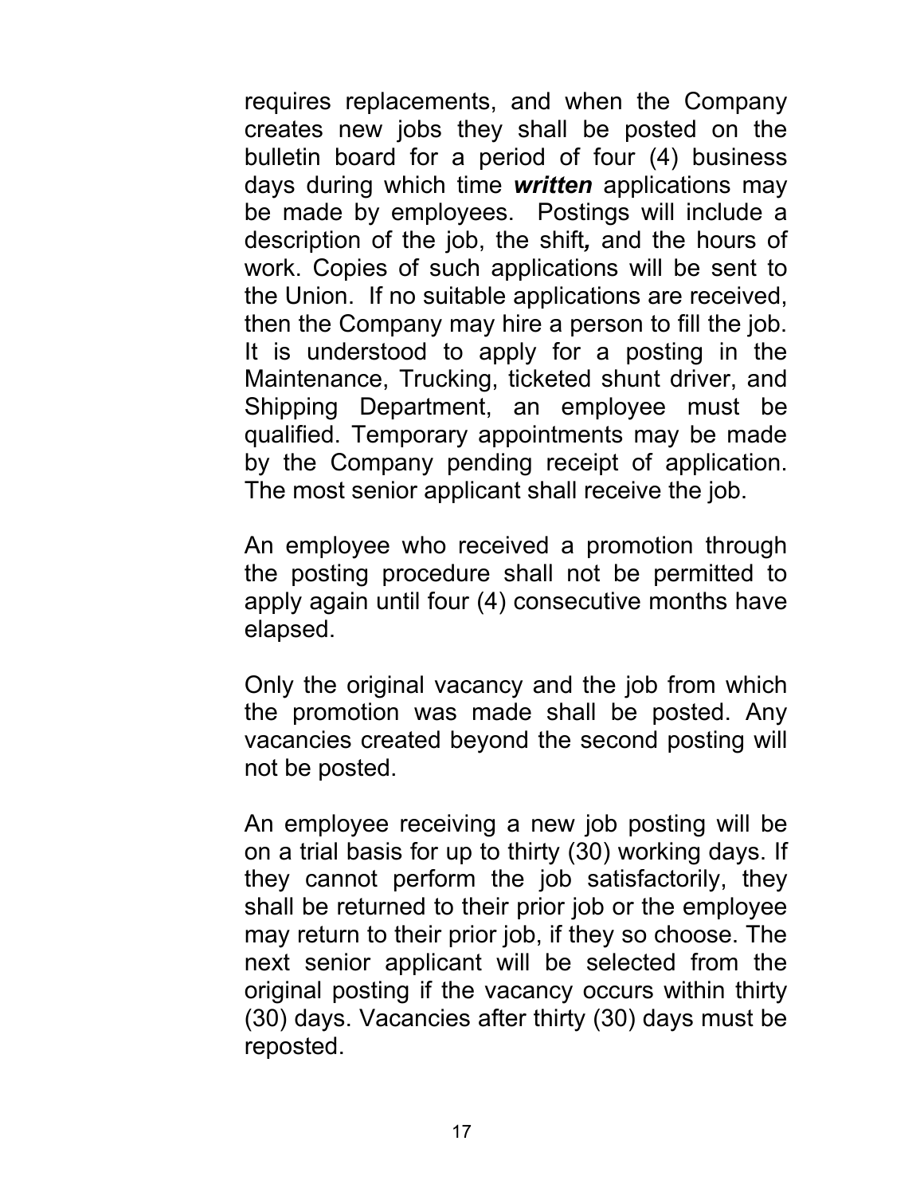requires replacements, and when the Company creates new jobs they shall be posted on the bulletin board for a period of four (4) business days during which time ***written*** applications may be made by employees. Postings will include a description of the job, the shift*,* and the hours of work. Copies of such applications will be sent to the Union. If no suitable applications are received, then the Company may hire a person to fill the job. It is understood to apply for a posting in the Maintenance, Trucking, ticketed shunt driver, and Shipping Department, an employee must be qualified. Temporary appointments may be made by the Company pending receipt of application. The most senior applicant shall receive the job.

An employee who received a promotion through the posting procedure shall not be permitted to apply again until four (4) consecutive months have elapsed.

Only the original vacancy and the job from which the promotion was made shall be posted. Any vacancies created beyond the second posting will not be posted.

An employee receiving a new job posting will be on a trial basis for up to thirty (30) working days. If they cannot perform the job satisfactorily, they shall be returned to their prior job or the employee may return to their prior job, if they so choose. The next senior applicant will be selected from the original posting if the vacancy occurs within thirty (30) days. Vacancies after thirty (30) days must be reposted.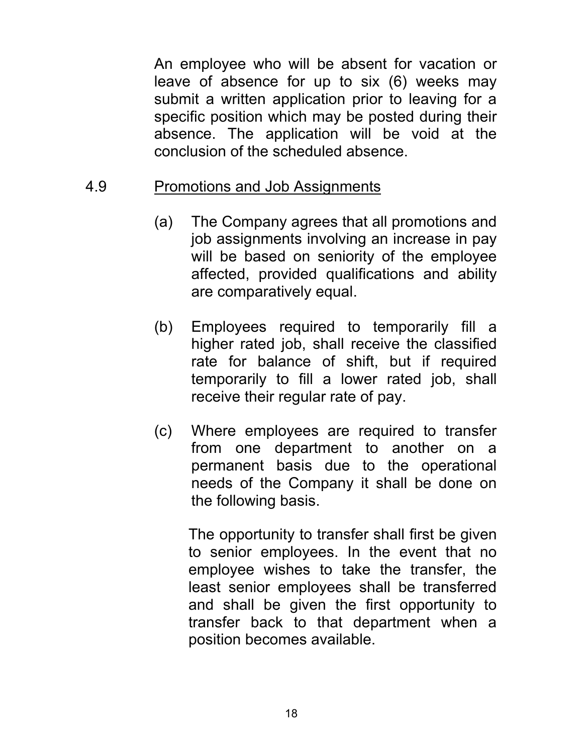An employee who will be absent for vacation or leave of absence for up to six (6) weeks may submit a written application prior to leaving for a specific position which may be posted during their absence. The application will be void at the conclusion of the scheduled absence.

4.9 Promotions and Job Assignments

(a) The Company agrees that all promotions and job assignments involving an increase in pay will be based on seniority of the employee affected, provided qualifications and ability are comparatively equal.

(b) Employees required to temporarily fill a higher rated job, shall receive the classified rate for balance of shift, but if required temporarily to fill a lower rated job, shall receive their regular rate of pay.

(c) Where employees are required to transfer from one department to another on a permanent basis due to the operational needs of the Company it shall be done on the following basis.

The opportunity to transfer shall first be given to senior employees. In the event that no employee wishes to take the transfer, the least senior employees shall be transferred and shall be given the first opportunity to transfer back to that department when a position becomes available.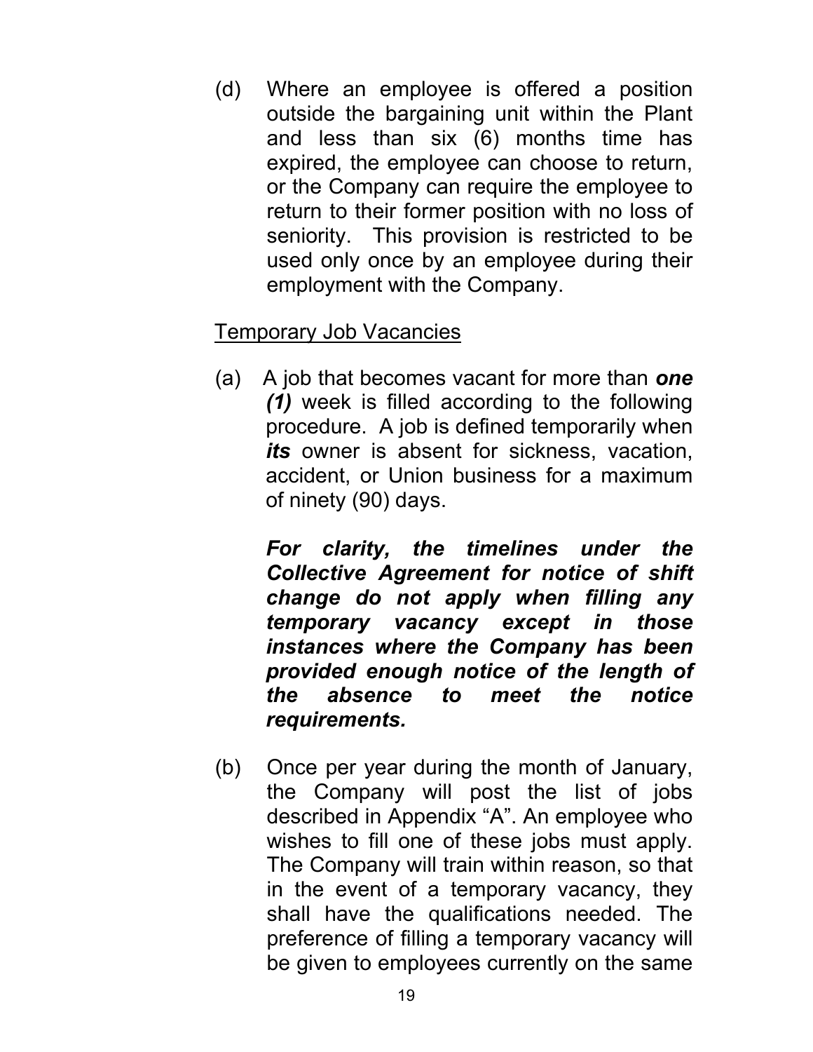(d) Where an employee is offered a position outside the bargaining unit within the Plant and less than six (6) months time has expired, the employee can choose to return, or the Company can require the employee to return to their former position with no loss of seniority. This provision is restricted to be used only once by an employee during their employment with the Company.

<u>Temporary Job Vacancies</u>

(a) A job that becomes vacant for more than ***one (1)*** week is filled according to the following procedure. A job is defined temporarily when ***its*** owner is absent for sickness, vacation, accident, or Union business for a maximum of ninety (90) days.

***For clarity, the timelines under the Collective Agreement for notice of shift change do not apply when filling any temporary vacancy except in those instances where the Company has been provided enough notice of the length of the absence to meet the notice requirements.***

(b) Once per year during the month of January, the Company will post the list of jobs described in Appendix "A". An employee who wishes to fill one of these jobs must apply. The Company will train within reason, so that in the event of a temporary vacancy, they shall have the qualifications needed. The preference of filling a temporary vacancy will be given to employees currently on the same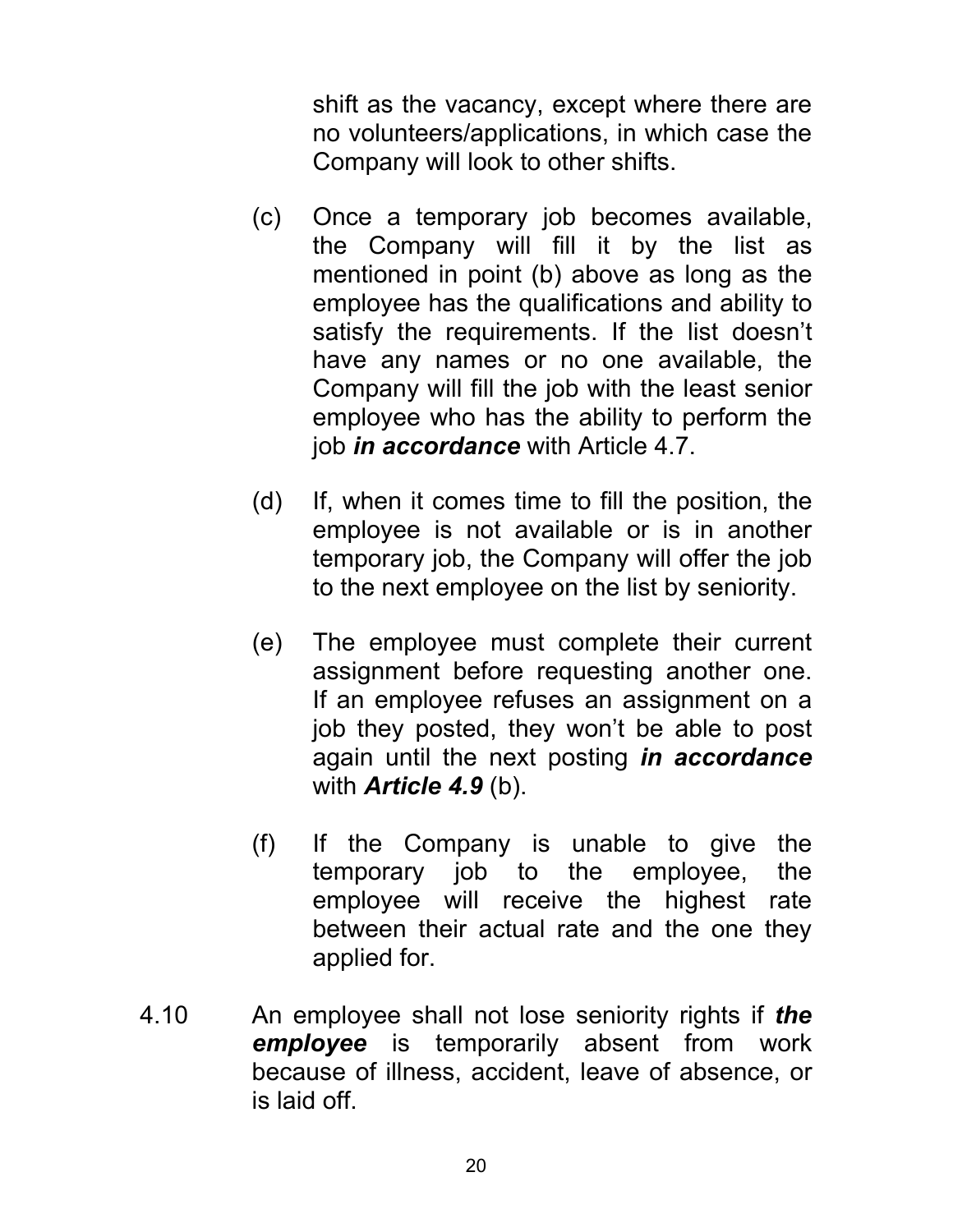shift as the vacancy, except where there are no volunteers/applications, in which case the Company will look to other shifts.

(c) Once a temporary job becomes available, the Company will fill it by the list as mentioned in point (b) above as long as the employee has the qualifications and ability to satisfy the requirements. If the list doesn't have any names or no one available, the Company will fill the job with the least senior employee who has the ability to perform the job ***in accordance*** with Article 4.7.

(d) If, when it comes time to fill the position, the employee is not available or is in another temporary job, the Company will offer the job to the next employee on the list by seniority.

(e) The employee must complete their current assignment before requesting another one. If an employee refuses an assignment on a job they posted, they won't be able to post again until the next posting ***in accordance*** with ***Article 4.9*** (b).

(f) If the Company is unable to give the temporary job to the employee, the employee will receive the highest rate between their actual rate and the one they applied for.

4.10 An employee shall not lose seniority rights if ***the employee*** is temporarily absent from work because of illness, accident, leave of absence, or is laid off.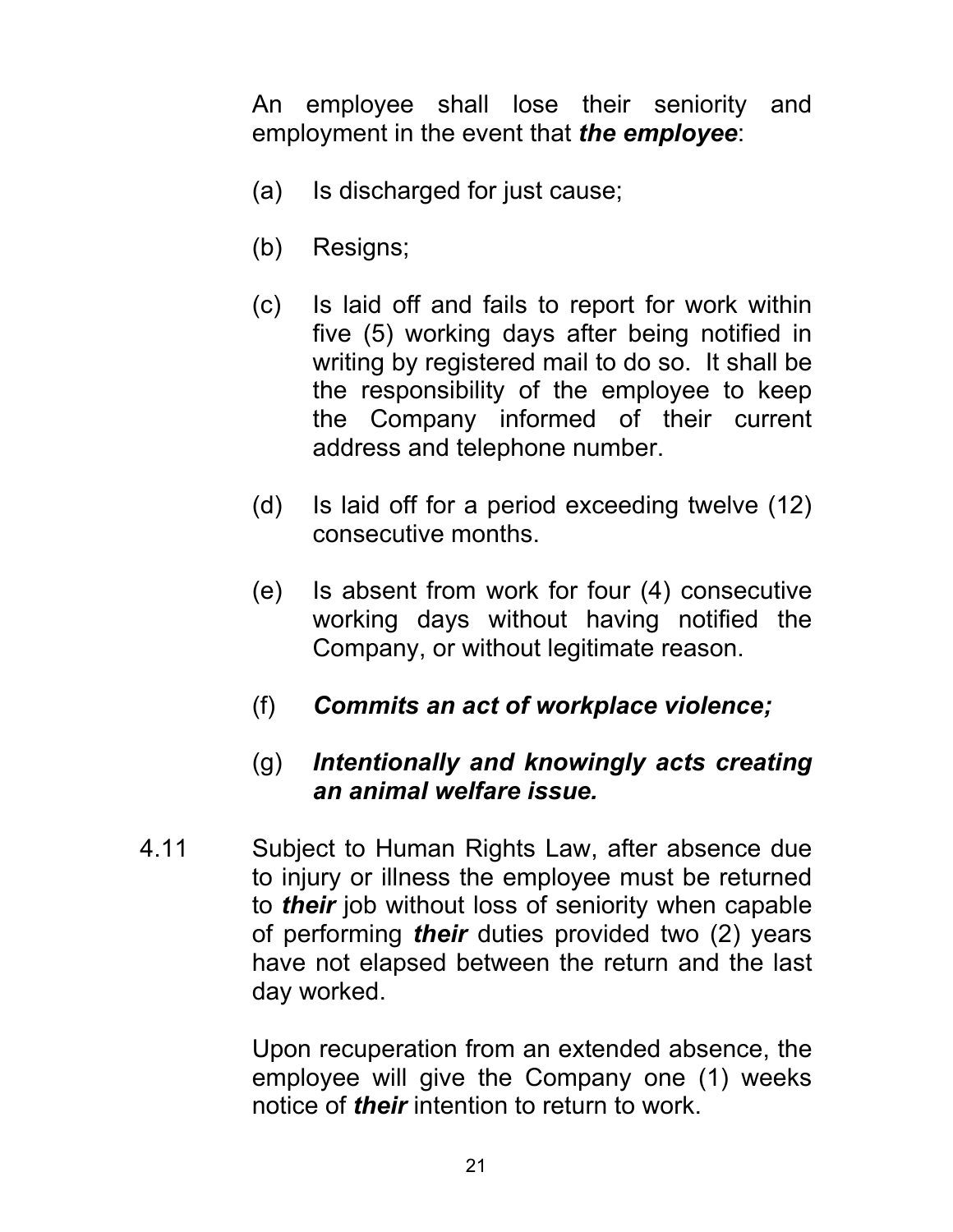An employee shall lose their seniority and employment in the event that ***the employee***:

(a) Is discharged for just cause;

(b) Resigns;

(c) Is laid off and fails to report for work within five (5) working days after being notified in writing by registered mail to do so. It shall be the responsibility of the employee to keep the Company informed of their current address and telephone number.

(d) Is laid off for a period exceeding twelve (12) consecutive months.

(e) Is absent from work for four (4) consecutive working days without having notified the Company, or without legitimate reason.

(f) ***Commits an act of workplace violence;***

(g) ***Intentionally and knowingly acts creating an animal welfare issue.***

4.11 Subject to Human Rights Law, after absence due to injury or illness the employee must be returned to ***their*** job without loss of seniority when capable of performing ***their*** duties provided two (2) years have not elapsed between the return and the last day worked.

Upon recuperation from an extended absence, the employee will give the Company one (1) weeks notice of ***their*** intention to return to work.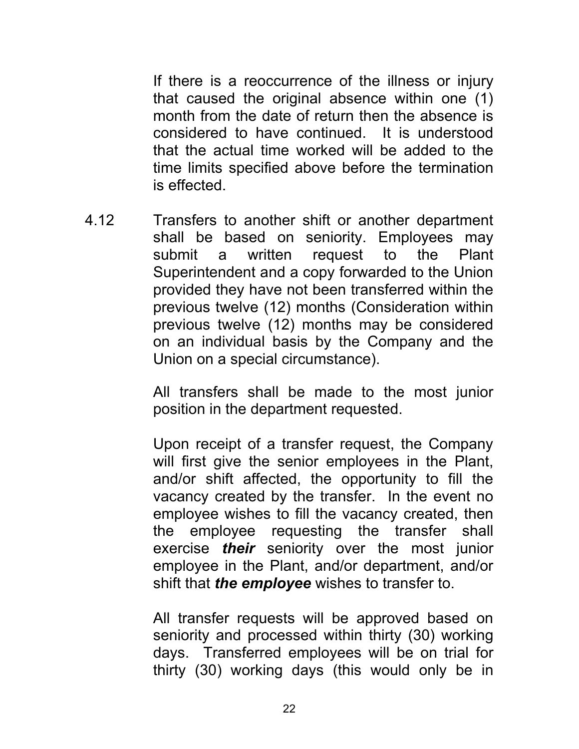If there is a reoccurrence of the illness or injury that caused the original absence within one (1) month from the date of return then the absence is considered to have continued. It is understood that the actual time worked will be added to the time limits specified above before the termination is effected.

4.12 Transfers to another shift or another department shall be based on seniority. Employees may submit a written request to the Plant Superintendent and a copy forwarded to the Union provided they have not been transferred within the previous twelve (12) months (Consideration within previous twelve (12) months may be considered on an individual basis by the Company and the Union on a special circumstance).

All transfers shall be made to the most junior position in the department requested.

Upon receipt of a transfer request, the Company will first give the senior employees in the Plant, and/or shift affected, the opportunity to fill the vacancy created by the transfer. In the event no employee wishes to fill the vacancy created, then the employee requesting the transfer shall exercise ***their*** seniority over the most junior employee in the Plant, and/or department, and/or shift that ***the employee*** wishes to transfer to.

All transfer requests will be approved based on seniority and processed within thirty (30) working days. Transferred employees will be on trial for thirty (30) working days (this would only be in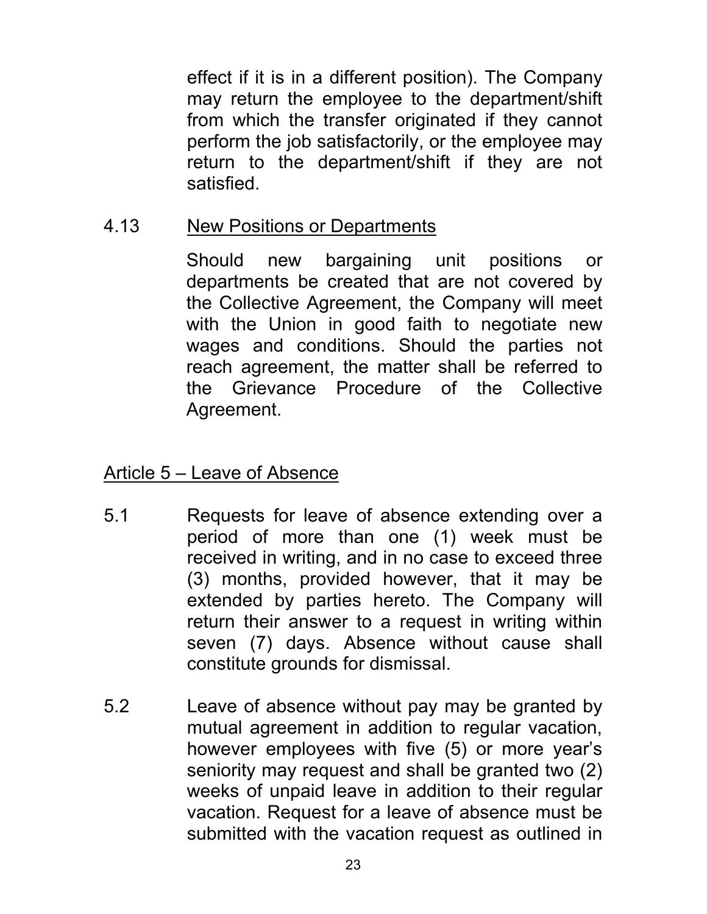effect if it is in a different position). The Company may return the employee to the department/shift from which the transfer originated if they cannot perform the job satisfactorily, or the employee may return to the department/shift if they are not satisfied.

4.13 New Positions or Departments

Should new bargaining unit positions or departments be created that are not covered by the Collective Agreement, the Company will meet with the Union in good faith to negotiate new wages and conditions. Should the parties not reach agreement, the matter shall be referred to the Grievance Procedure of the Collective Agreement.

## Article 5 – Leave of Absence

5.1 Requests for leave of absence extending over a period of more than one (1) week must be received in writing, and in no case to exceed three (3) months, provided however, that it may be extended by parties hereto. The Company will return their answer to a request in writing within seven (7) days. Absence without cause shall constitute grounds for dismissal.

5.2 Leave of absence without pay may be granted by mutual agreement in addition to regular vacation, however employees with five (5) or more year's seniority may request and shall be granted two (2) weeks of unpaid leave in addition to their regular vacation. Request for a leave of absence must be submitted with the vacation request as outlined in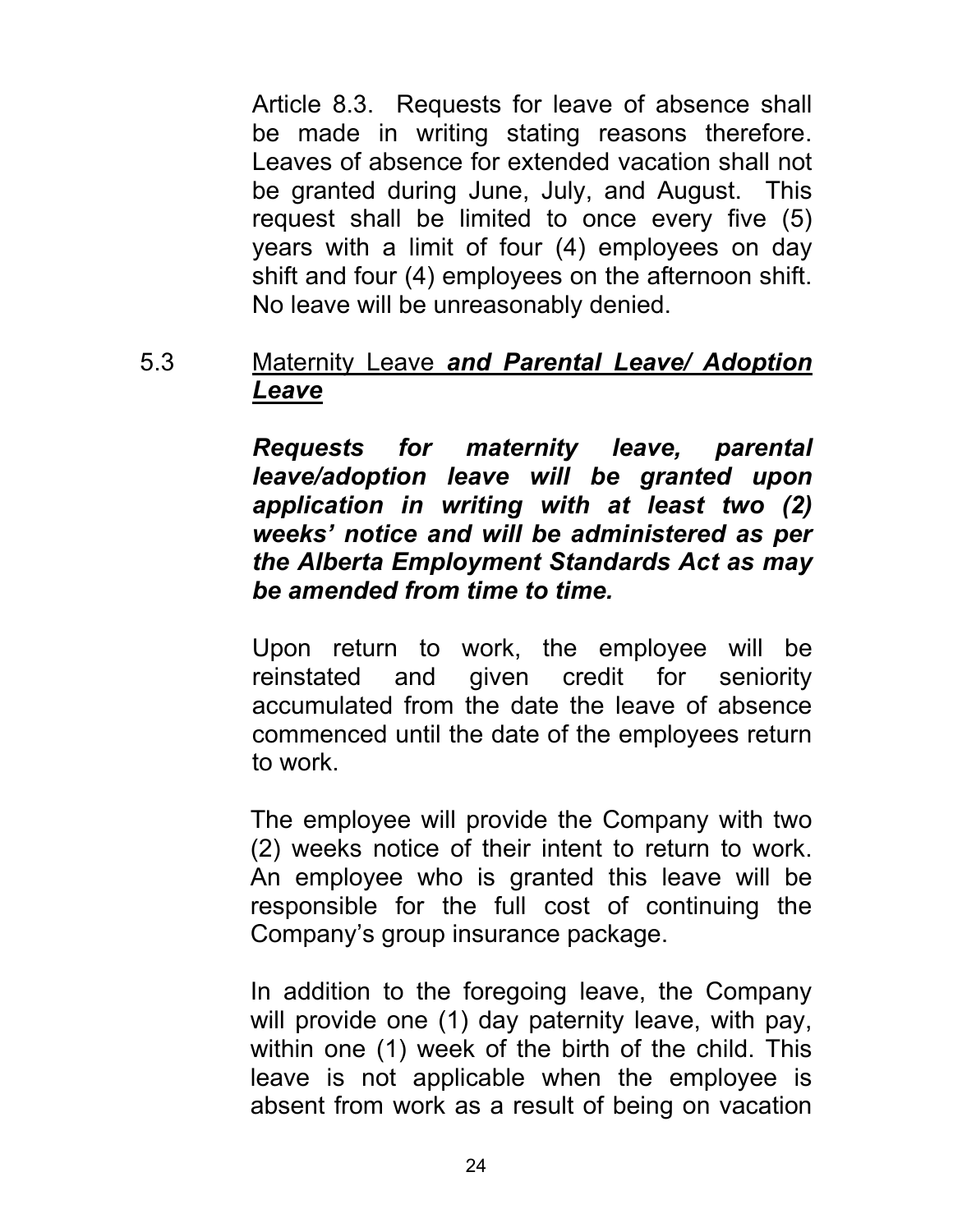Article 8.3. Requests for leave of absence shall be made in writing stating reasons therefore. Leaves of absence for extended vacation shall not be granted during June, July, and August. This request shall be limited to once every five (5) years with a limit of four (4) employees on day shift and four (4) employees on the afternoon shift. No leave will be unreasonably denied.

5.3 <u>Maternity Leave</u> ***<u>and Parental Leave/ Adoption Leave</u>***

***Requests for maternity leave, parental leave/adoption leave will be granted upon application in writing with at least two (2) weeks' notice and will be administered as per the Alberta Employment Standards Act as may be amended from time to time.***

Upon return to work, the employee will be reinstated and given credit for seniority accumulated from the date the leave of absence commenced until the date of the employees return to work.

The employee will provide the Company with two (2) weeks notice of their intent to return to work. An employee who is granted this leave will be responsible for the full cost of continuing the Company's group insurance package.

In addition to the foregoing leave, the Company will provide one (1) day paternity leave, with pay, within one (1) week of the birth of the child. This leave is not applicable when the employee is absent from work as a result of being on vacation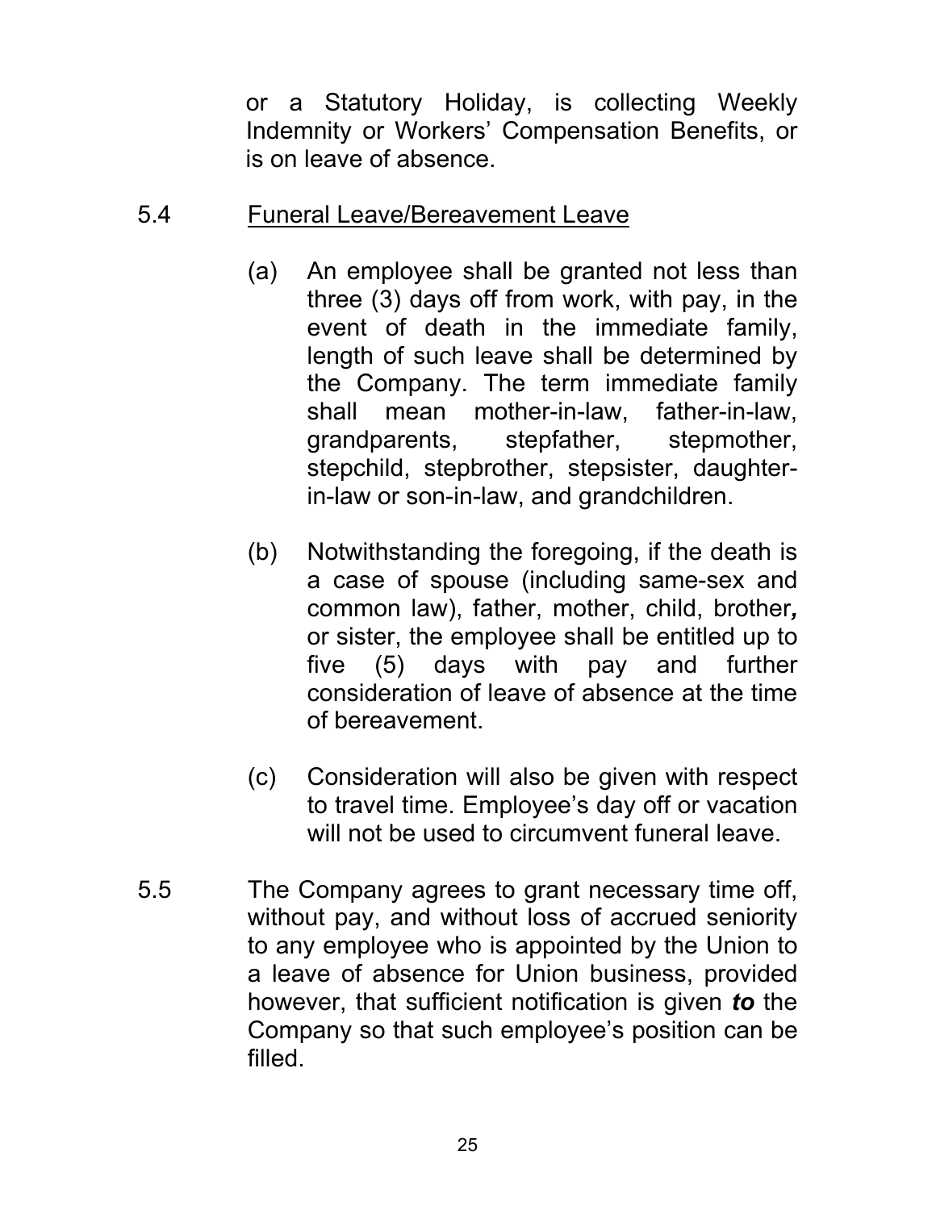or a Statutory Holiday, is collecting Weekly Indemnity or Workers' Compensation Benefits, or is on leave of absence.

5.4 <u>Funeral Leave/Bereavement Leave</u>

(a) An employee shall be granted not less than three (3) days off from work, with pay, in the event of death in the immediate family, length of such leave shall be determined by the Company. The term immediate family shall mean mother-in-law, father-in-law, grandparents, stepfather, stepmother, stepchild, stepbrother, stepsister, daughter-in-law or son-in-law, and grandchildren.

(b) Notwithstanding the foregoing, if the death is a case of spouse (including same-sex and common law), father, mother, child, brother*,* or sister, the employee shall be entitled up to five (5) days with pay and further consideration of leave of absence at the time of bereavement.

(c) Consideration will also be given with respect to travel time. Employee's day off or vacation will not be used to circumvent funeral leave.

5.5 The Company agrees to grant necessary time off, without pay, and without loss of accrued seniority to any employee who is appointed by the Union to a leave of absence for Union business, provided however, that sufficient notification is given ***to*** the Company so that such employee's position can be filled.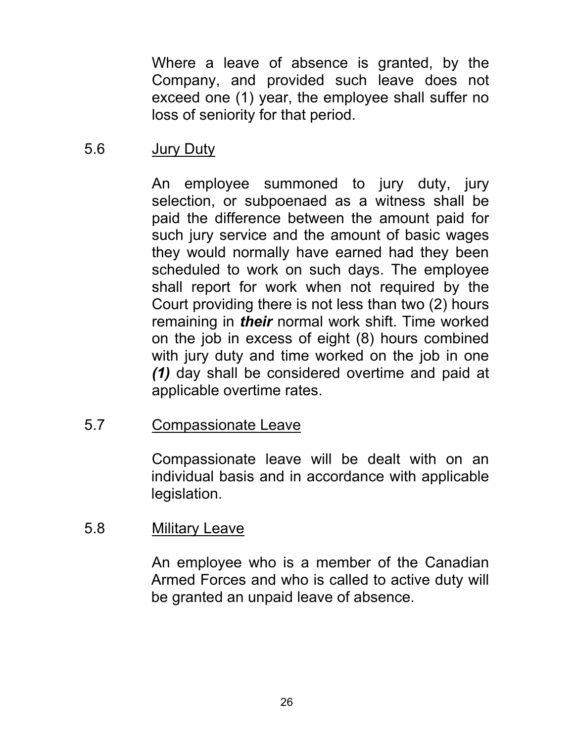Where a leave of absence is granted, by the Company, and provided such leave does not exceed one (1) year, the employee shall suffer no loss of seniority for that period.

### 5.6 Jury Duty

An employee summoned to jury duty, jury selection, or subpoenaed as a witness shall be paid the difference between the amount paid for such jury service and the amount of basic wages they would normally have earned had they been scheduled to work on such days. The employee shall report for work when not required by the Court providing there is not less than two (2) hours remaining in ***their*** normal work shift. Time worked on the job in excess of eight (8) hours combined with jury duty and time worked on the job in one ***(1)*** day shall be considered overtime and paid at applicable overtime rates.

### 5.7 Compassionate Leave

Compassionate leave will be dealt with on an individual basis and in accordance with applicable legislation.

### 5.8 Military Leave

An employee who is a member of the Canadian Armed Forces and who is called to active duty will be granted an unpaid leave of absence.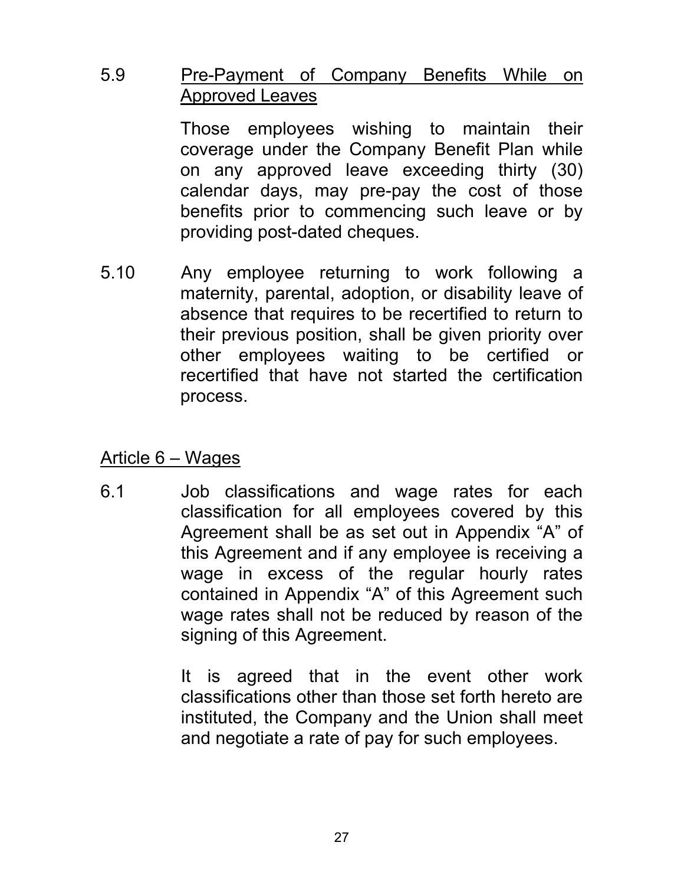5.9 <u>Pre-Payment of Company Benefits While on Approved Leaves</u>

Those employees wishing to maintain their coverage under the Company Benefit Plan while on any approved leave exceeding thirty (30) calendar days, may pre-pay the cost of those benefits prior to commencing such leave or by providing post-dated cheques.

5.10 Any employee returning to work following a maternity, parental, adoption, or disability leave of absence that requires to be recertified to return to their previous position, shall be given priority over other employees waiting to be certified or recertified that have not started the certification process.

## <u>Article 6 – Wages</u>

6.1 Job classifications and wage rates for each classification for all employees covered by this Agreement shall be as set out in Appendix "A" of this Agreement and if any employee is receiving a wage in excess of the regular hourly rates contained in Appendix "A" of this Agreement such wage rates shall not be reduced by reason of the signing of this Agreement.

It is agreed that in the event other work classifications other than those set forth hereto are instituted, the Company and the Union shall meet and negotiate a rate of pay for such employees.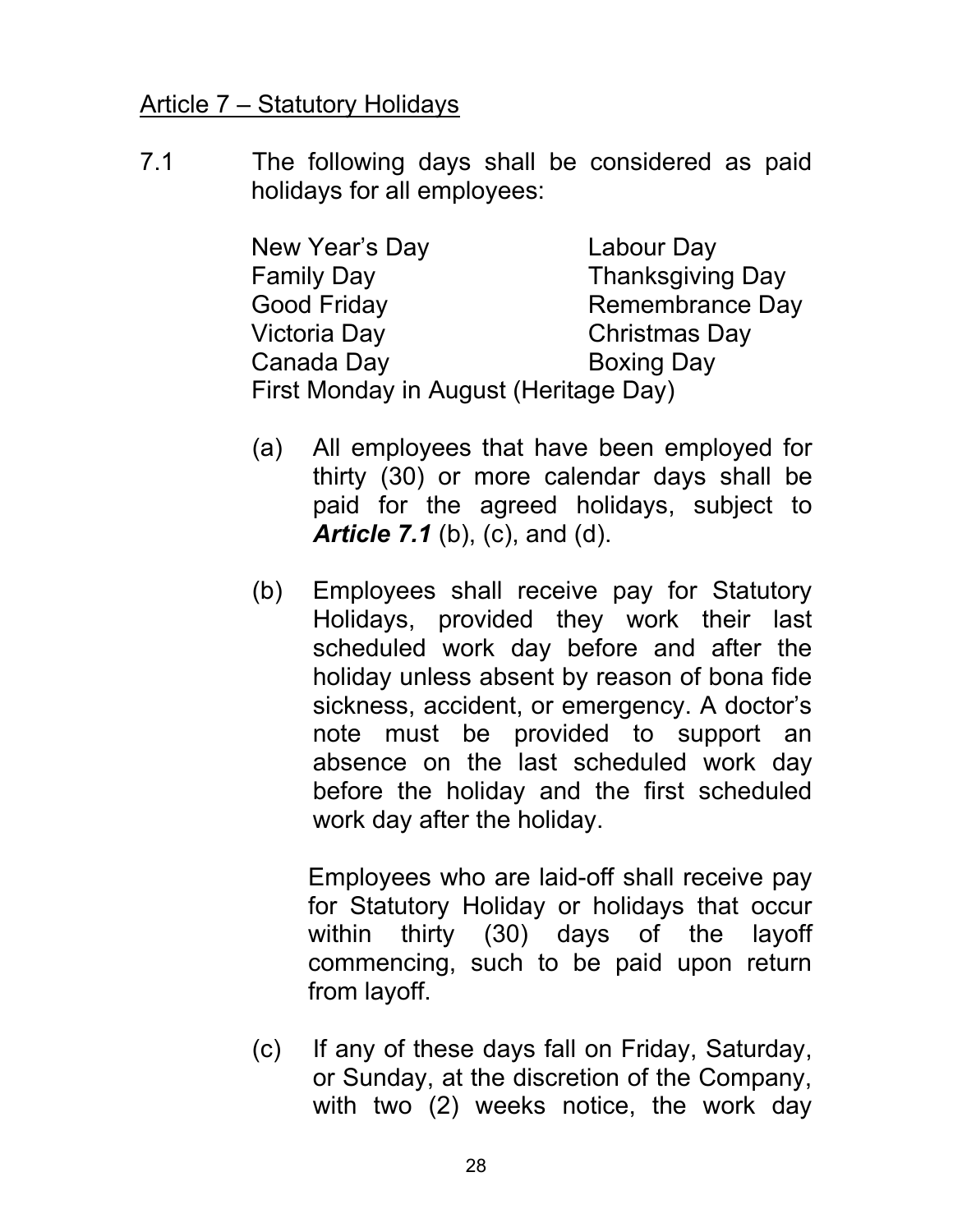## Article 7 – Statutory Holidays

7.1 The following days shall be considered as paid holidays for all employees:

| | |
|---|---|
| New Year's Day | Labour Day |
| Family Day | Thanksgiving Day |
| Good Friday | Remembrance Day |
| Victoria Day | Christmas Day |
| Canada Day | Boxing Day |

First Monday in August (Heritage Day)

(a) All employees that have been employed for thirty (30) or more calendar days shall be paid for the agreed holidays, subject to ***Article 7.1*** (b), (c), and (d).

(b) Employees shall receive pay for Statutory Holidays, provided they work their last scheduled work day before and after the holiday unless absent by reason of bona fide sickness, accident, or emergency. A doctor's note must be provided to support an absence on the last scheduled work day before the holiday and the first scheduled work day after the holiday.

Employees who are laid-off shall receive pay for Statutory Holiday or holidays that occur within thirty (30) days of the layoff commencing, such to be paid upon return from layoff.

(c) If any of these days fall on Friday, Saturday, or Sunday, at the discretion of the Company, with two (2) weeks notice, the work day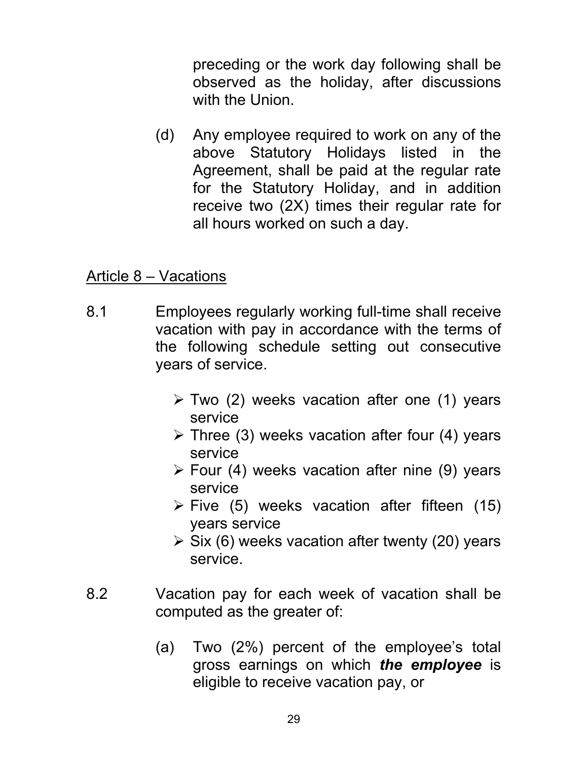preceding or the work day following shall be observed as the holiday, after discussions with the Union.

(d) Any employee required to work on any of the above Statutory Holidays listed in the Agreement, shall be paid at the regular rate for the Statutory Holiday, and in addition receive two (2X) times their regular rate for all hours worked on such a day.

<u>Article 8 – Vacations</u>

8.1 Employees regularly working full-time shall receive vacation with pay in accordance with the terms of the following schedule setting out consecutive years of service.

- Two (2) weeks vacation after one (1) years service
- Three (3) weeks vacation after four (4) years service
- Four (4) weeks vacation after nine (9) years service
- Five (5) weeks vacation after fifteen (15) years service
- Six (6) weeks vacation after twenty (20) years service.

8.2 Vacation pay for each week of vacation shall be computed as the greater of:

(a) Two (2%) percent of the employee's total gross earnings on which ***the employee*** is eligible to receive vacation pay, or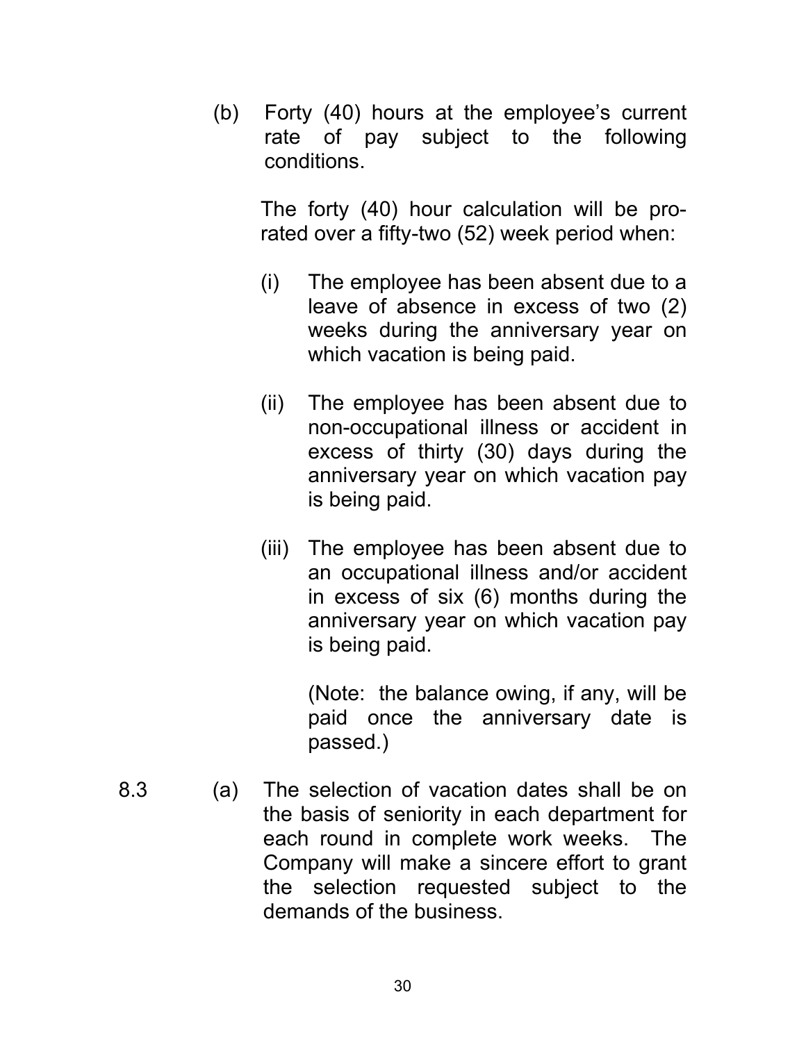(b) Forty (40) hours at the employee's current rate of pay subject to the following conditions.

The forty (40) hour calculation will be pro-rated over a fifty-two (52) week period when:

(i) The employee has been absent due to a leave of absence in excess of two (2) weeks during the anniversary year on which vacation is being paid.

(ii) The employee has been absent due to non-occupational illness or accident in excess of thirty (30) days during the anniversary year on which vacation pay is being paid.

(iii) The employee has been absent due to an occupational illness and/or accident in excess of six (6) months during the anniversary year on which vacation pay is being paid.

(Note: the balance owing, if any, will be paid once the anniversary date is passed.)

8.3 (a) The selection of vacation dates shall be on the basis of seniority in each department for each round in complete work weeks. The Company will make a sincere effort to grant the selection requested subject to the demands of the business.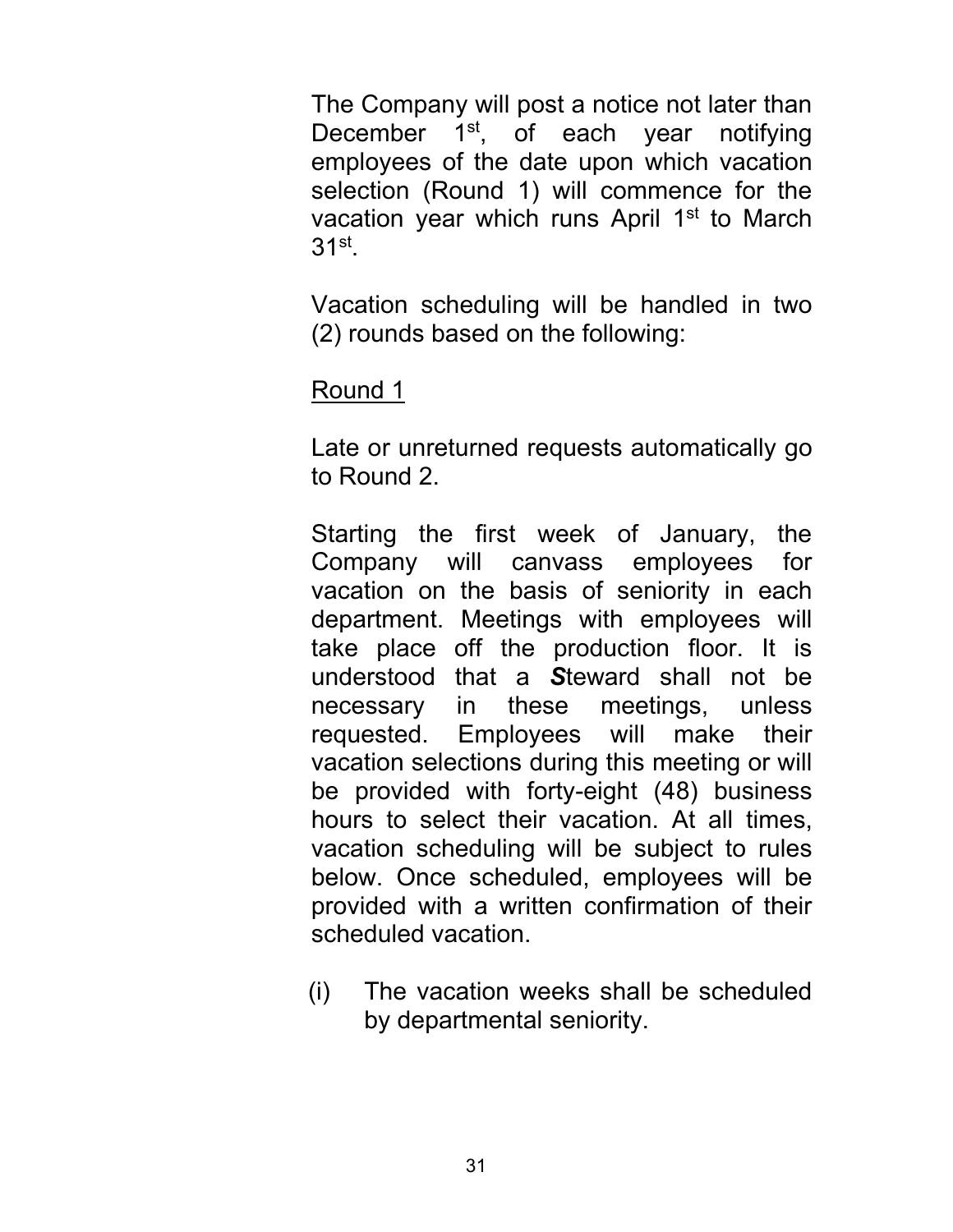The Company will post a notice not later than December 1st, of each year notifying employees of the date upon which vacation selection (Round 1) will commence for the vacation year which runs April 1st to March 31st.

Vacation scheduling will be handled in two (2) rounds based on the following:

<u>Round 1</u>

Late or unreturned requests automatically go to Round 2.

Starting the first week of January, the Company will canvass employees for vacation on the basis of seniority in each department. Meetings with employees will take place off the production floor. It is understood that a ***S***teward shall not be necessary in these meetings, unless requested. Employees will make their vacation selections during this meeting or will be provided with forty-eight (48) business hours to select their vacation. At all times, vacation scheduling will be subject to rules below. Once scheduled, employees will be provided with a written confirmation of their scheduled vacation.

(i) The vacation weeks shall be scheduled by departmental seniority.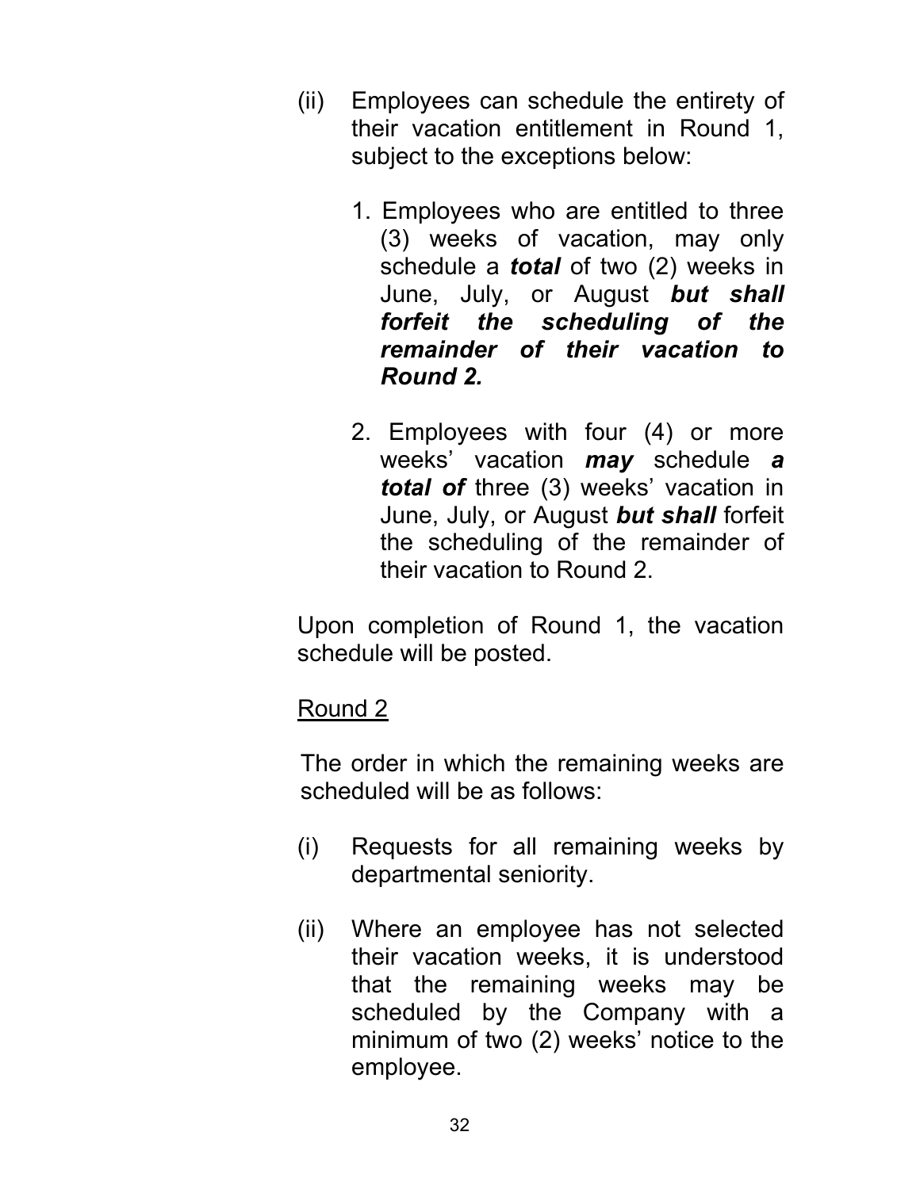(ii) Employees can schedule the entirety of their vacation entitlement in Round 1, subject to the exceptions below:

1. Employees who are entitled to three (3) weeks of vacation, may only schedule a ***total*** of two (2) weeks in June, July, or August ***but shall forfeit the scheduling of the remainder of their vacation to Round 2.***

2. Employees with four (4) or more weeks' vacation ***may*** schedule ***a total of*** three (3) weeks' vacation in June, July, or August ***but shall*** forfeit the scheduling of the remainder of their vacation to Round 2.

Upon completion of Round 1, the vacation schedule will be posted.

<u>Round 2</u>

The order in which the remaining weeks are scheduled will be as follows:

(i) Requests for all remaining weeks by departmental seniority.

(ii) Where an employee has not selected their vacation weeks, it is understood that the remaining weeks may be scheduled by the Company with a minimum of two (2) weeks' notice to the employee.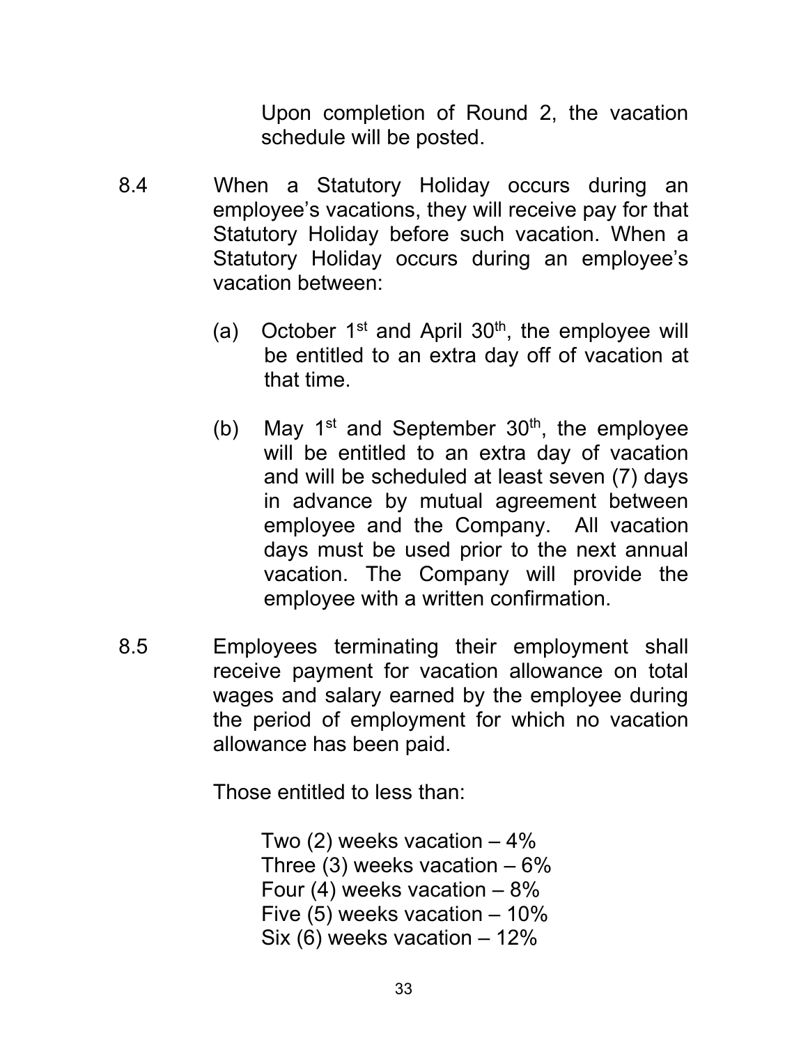Upon completion of Round 2, the vacation schedule will be posted.

8.4 When a Statutory Holiday occurs during an employee's vacations, they will receive pay for that Statutory Holiday before such vacation. When a Statutory Holiday occurs during an employee's vacation between:

(a) October 1st and April 30th, the employee will be entitled to an extra day off of vacation at that time.

(b) May 1st and September 30th, the employee will be entitled to an extra day of vacation and will be scheduled at least seven (7) days in advance by mutual agreement between employee and the Company. All vacation days must be used prior to the next annual vacation. The Company will provide the employee with a written confirmation.

8.5 Employees terminating their employment shall receive payment for vacation allowance on total wages and salary earned by the employee during the period of employment for which no vacation allowance has been paid.

Those entitled to less than:

Two (2) weeks vacation – 4%
Three (3) weeks vacation – 6%
Four (4) weeks vacation – 8%
Five (5) weeks vacation – 10%
Six (6) weeks vacation – 12%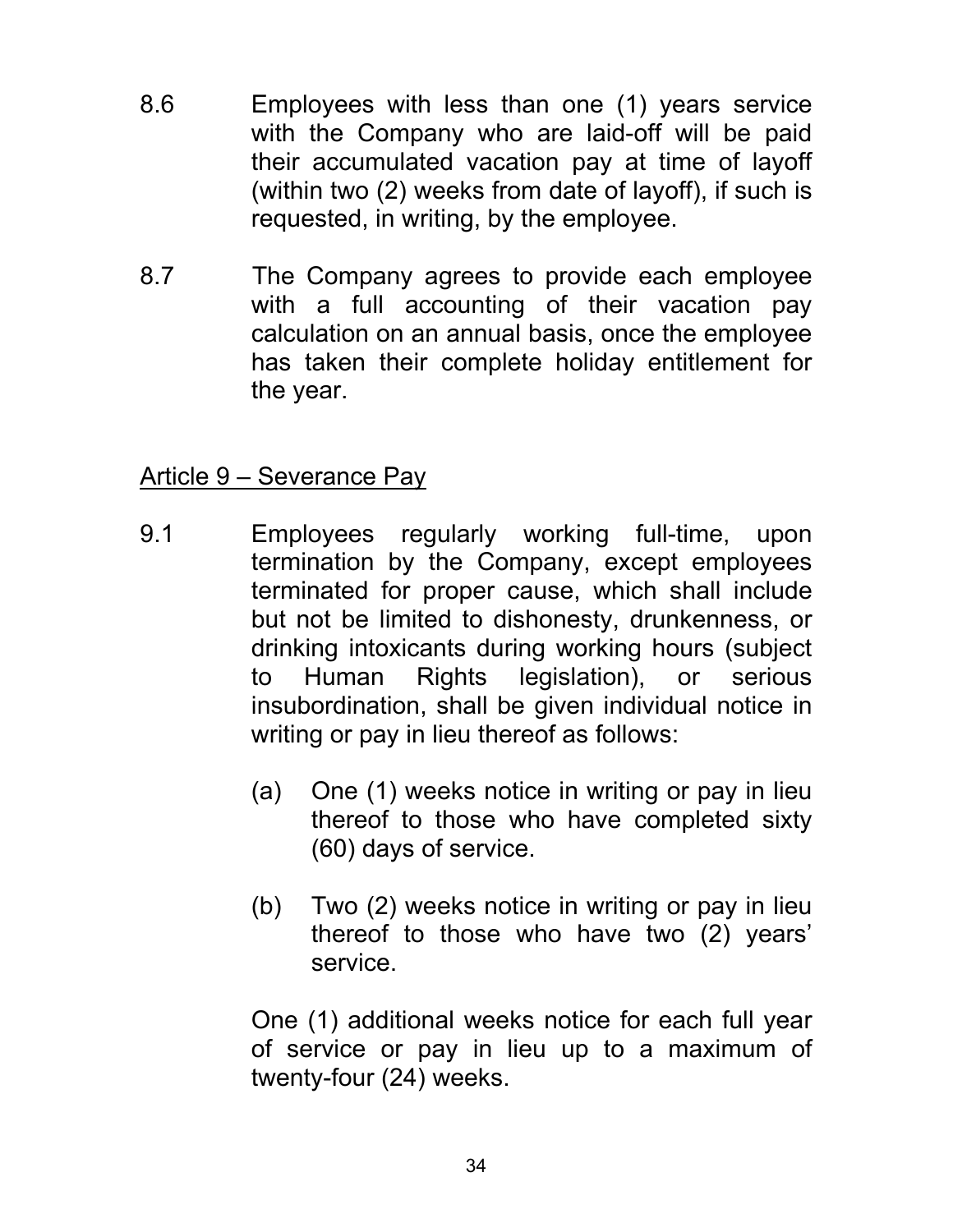8.6 Employees with less than one (1) years service with the Company who are laid-off will be paid their accumulated vacation pay at time of layoff (within two (2) weeks from date of layoff), if such is requested, in writing, by the employee.

8.7 The Company agrees to provide each employee with a full accounting of their vacation pay calculation on an annual basis, once the employee has taken their complete holiday entitlement for the year.

## Article 9 – Severance Pay

9.1 Employees regularly working full-time, upon termination by the Company, except employees terminated for proper cause, which shall include but not be limited to dishonesty, drunkenness, or drinking intoxicants during working hours (subject to Human Rights legislation), or serious insubordination, shall be given individual notice in writing or pay in lieu thereof as follows:

(a) One (1) weeks notice in writing or pay in lieu thereof to those who have completed sixty (60) days of service.

(b) Two (2) weeks notice in writing or pay in lieu thereof to those who have two (2) years' service.

One (1) additional weeks notice for each full year of service or pay in lieu up to a maximum of twenty-four (24) weeks.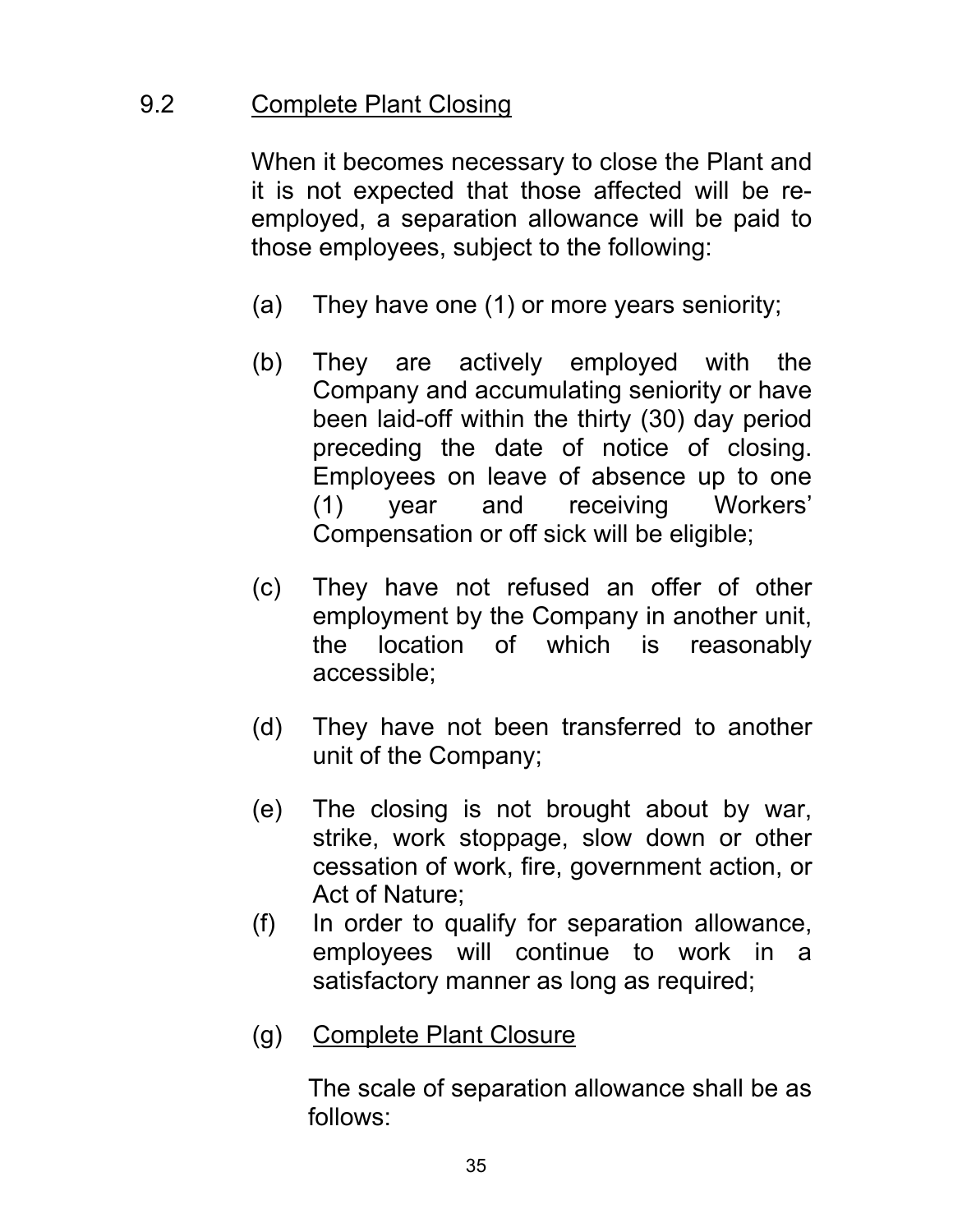## 9.2 Complete Plant Closing

When it becomes necessary to close the Plant and it is not expected that those affected will be re-employed, a separation allowance will be paid to those employees, subject to the following:

(a) They have one (1) or more years seniority;

(b) They are actively employed with the Company and accumulating seniority or have been laid-off within the thirty (30) day period preceding the date of notice of closing. Employees on leave of absence up to one (1) year and receiving Workers' Compensation or off sick will be eligible;

(c) They have not refused an offer of other employment by the Company in another unit, the location of which is reasonably accessible;

(d) They have not been transferred to another unit of the Company;

(e) The closing is not brought about by war, strike, work stoppage, slow down or other cessation of work, fire, government action, or Act of Nature;

(f) In order to qualify for separation allowance, employees will continue to work in a satisfactory manner as long as required;

(g) <u>Complete Plant Closure</u>

The scale of separation allowance shall be as follows: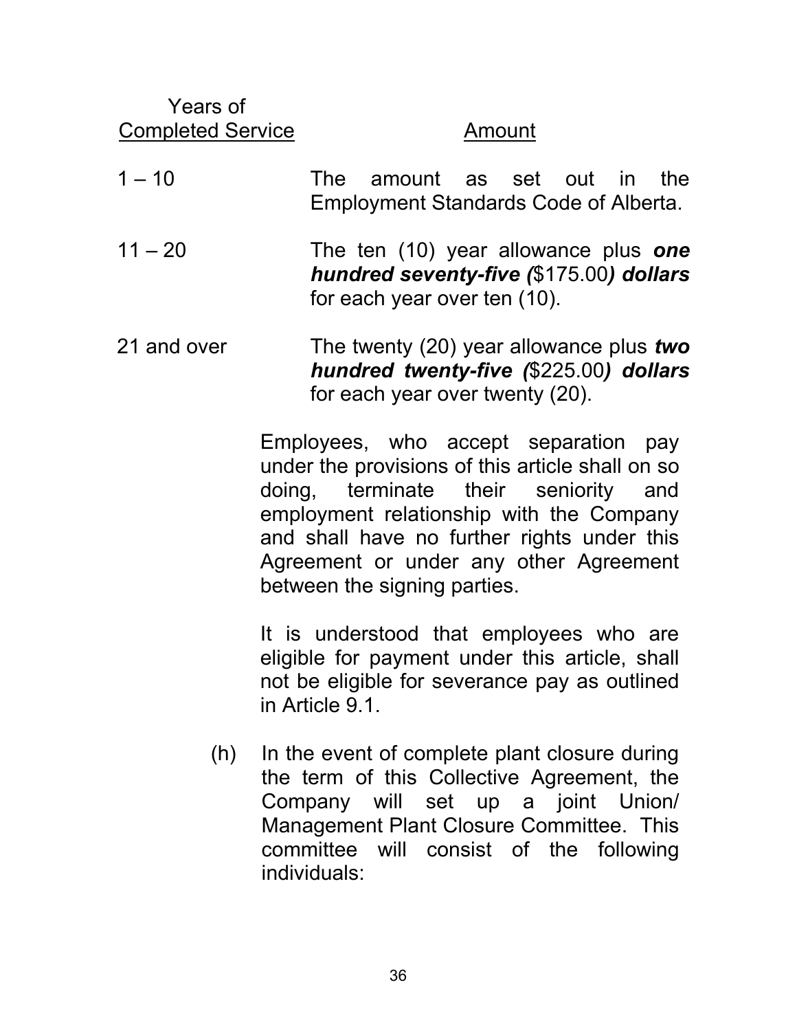| Years of Completed Service | Amount |
|---|---|
| 1 – 10 | The amount as set out in the Employment Standards Code of Alberta. |
| 11 – 20 | The ten (10) year allowance plus ***one hundred seventy-five (***$175.00***) dollars*** for each year over ten (10). |
| 21 and over | The twenty (20) year allowance plus ***two hundred twenty-five (***$225.00***) dollars*** for each year over twenty (20). |

Employees, who accept separation pay under the provisions of this article shall on so doing, terminate their seniority and employment relationship with the Company and shall have no further rights under this Agreement or under any other Agreement between the signing parties.

It is understood that employees who are eligible for payment under this article, shall not be eligible for severance pay as outlined in Article 9.1.

(h) In the event of complete plant closure during the term of this Collective Agreement, the Company will set up a joint Union/ Management Plant Closure Committee. This committee will consist of the following individuals: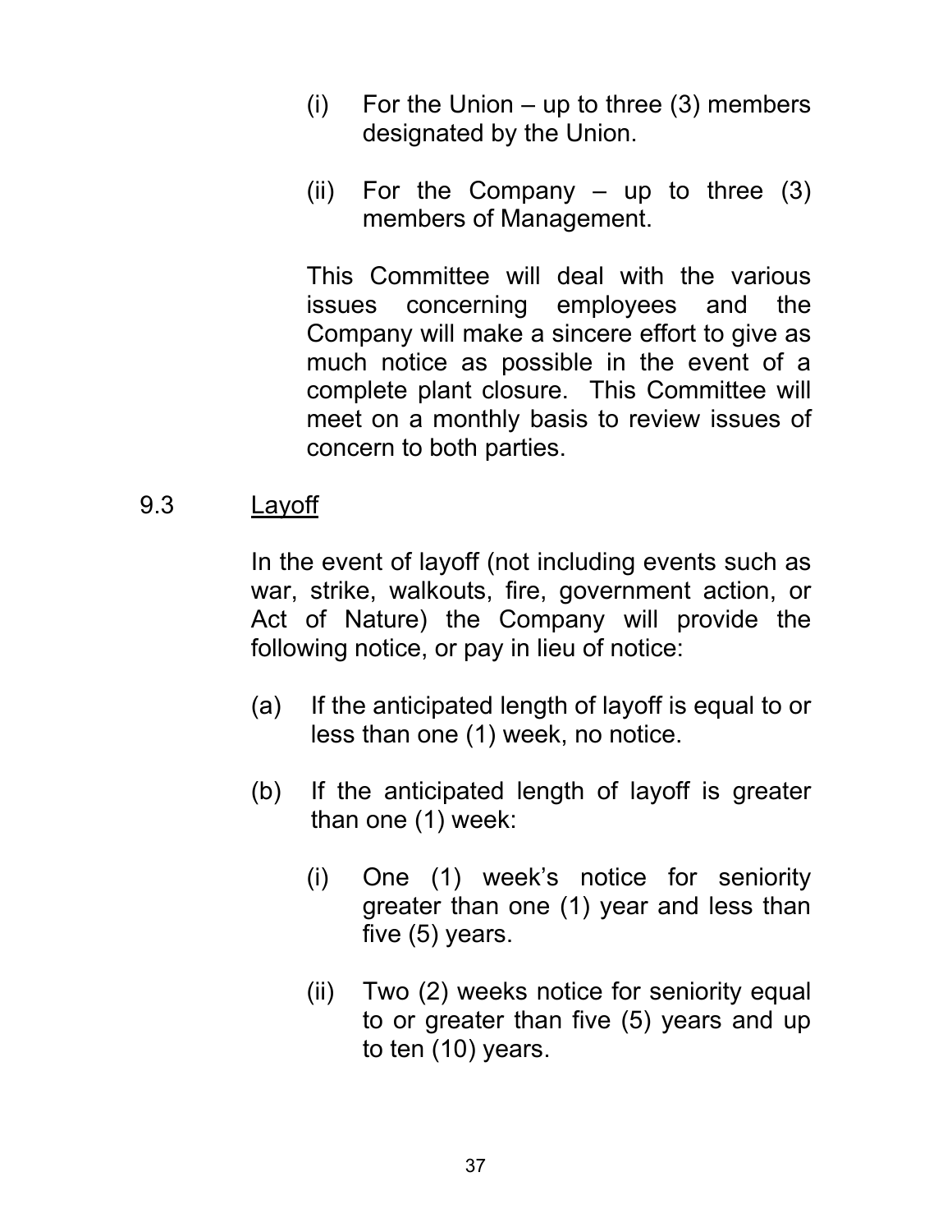(i) For the Union – up to three (3) members designated by the Union.

(ii) For the Company – up to three (3) members of Management.

This Committee will deal with the various issues concerning employees and the Company will make a sincere effort to give as much notice as possible in the event of a complete plant closure. This Committee will meet on a monthly basis to review issues of concern to both parties.

9.3 Layoff

In the event of layoff (not including events such as war, strike, walkouts, fire, government action, or Act of Nature) the Company will provide the following notice, or pay in lieu of notice:

(a) If the anticipated length of layoff is equal to or less than one (1) week, no notice.

(b) If the anticipated length of layoff is greater than one (1) week:

(i) One (1) week's notice for seniority greater than one (1) year and less than five (5) years.

(ii) Two (2) weeks notice for seniority equal to or greater than five (5) years and up to ten (10) years.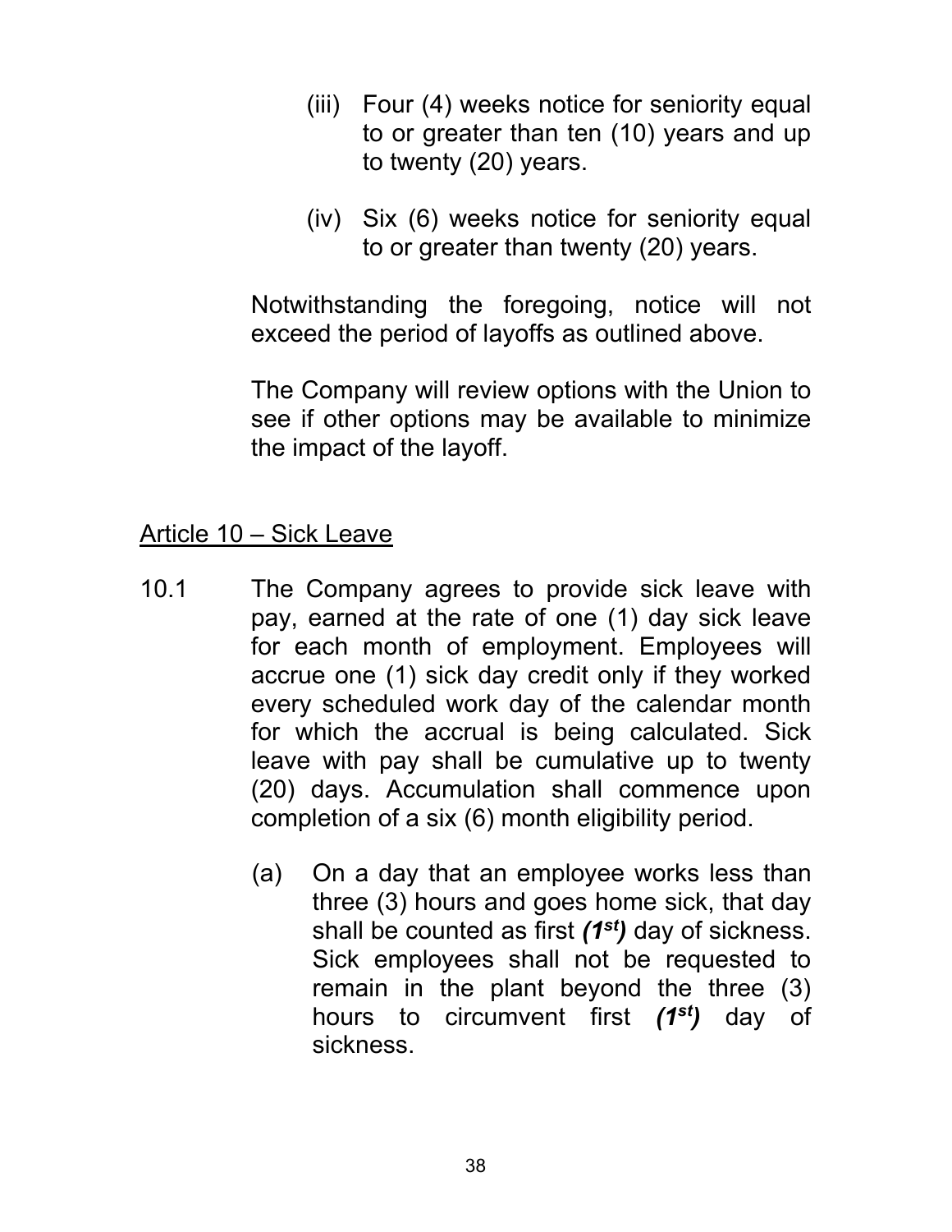(iii) Four (4) weeks notice for seniority equal to or greater than ten (10) years and up to twenty (20) years.

(iv) Six (6) weeks notice for seniority equal to or greater than twenty (20) years.

Notwithstanding the foregoing, notice will not exceed the period of layoffs as outlined above.

The Company will review options with the Union to see if other options may be available to minimize the impact of the layoff.

## Article 10 – Sick Leave

10.1 The Company agrees to provide sick leave with pay, earned at the rate of one (1) day sick leave for each month of employment. Employees will accrue one (1) sick day credit only if they worked every scheduled work day of the calendar month for which the accrual is being calculated. Sick leave with pay shall be cumulative up to twenty (20) days. Accumulation shall commence upon completion of a six (6) month eligibility period.

(a) On a day that an employee works less than three (3) hours and goes home sick, that day shall be counted as first ***(1st)*** day of sickness. Sick employees shall not be requested to remain in the plant beyond the three (3) hours to circumvent first ***(1st)*** day of sickness.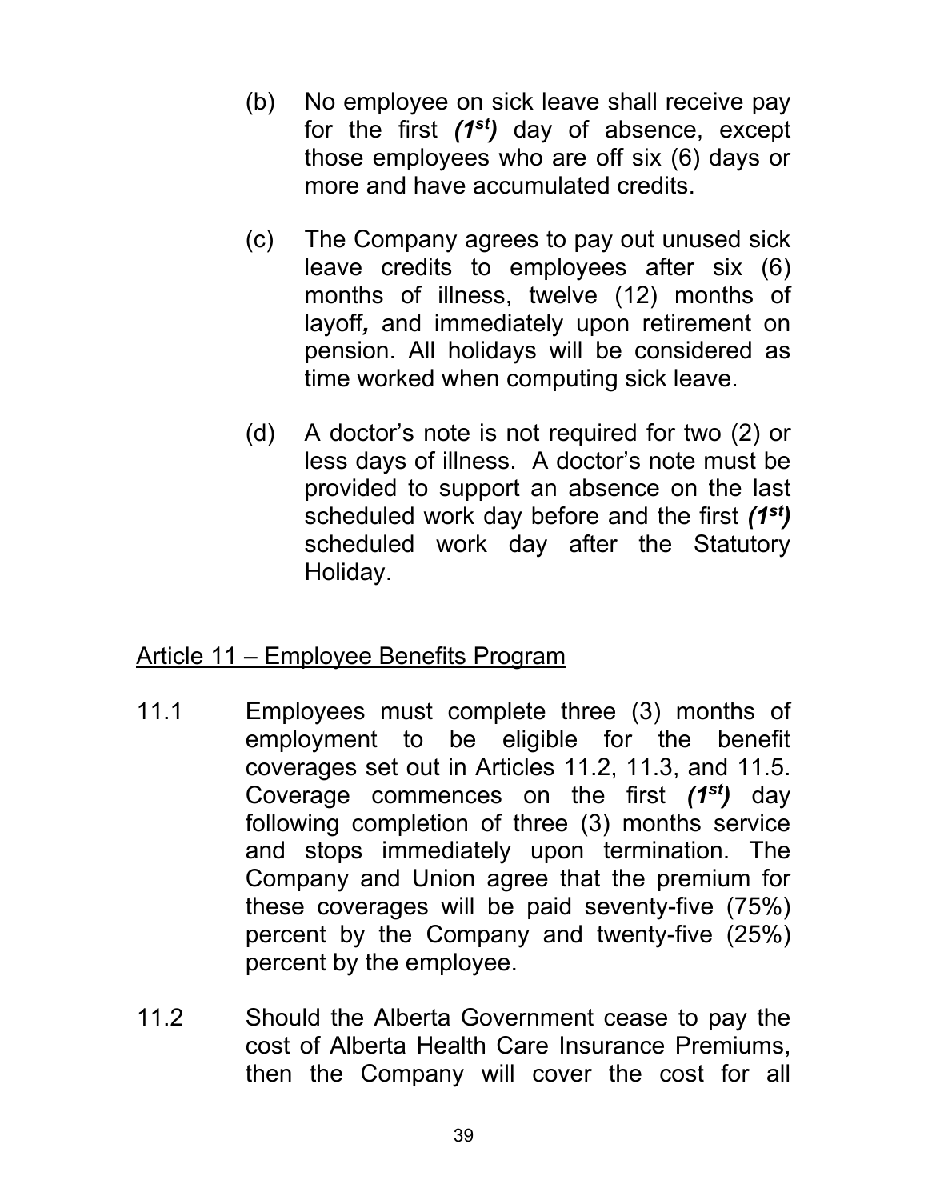(b) No employee on sick leave shall receive pay for the first ***(1st)*** day of absence, except those employees who are off six (6) days or more and have accumulated credits.

(c) The Company agrees to pay out unused sick leave credits to employees after six (6) months of illness, twelve (12) months of layoff***,*** and immediately upon retirement on pension. All holidays will be considered as time worked when computing sick leave.

(d) A doctor's note is not required for two (2) or less days of illness. A doctor's note must be provided to support an absence on the last scheduled work day before and the first ***(1st)*** scheduled work day after the Statutory Holiday.

## Article 11 – Employee Benefits Program

11.1 Employees must complete three (3) months of employment to be eligible for the benefit coverages set out in Articles 11.2, 11.3, and 11.5. Coverage commences on the first ***(1st)*** day following completion of three (3) months service and stops immediately upon termination. The Company and Union agree that the premium for these coverages will be paid seventy-five (75%) percent by the Company and twenty-five (25%) percent by the employee.

11.2 Should the Alberta Government cease to pay the cost of Alberta Health Care Insurance Premiums, then the Company will cover the cost for all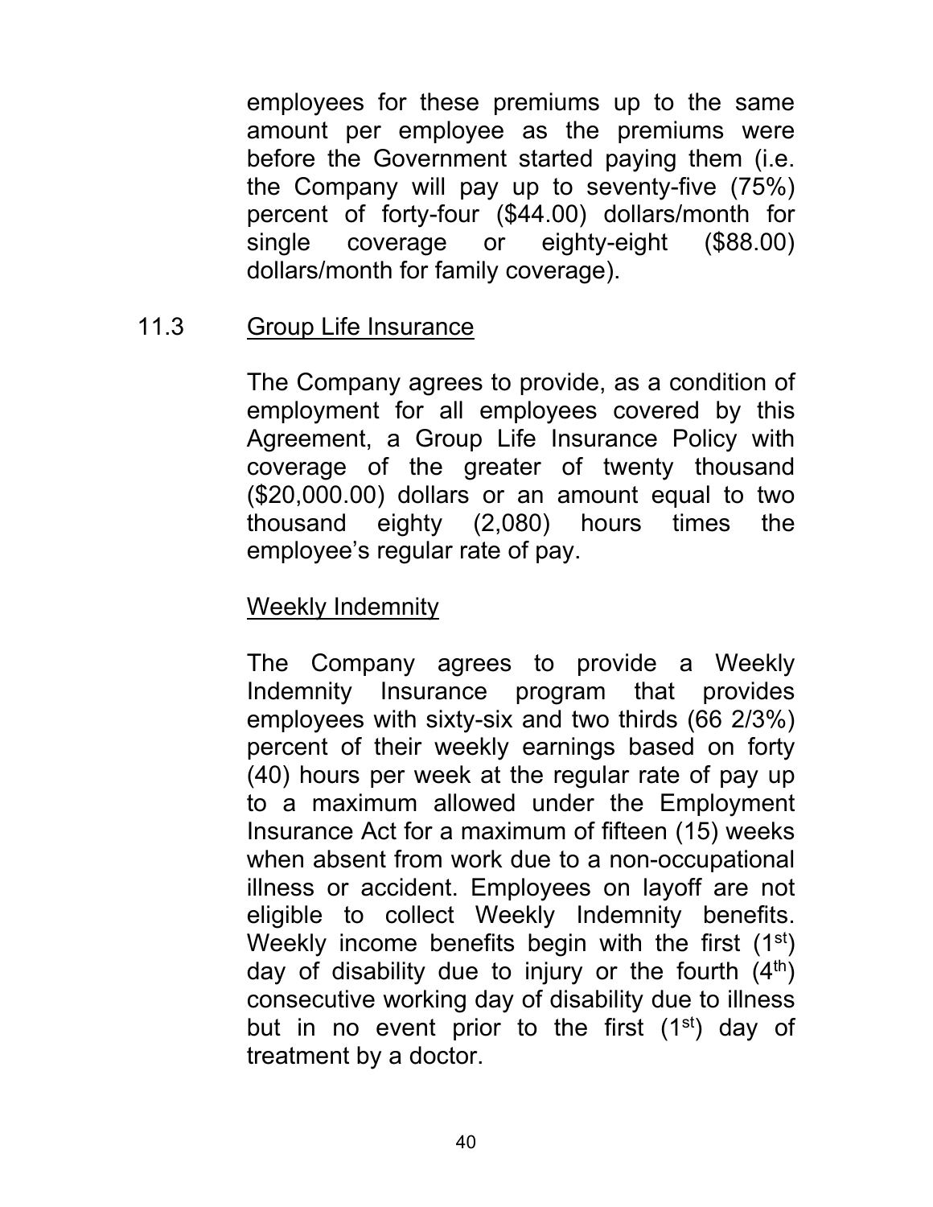employees for these premiums up to the same amount per employee as the premiums were before the Government started paying them (i.e. the Company will pay up to seventy-five (75%) percent of forty-four ($44.00) dollars/month for single coverage or eighty-eight ($88.00) dollars/month for family coverage).

11.3 Group Life Insurance

The Company agrees to provide, as a condition of employment for all employees covered by this Agreement, a Group Life Insurance Policy with coverage of the greater of twenty thousand ($20,000.00) dollars or an amount equal to two thousand eighty (2,080) hours times the employee's regular rate of pay.

Weekly Indemnity

The Company agrees to provide a Weekly Indemnity Insurance program that provides employees with sixty-six and two thirds (66 2/3%) percent of their weekly earnings based on forty (40) hours per week at the regular rate of pay up to a maximum allowed under the Employment Insurance Act for a maximum of fifteen (15) weeks when absent from work due to a non-occupational illness or accident. Employees on layoff are not eligible to collect Weekly Indemnity benefits. Weekly income benefits begin with the first (1st) day of disability due to injury or the fourth (4th) consecutive working day of disability due to illness but in no event prior to the first (1st) day of treatment by a doctor.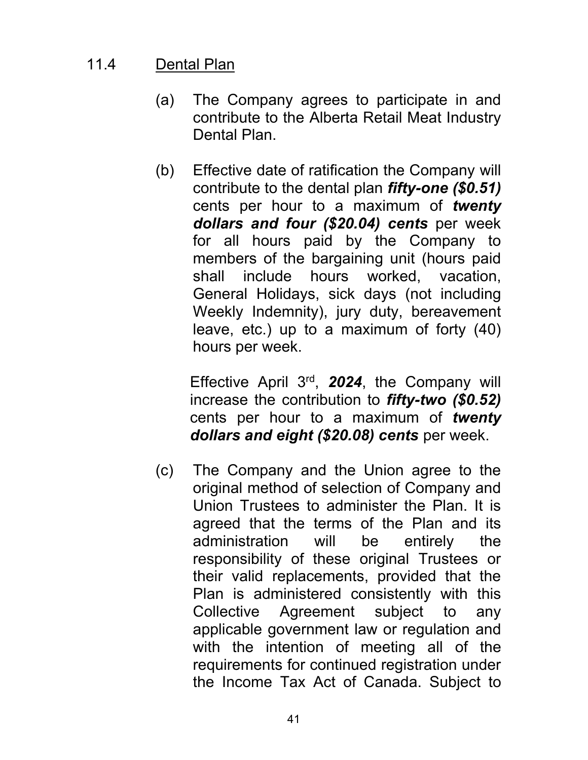## 11.4 Dental Plan

(a) The Company agrees to participate in and contribute to the Alberta Retail Meat Industry Dental Plan.

(b) Effective date of ratification the Company will contribute to the dental plan ***fifty-one ($0.51)*** cents per hour to a maximum of ***twenty dollars and four ($20.04) cents*** per week for all hours paid by the Company to members of the bargaining unit (hours paid shall include hours worked, vacation, General Holidays, sick days (not including Weekly Indemnity), jury duty, bereavement leave, etc.) up to a maximum of forty (40) hours per week.

Effective April 3rd, ***2024***, the Company will increase the contribution to ***fifty-two ($0.52)*** cents per hour to a maximum of ***twenty dollars and eight ($20.08) cents*** per week.

(c) The Company and the Union agree to the original method of selection of Company and Union Trustees to administer the Plan. It is agreed that the terms of the Plan and its administration will be entirely the responsibility of these original Trustees or their valid replacements, provided that the Plan is administered consistently with this Collective Agreement subject to any applicable government law or regulation and with the intention of meeting all of the requirements for continued registration under the Income Tax Act of Canada. Subject to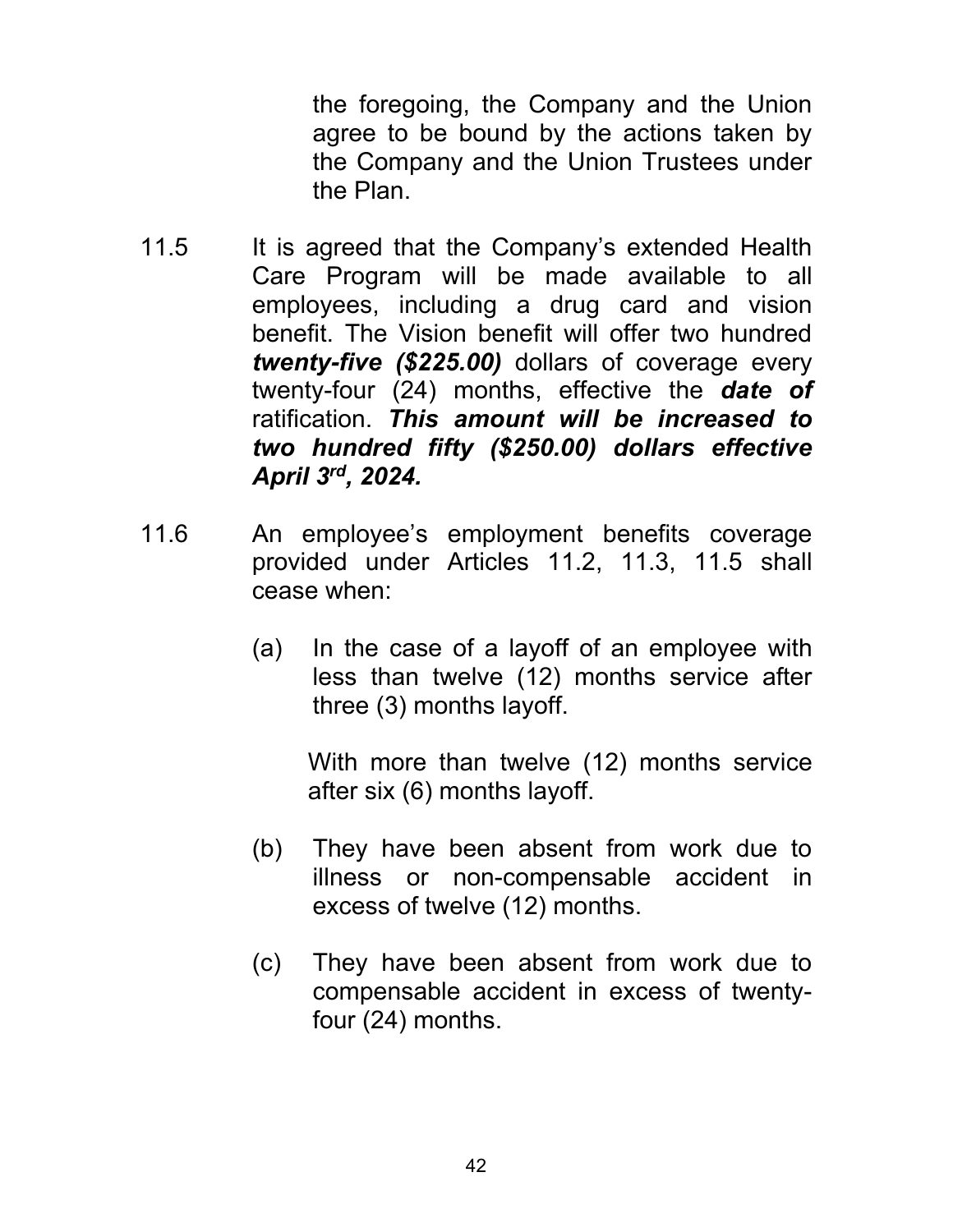the foregoing, the Company and the Union agree to be bound by the actions taken by the Company and the Union Trustees under the Plan.

11.5 It is agreed that the Company's extended Health Care Program will be made available to all employees, including a drug card and vision benefit. The Vision benefit will offer two hundred ***twenty-five ($225.00)*** dollars of coverage every twenty-four (24) months, effective the ***date of*** ratification. ***This amount will be increased to two hundred fifty ($250.00) dollars effective April 3rd, 2024.***

11.6 An employee's employment benefits coverage provided under Articles 11.2, 11.3, 11.5 shall cease when:

(a) In the case of a layoff of an employee with less than twelve (12) months service after three (3) months layoff.

With more than twelve (12) months service after six (6) months layoff.

(b) They have been absent from work due to illness or non-compensable accident in excess of twelve (12) months.

(c) They have been absent from work due to compensable accident in excess of twenty-four (24) months.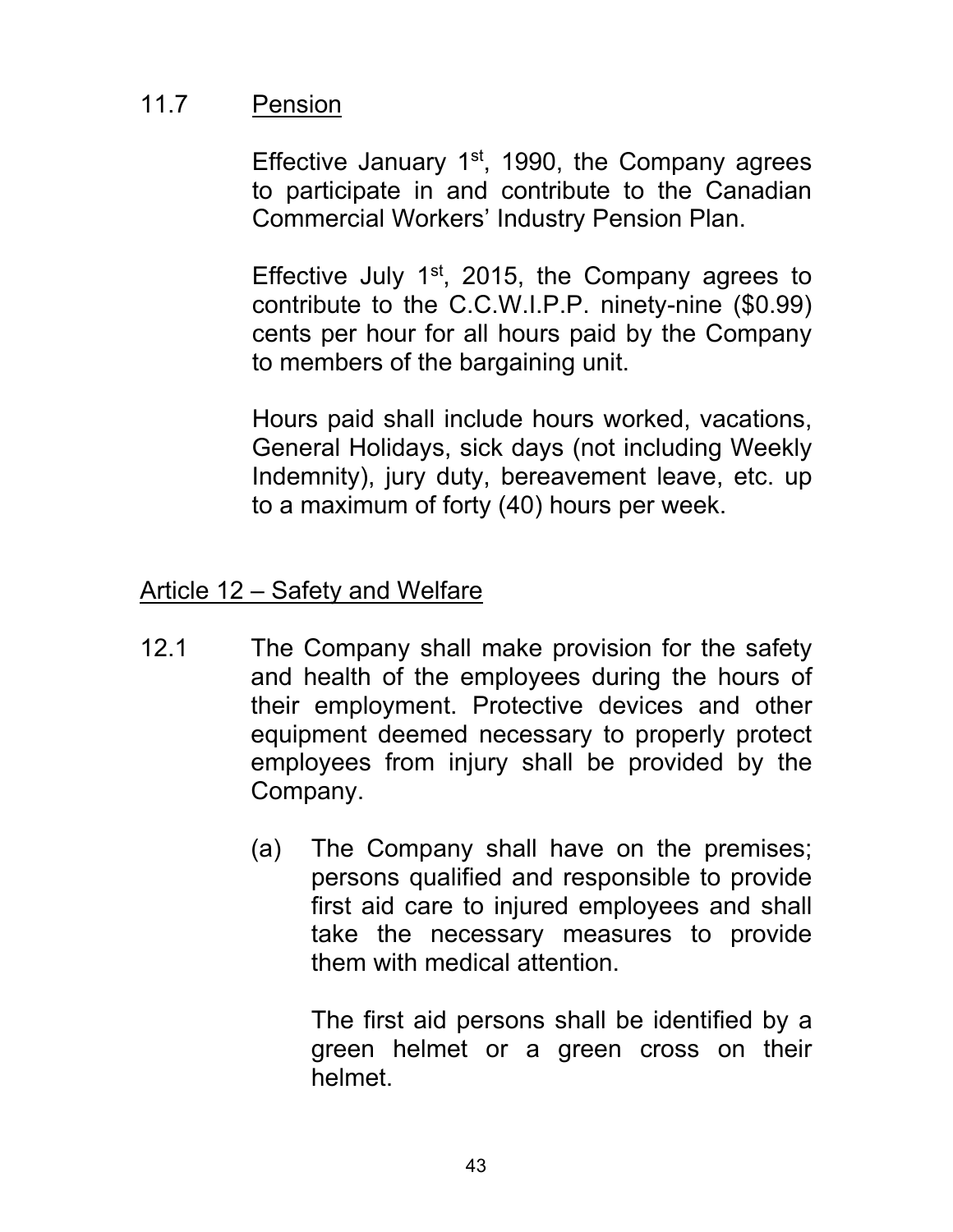## 11.7 Pension

Effective January 1st, 1990, the Company agrees to participate in and contribute to the Canadian Commercial Workers' Industry Pension Plan.

Effective July 1st, 2015, the Company agrees to contribute to the C.C.W.I.P.P. ninety-nine ($0.99) cents per hour for all hours paid by the Company to members of the bargaining unit.

Hours paid shall include hours worked, vacations, General Holidays, sick days (not including Weekly Indemnity), jury duty, bereavement leave, etc. up to a maximum of forty (40) hours per week.

## Article 12 – Safety and Welfare

12.1 The Company shall make provision for the safety and health of the employees during the hours of their employment. Protective devices and other equipment deemed necessary to properly protect employees from injury shall be provided by the Company.

(a) The Company shall have on the premises; persons qualified and responsible to provide first aid care to injured employees and shall take the necessary measures to provide them with medical attention.

The first aid persons shall be identified by a green helmet or a green cross on their helmet.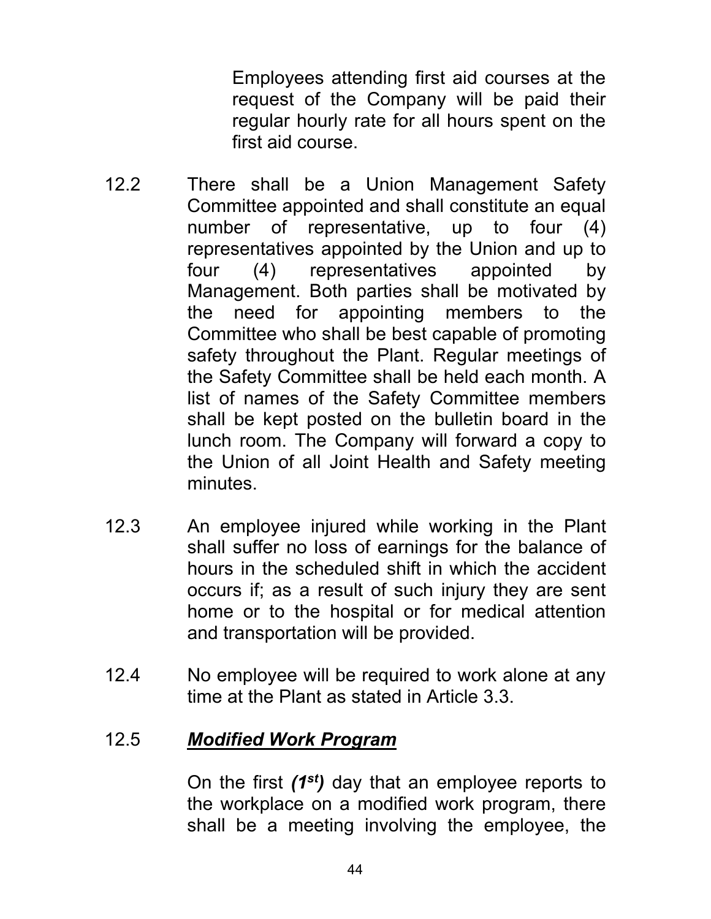Employees attending first aid courses at the request of the Company will be paid their regular hourly rate for all hours spent on the first aid course.

12.2 There shall be a Union Management Safety Committee appointed and shall constitute an equal number of representative, up to four (4) representatives appointed by the Union and up to four (4) representatives appointed by Management. Both parties shall be motivated by the need for appointing members to the Committee who shall be best capable of promoting safety throughout the Plant. Regular meetings of the Safety Committee shall be held each month. A list of names of the Safety Committee members shall be kept posted on the bulletin board in the lunch room. The Company will forward a copy to the Union of all Joint Health and Safety meeting minutes.

12.3 An employee injured while working in the Plant shall suffer no loss of earnings for the balance of hours in the scheduled shift in which the accident occurs if; as a result of such injury they are sent home or to the hospital or for medical attention and transportation will be provided.

12.4 No employee will be required to work alone at any time at the Plant as stated in Article 3.3.

12.5 ***Modified Work Program***

On the first ***(1st)*** day that an employee reports to the workplace on a modified work program, there shall be a meeting involving the employee, the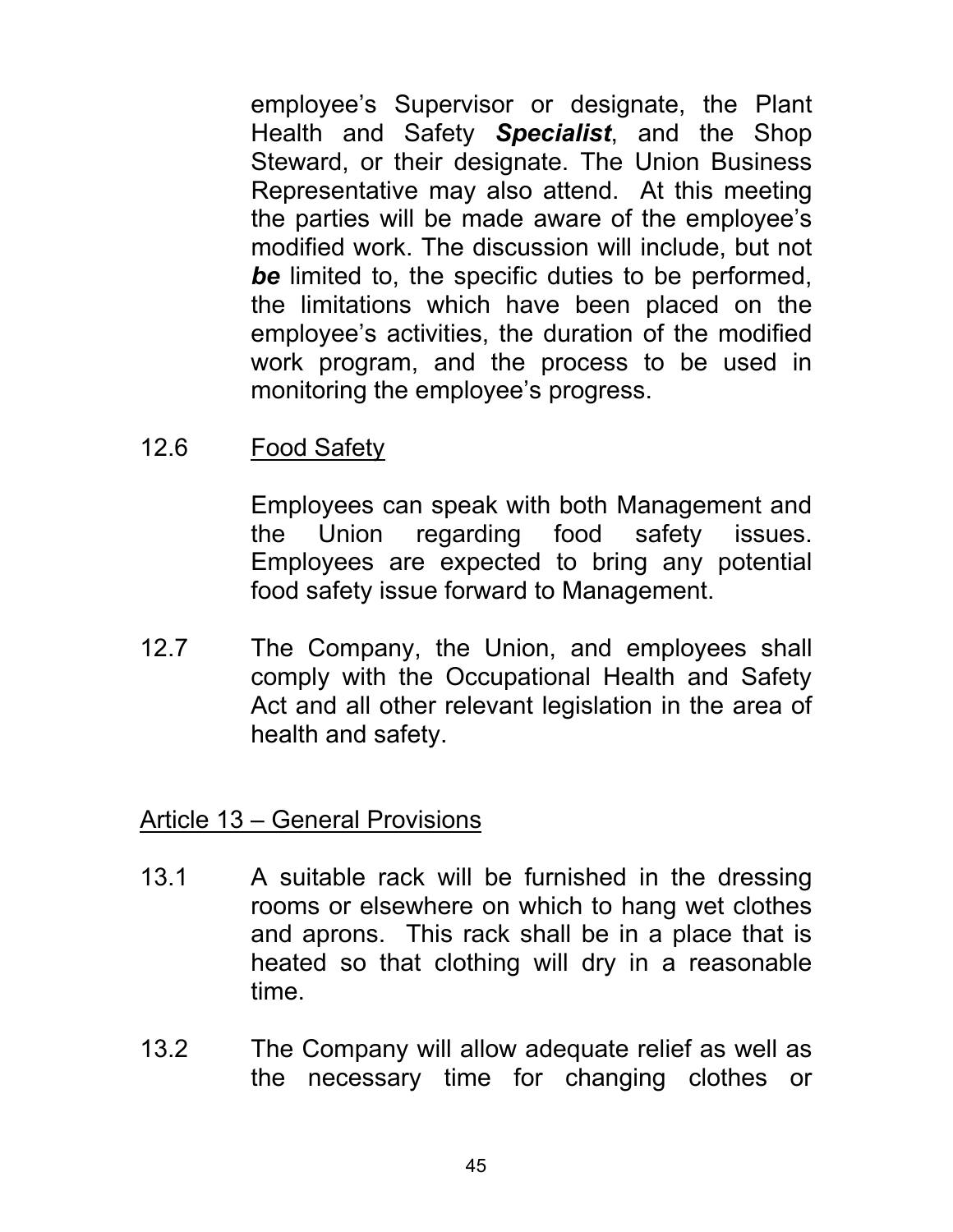employee's Supervisor or designate, the Plant Health and Safety ***Specialist***, and the Shop Steward, or their designate. The Union Business Representative may also attend. At this meeting the parties will be made aware of the employee's modified work. The discussion will include, but not ***be*** limited to, the specific duties to be performed, the limitations which have been placed on the employee's activities, the duration of the modified work program, and the process to be used in monitoring the employee's progress.

12.6 Food Safety

Employees can speak with both Management and the Union regarding food safety issues. Employees are expected to bring any potential food safety issue forward to Management.

12.7 The Company, the Union, and employees shall comply with the Occupational Health and Safety Act and all other relevant legislation in the area of health and safety.

## Article 13 – General Provisions

13.1 A suitable rack will be furnished in the dressing rooms or elsewhere on which to hang wet clothes and aprons. This rack shall be in a place that is heated so that clothing will dry in a reasonable time.

13.2 The Company will allow adequate relief as well as the necessary time for changing clothes or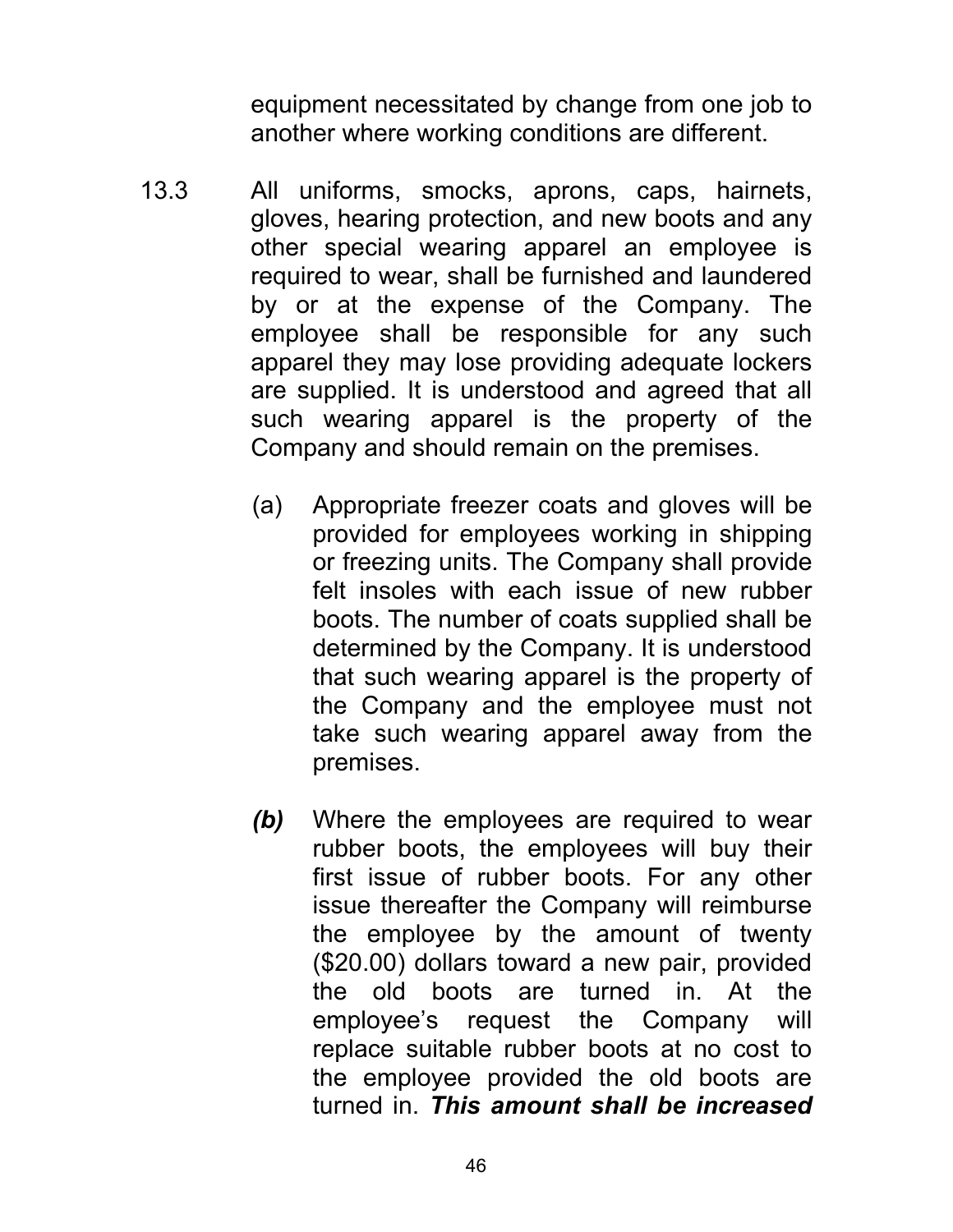equipment necessitated by change from one job to another where working conditions are different.

13.3 All uniforms, smocks, aprons, caps, hairnets, gloves, hearing protection, and new boots and any other special wearing apparel an employee is required to wear, shall be furnished and laundered by or at the expense of the Company. The employee shall be responsible for any such apparel they may lose providing adequate lockers are supplied. It is understood and agreed that all such wearing apparel is the property of the Company and should remain on the premises.

(a) Appropriate freezer coats and gloves will be provided for employees working in shipping or freezing units. The Company shall provide felt insoles with each issue of new rubber boots. The number of coats supplied shall be determined by the Company. It is understood that such wearing apparel is the property of the Company and the employee must not take such wearing apparel away from the premises.

***(b)*** Where the employees are required to wear rubber boots, the employees will buy their first issue of rubber boots. For any other issue thereafter the Company will reimburse the employee by the amount of twenty ($20.00) dollars toward a new pair, provided the old boots are turned in. At the employee's request the Company will replace suitable rubber boots at no cost to the employee provided the old boots are turned in. ***This amount shall be increased***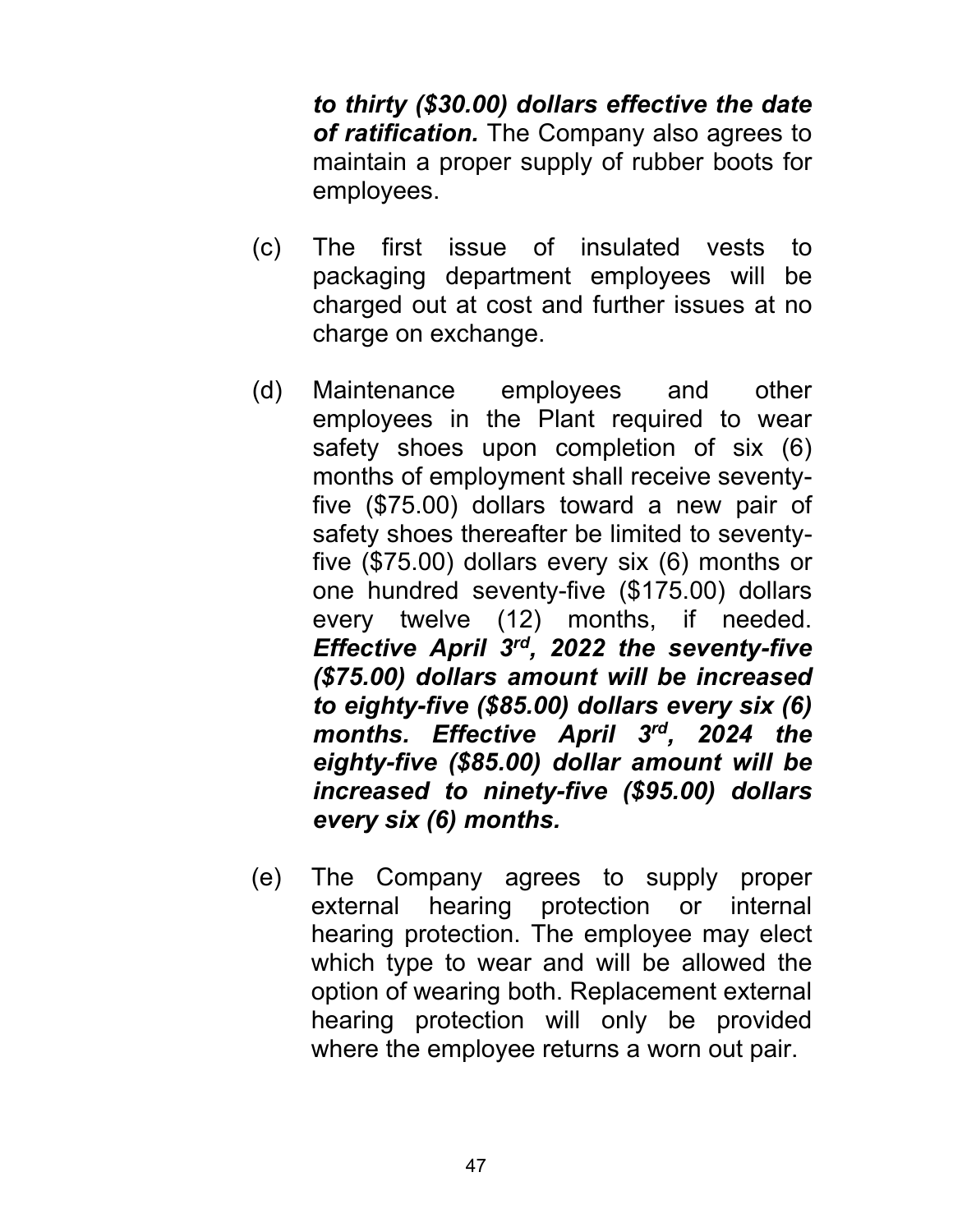***to thirty ($30.00) dollars effective the date of ratification.*** The Company also agrees to maintain a proper supply of rubber boots for employees.

(c) The first issue of insulated vests to packaging department employees will be charged out at cost and further issues at no charge on exchange.

(d) Maintenance employees and other employees in the Plant required to wear safety shoes upon completion of six (6) months of employment shall receive seventy-five ($75.00) dollars toward a new pair of safety shoes thereafter be limited to seventy-five ($75.00) dollars every six (6) months or one hundred seventy-five ($175.00) dollars every twelve (12) months, if needed. ***Effective April 3rd, 2022 the seventy-five ($75.00) dollars amount will be increased to eighty-five ($85.00) dollars every six (6) months. Effective April 3rd, 2024 the eighty-five ($85.00) dollar amount will be increased to ninety-five ($95.00) dollars every six (6) months.***

(e) The Company agrees to supply proper external hearing protection or internal hearing protection. The employee may elect which type to wear and will be allowed the option of wearing both. Replacement external hearing protection will only be provided where the employee returns a worn out pair.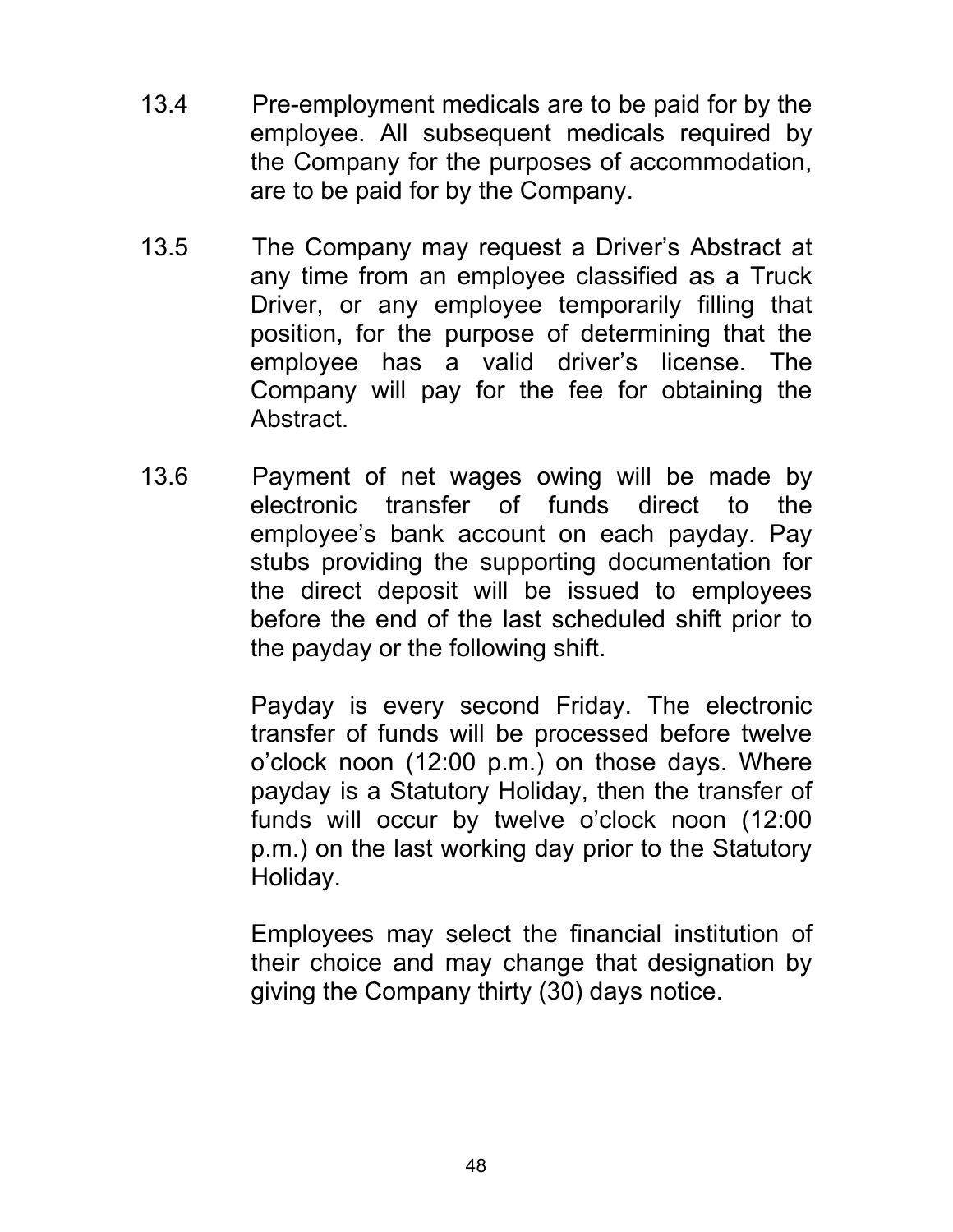13.4 Pre-employment medicals are to be paid for by the employee. All subsequent medicals required by the Company for the purposes of accommodation, are to be paid for by the Company.

13.5 The Company may request a Driver's Abstract at any time from an employee classified as a Truck Driver, or any employee temporarily filling that position, for the purpose of determining that the employee has a valid driver's license. The Company will pay for the fee for obtaining the Abstract.

13.6 Payment of net wages owing will be made by electronic transfer of funds direct to the employee's bank account on each payday. Pay stubs providing the supporting documentation for the direct deposit will be issued to employees before the end of the last scheduled shift prior to the payday or the following shift.

Payday is every second Friday. The electronic transfer of funds will be processed before twelve o'clock noon (12:00 p.m.) on those days. Where payday is a Statutory Holiday, then the transfer of funds will occur by twelve o'clock noon (12:00 p.m.) on the last working day prior to the Statutory Holiday.

Employees may select the financial institution of their choice and may change that designation by giving the Company thirty (30) days notice.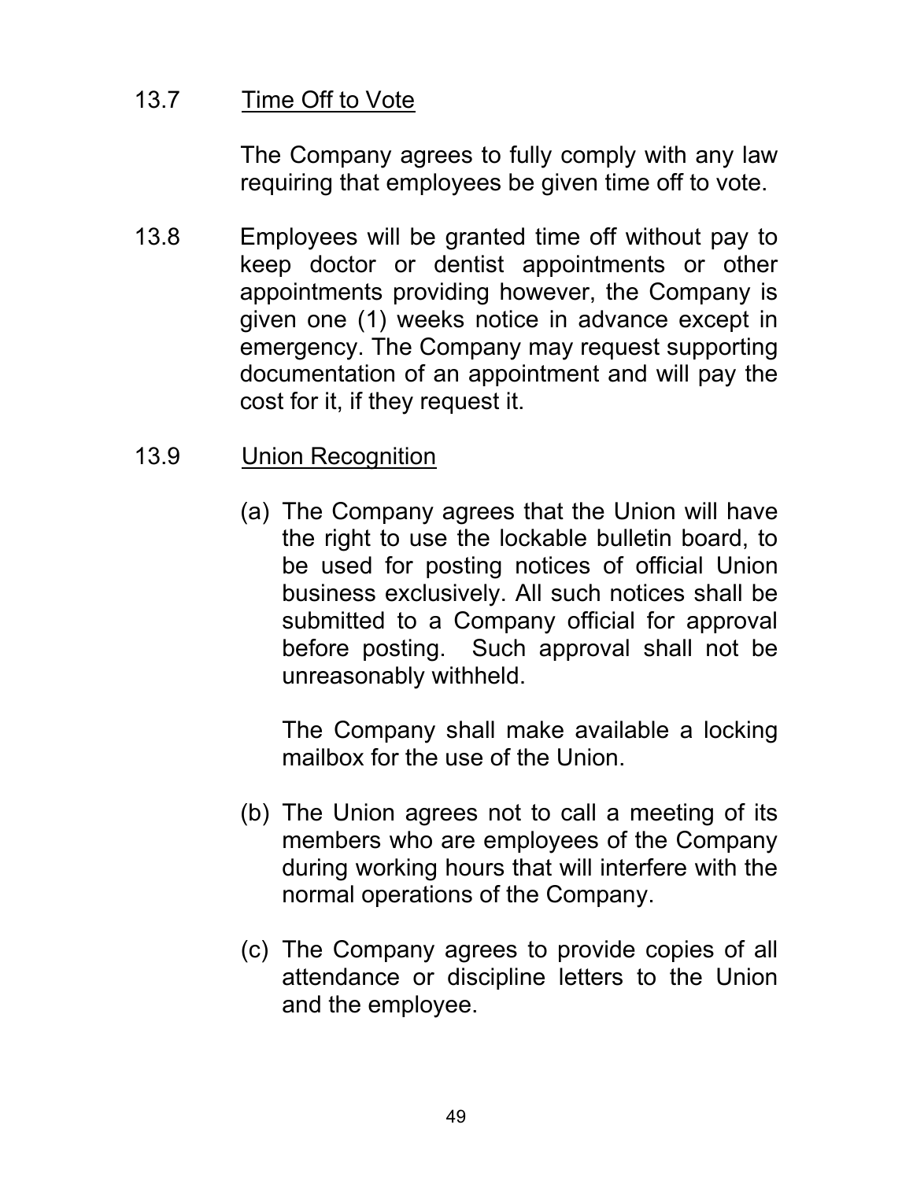13.7 Time Off to Vote

The Company agrees to fully comply with any law requiring that employees be given time off to vote.

13.8 Employees will be granted time off without pay to keep doctor or dentist appointments or other appointments providing however, the Company is given one (1) weeks notice in advance except in emergency. The Company may request supporting documentation of an appointment and will pay the cost for it, if they request it.

13.9 Union Recognition

(a) The Company agrees that the Union will have the right to use the lockable bulletin board, to be used for posting notices of official Union business exclusively. All such notices shall be submitted to a Company official for approval before posting. Such approval shall not be unreasonably withheld.

The Company shall make available a locking mailbox for the use of the Union.

(b) The Union agrees not to call a meeting of its members who are employees of the Company during working hours that will interfere with the normal operations of the Company.

(c) The Company agrees to provide copies of all attendance or discipline letters to the Union and the employee.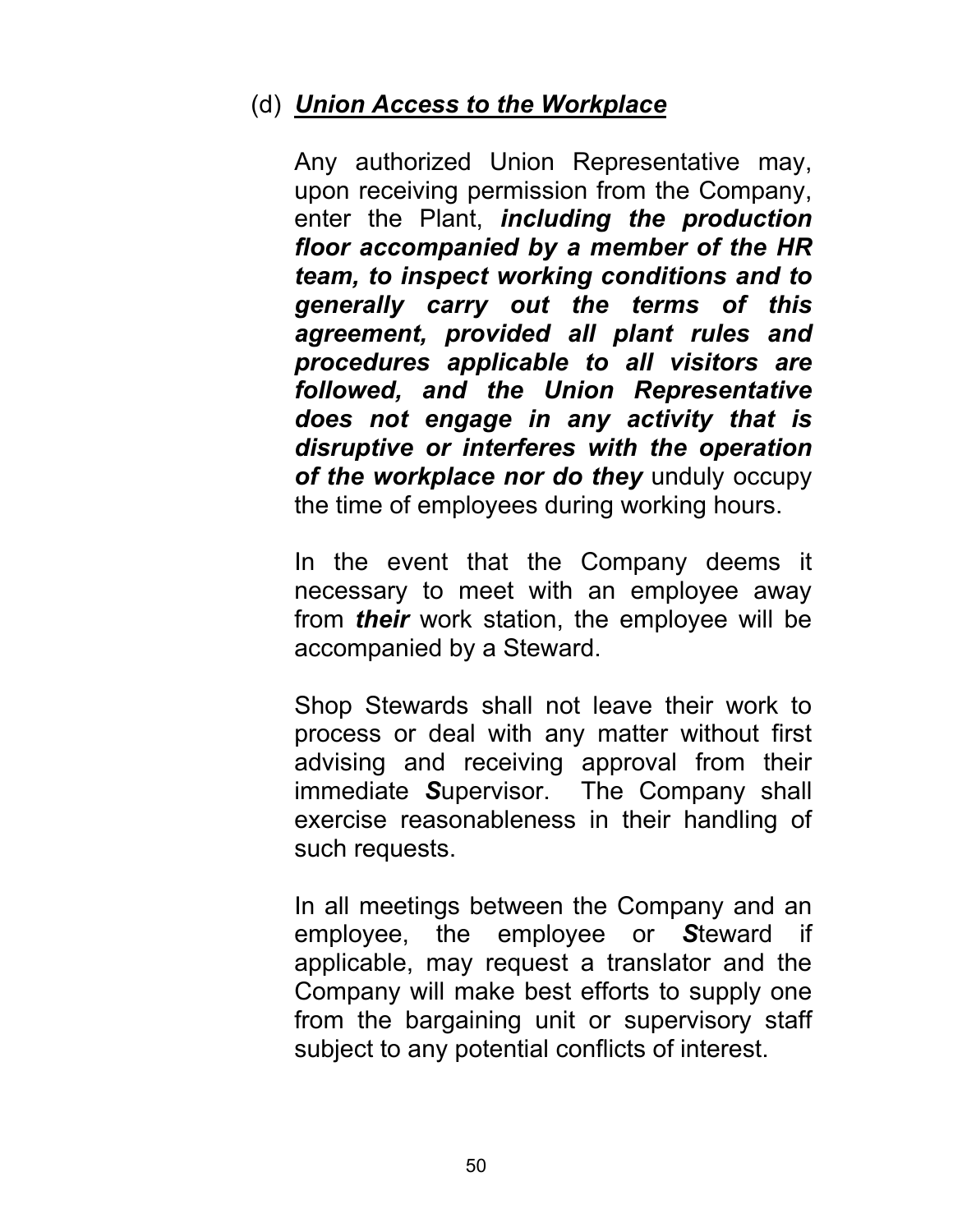(d) ***Union Access to the Workplace***

Any authorized Union Representative may, upon receiving permission from the Company, enter the Plant, ***including the production floor accompanied by a member of the HR team, to inspect working conditions and to generally carry out the terms of this agreement, provided all plant rules and procedures applicable to all visitors are followed, and the Union Representative does not engage in any activity that is disruptive or interferes with the operation of the workplace nor do they*** unduly occupy the time of employees during working hours.

In the event that the Company deems it necessary to meet with an employee away from ***their*** work station, the employee will be accompanied by a Steward.

Shop Stewards shall not leave their work to process or deal with any matter without first advising and receiving approval from their immediate ***S***upervisor. The Company shall exercise reasonableness in their handling of such requests.

In all meetings between the Company and an employee, the employee or ***S***teward if applicable, may request a translator and the Company will make best efforts to supply one from the bargaining unit or supervisory staff subject to any potential conflicts of interest.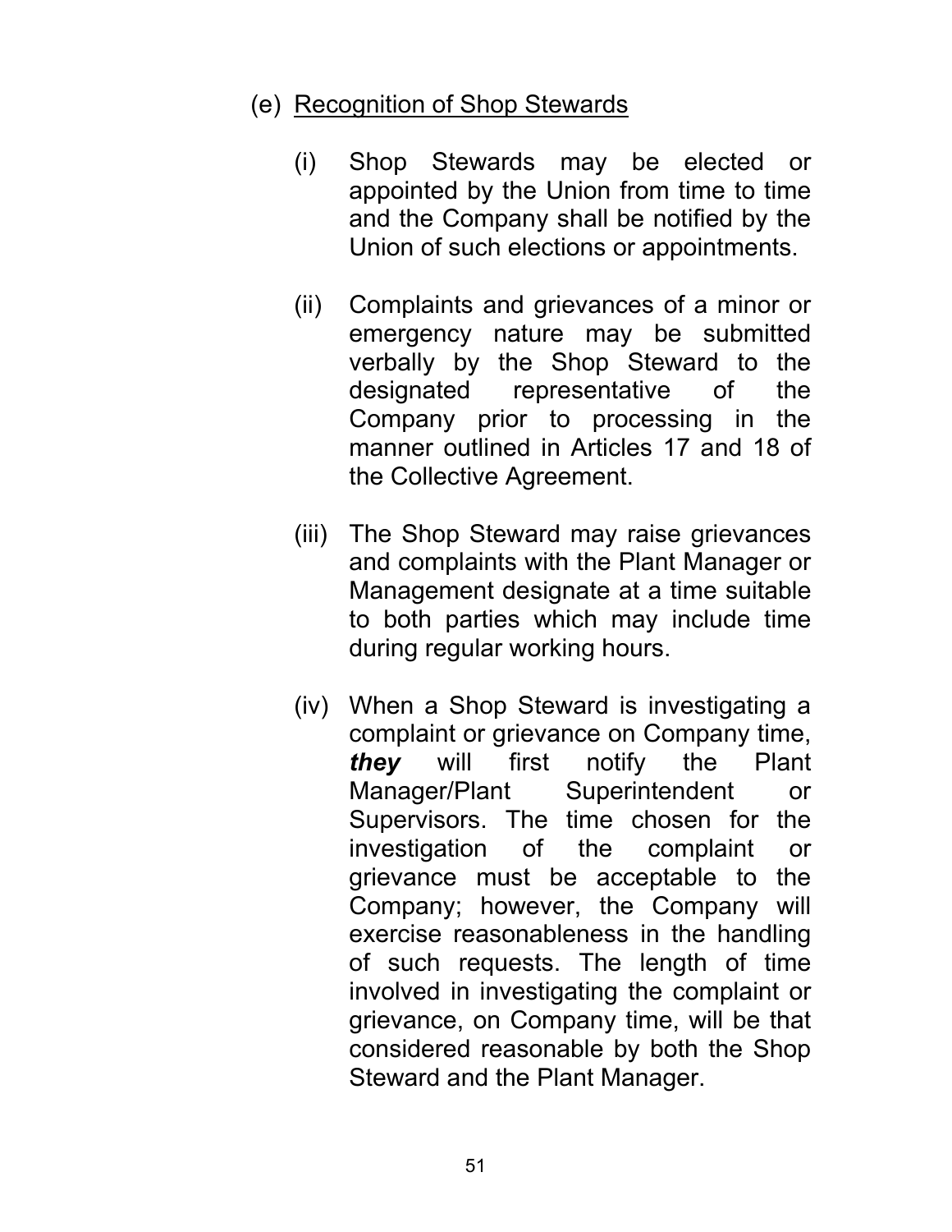(e) <u>Recognition of Shop Stewards</u>

(i) Shop Stewards may be elected or appointed by the Union from time to time and the Company shall be notified by the Union of such elections or appointments.

(ii) Complaints and grievances of a minor or emergency nature may be submitted verbally by the Shop Steward to the designated representative of the Company prior to processing in the manner outlined in Articles 17 and 18 of the Collective Agreement.

(iii) The Shop Steward may raise grievances and complaints with the Plant Manager or Management designate at a time suitable to both parties which may include time during regular working hours.

(iv) When a Shop Steward is investigating a complaint or grievance on Company time, ***they*** will first notify the Plant Manager/Plant Superintendent or Supervisors. The time chosen for the investigation of the complaint or grievance must be acceptable to the Company; however, the Company will exercise reasonableness in the handling of such requests. The length of time involved in investigating the complaint or grievance, on Company time, will be that considered reasonable by both the Shop Steward and the Plant Manager.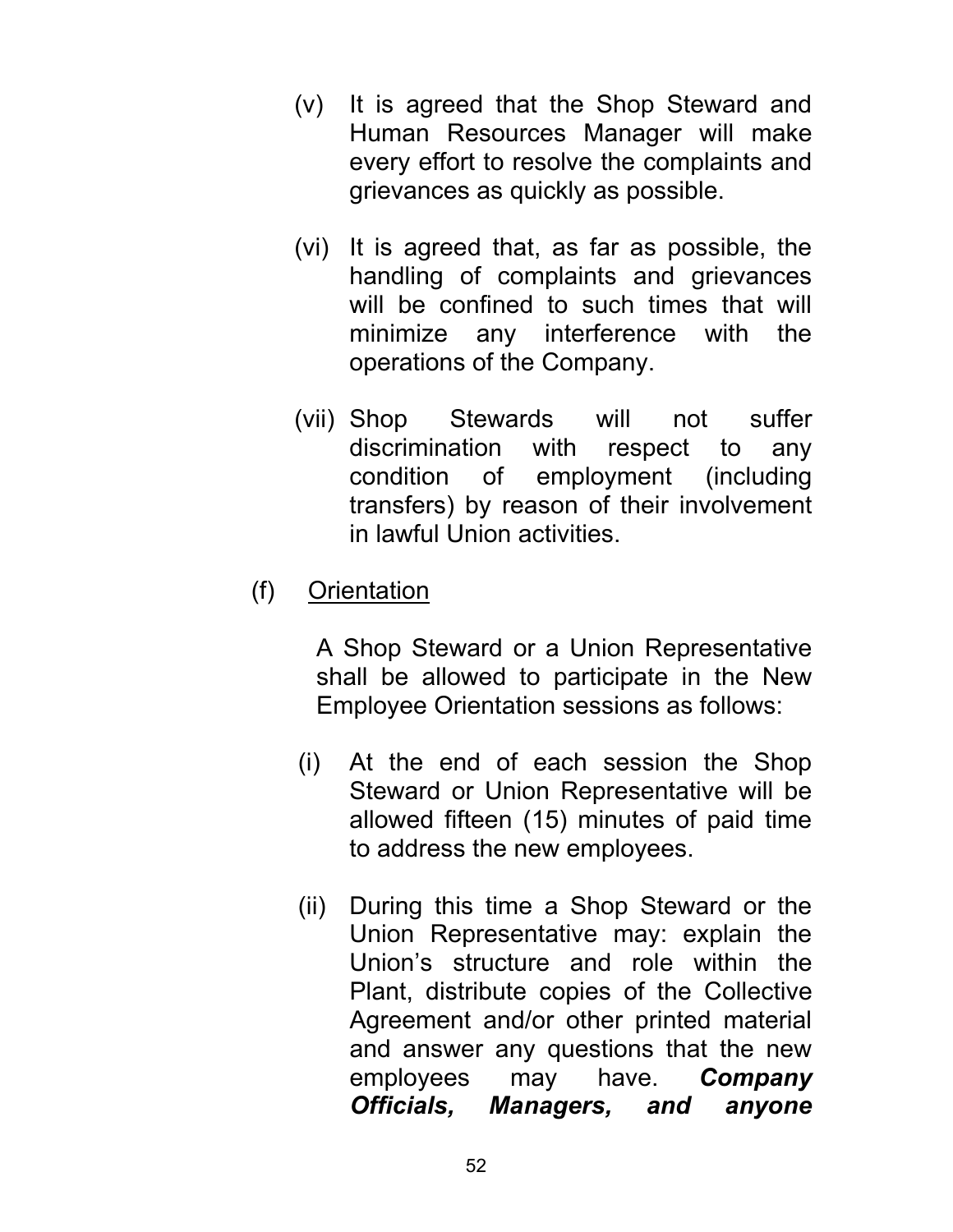(v) It is agreed that the Shop Steward and Human Resources Manager will make every effort to resolve the complaints and grievances as quickly as possible.

(vi) It is agreed that, as far as possible, the handling of complaints and grievances will be confined to such times that will minimize any interference with the operations of the Company.

(vii) Shop Stewards will not suffer discrimination with respect to any condition of employment (including transfers) by reason of their involvement in lawful Union activities.

(f) <u>Orientation</u>

A Shop Steward or a Union Representative shall be allowed to participate in the New Employee Orientation sessions as follows:

(i) At the end of each session the Shop Steward or Union Representative will be allowed fifteen (15) minutes of paid time to address the new employees.

(ii) During this time a Shop Steward or the Union Representative may: explain the Union's structure and role within the Plant, distribute copies of the Collective Agreement and/or other printed material and answer any questions that the new employees may have. ***Company Officials, Managers, and anyone***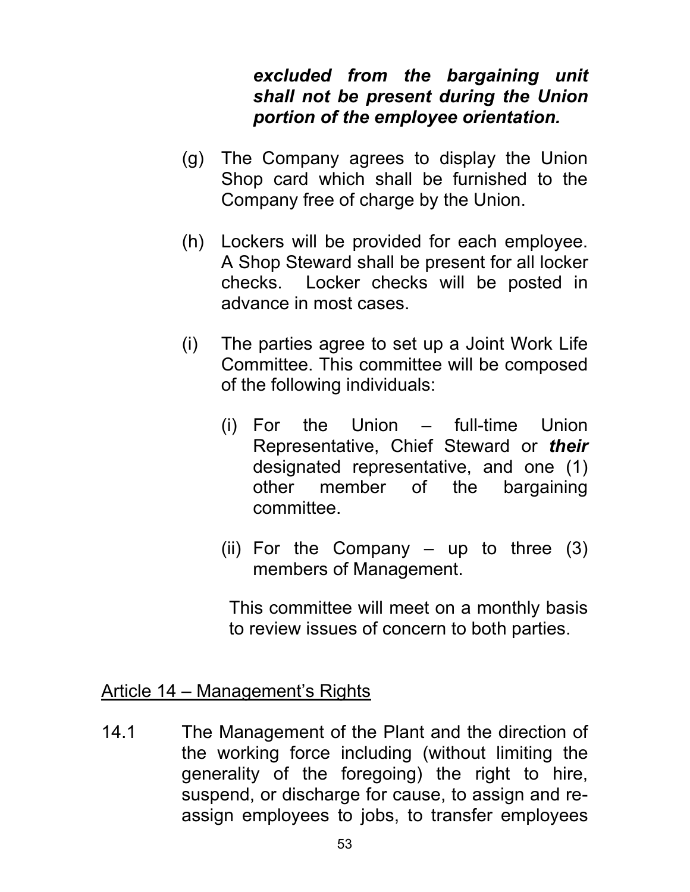***excluded from the bargaining unit shall not be present during the Union portion of the employee orientation.***

(g) The Company agrees to display the Union Shop card which shall be furnished to the Company free of charge by the Union.

(h) Lockers will be provided for each employee. A Shop Steward shall be present for all locker checks. Locker checks will be posted in advance in most cases.

(i) The parties agree to set up a Joint Work Life Committee. This committee will be composed of the following individuals:

   (i) For the Union – full-time Union Representative, Chief Steward or ***their*** designated representative, and one (1) other member of the bargaining committee.

   (ii) For the Company – up to three (3) members of Management.

   This committee will meet on a monthly basis to review issues of concern to both parties.

## Article 14 – Management's Rights

14.1 The Management of the Plant and the direction of the working force including (without limiting the generality of the foregoing) the right to hire, suspend, or discharge for cause, to assign and re-assign employees to jobs, to transfer employees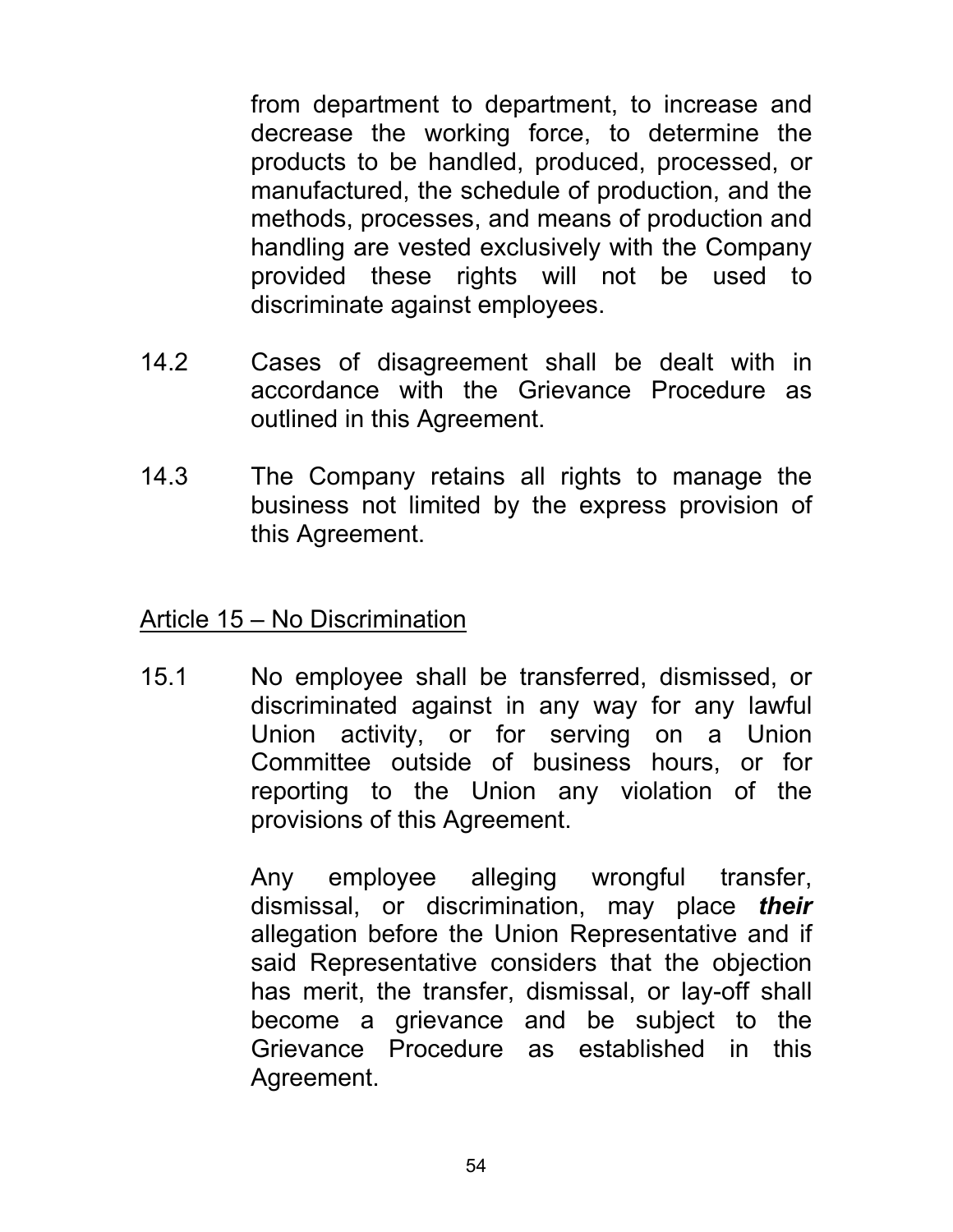from department to department, to increase and decrease the working force, to determine the products to be handled, produced, processed, or manufactured, the schedule of production, and the methods, processes, and means of production and handling are vested exclusively with the Company provided these rights will not be used to discriminate against employees.

14.2 Cases of disagreement shall be dealt with in accordance with the Grievance Procedure as outlined in this Agreement.

14.3 The Company retains all rights to manage the business not limited by the express provision of this Agreement.

## Article 15 – No Discrimination

15.1 No employee shall be transferred, dismissed, or discriminated against in any way for any lawful Union activity, or for serving on a Union Committee outside of business hours, or for reporting to the Union any violation of the provisions of this Agreement.

Any employee alleging wrongful transfer, dismissal, or discrimination, may place ***their*** allegation before the Union Representative and if said Representative considers that the objection has merit, the transfer, dismissal, or lay-off shall become a grievance and be subject to the Grievance Procedure as established in this Agreement.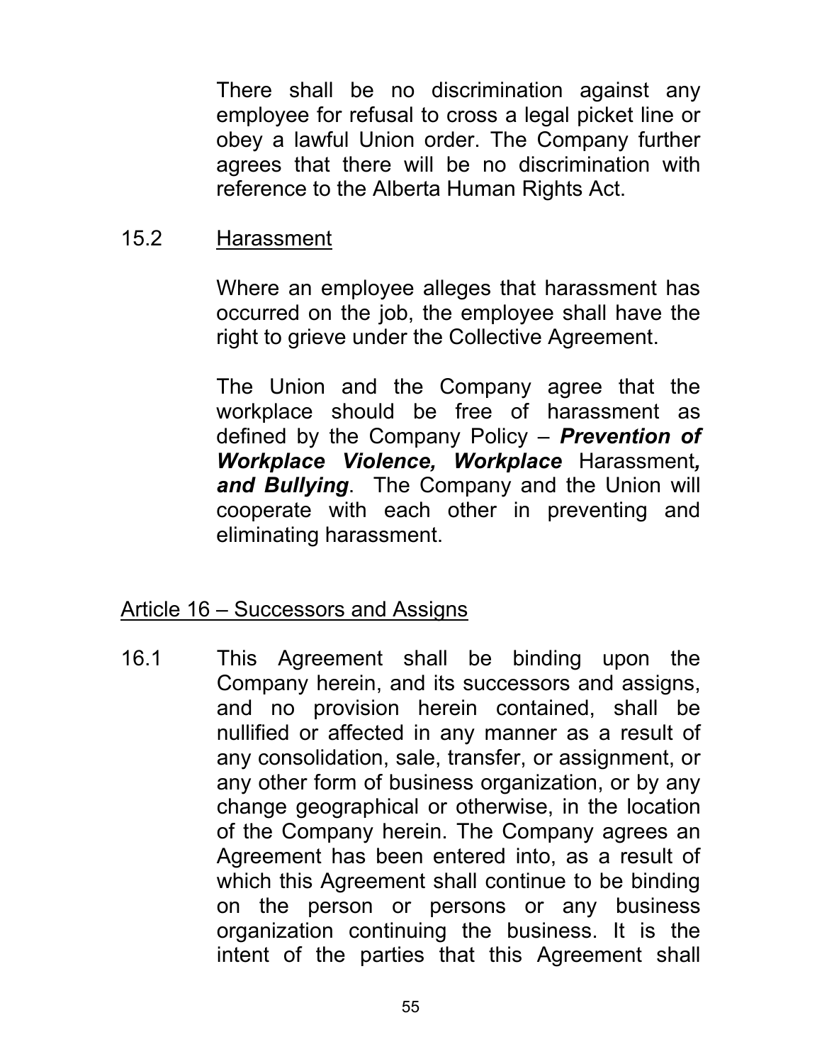There shall be no discrimination against any employee for refusal to cross a legal picket line or obey a lawful Union order. The Company further agrees that there will be no discrimination with reference to the Alberta Human Rights Act.

15.2 Harassment

Where an employee alleges that harassment has occurred on the job, the employee shall have the right to grieve under the Collective Agreement.

The Union and the Company agree that the workplace should be free of harassment as defined by the Company Policy – ***Prevention of Workplace Violence, Workplace*** Harassment***, and Bullying***. The Company and the Union will cooperate with each other in preventing and eliminating harassment.

## Article 16 – Successors and Assigns

16.1 This Agreement shall be binding upon the Company herein, and its successors and assigns, and no provision herein contained, shall be nullified or affected in any manner as a result of any consolidation, sale, transfer, or assignment, or any other form of business organization, or by any change geographical or otherwise, in the location of the Company herein. The Company agrees an Agreement has been entered into, as a result of which this Agreement shall continue to be binding on the person or persons or any business organization continuing the business. It is the intent of the parties that this Agreement shall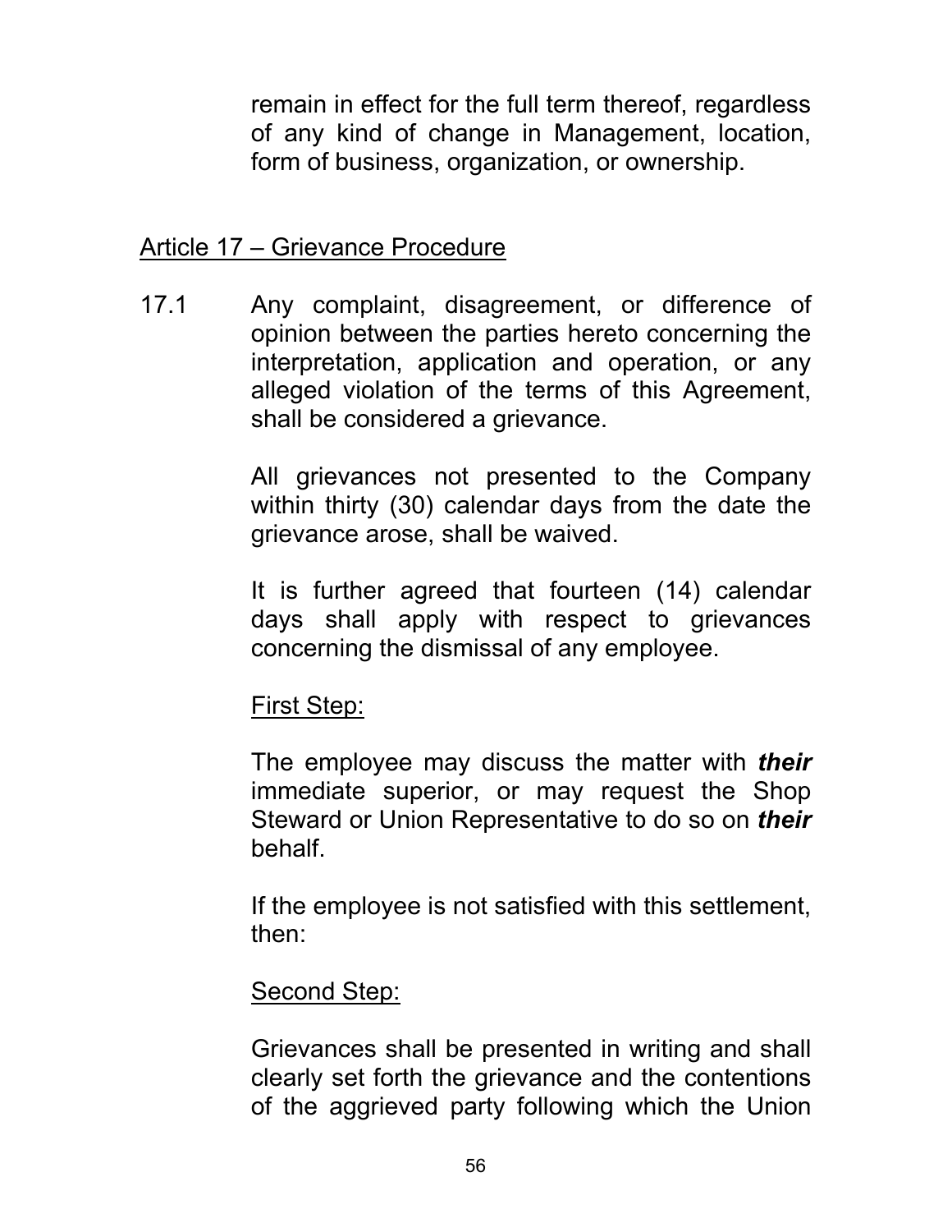remain in effect for the full term thereof, regardless of any kind of change in Management, location, form of business, organization, or ownership.

## Article 17 – Grievance Procedure

17.1 Any complaint, disagreement, or difference of opinion between the parties hereto concerning the interpretation, application and operation, or any alleged violation of the terms of this Agreement, shall be considered a grievance.

All grievances not presented to the Company within thirty (30) calendar days from the date the grievance arose, shall be waived.

It is further agreed that fourteen (14) calendar days shall apply with respect to grievances concerning the dismissal of any employee.

First Step:

The employee may discuss the matter with ***their*** immediate superior, or may request the Shop Steward or Union Representative to do so on ***their*** behalf.

If the employee is not satisfied with this settlement, then:

Second Step:

Grievances shall be presented in writing and shall clearly set forth the grievance and the contentions of the aggrieved party following which the Union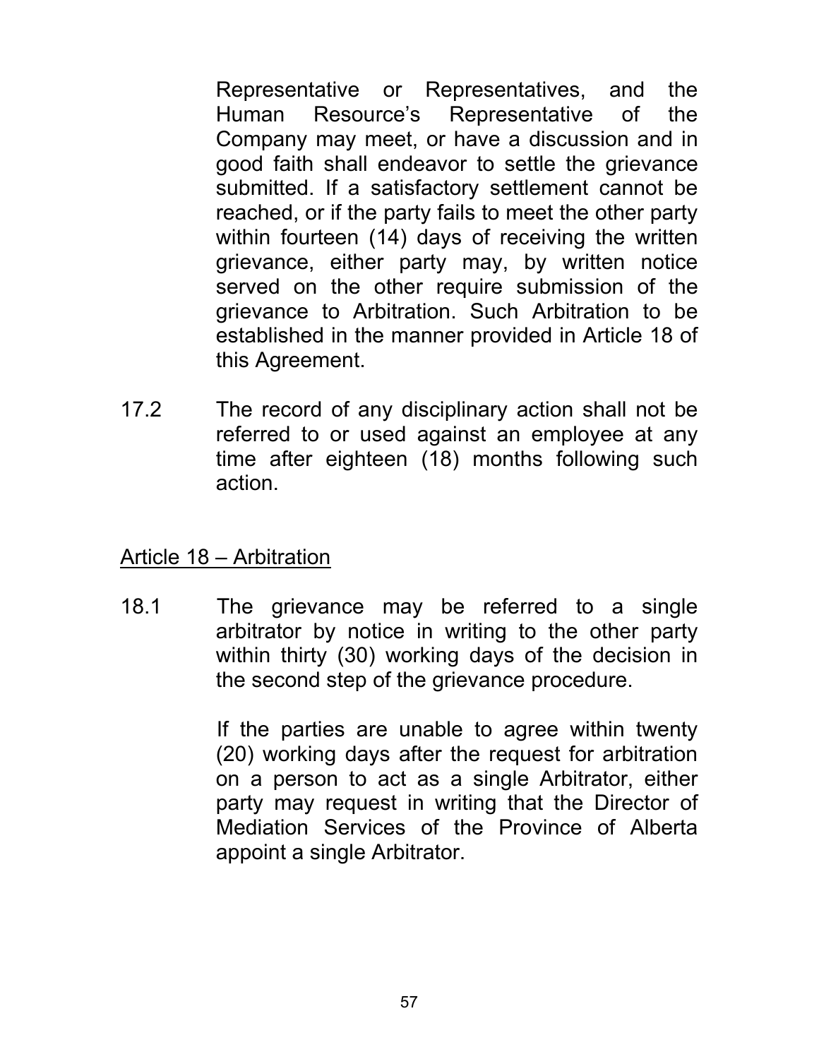Representative or Representatives, and the Human Resource's Representative of the Company may meet, or have a discussion and in good faith shall endeavor to settle the grievance submitted. If a satisfactory settlement cannot be reached, or if the party fails to meet the other party within fourteen (14) days of receiving the written grievance, either party may, by written notice served on the other require submission of the grievance to Arbitration. Such Arbitration to be established in the manner provided in Article 18 of this Agreement.

17.2 The record of any disciplinary action shall not be referred to or used against an employee at any time after eighteen (18) months following such action.

## Article 18 – Arbitration

18.1 The grievance may be referred to a single arbitrator by notice in writing to the other party within thirty (30) working days of the decision in the second step of the grievance procedure.

If the parties are unable to agree within twenty (20) working days after the request for arbitration on a person to act as a single Arbitrator, either party may request in writing that the Director of Mediation Services of the Province of Alberta appoint a single Arbitrator.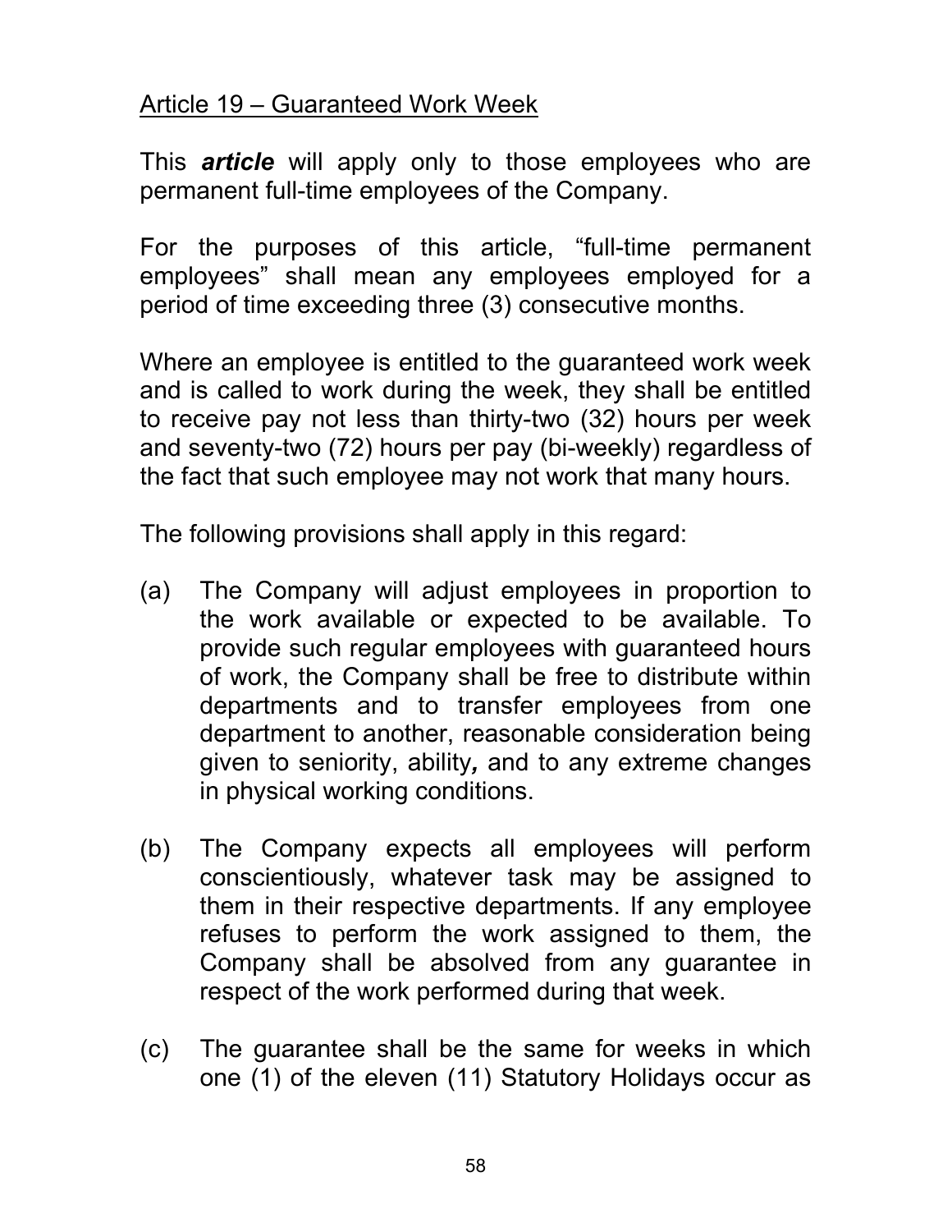## Article 19 – Guaranteed Work Week

This ***article*** will apply only to those employees who are permanent full-time employees of the Company.

For the purposes of this article, "full-time permanent employees" shall mean any employees employed for a period of time exceeding three (3) consecutive months.

Where an employee is entitled to the guaranteed work week and is called to work during the week, they shall be entitled to receive pay not less than thirty-two (32) hours per week and seventy-two (72) hours per pay (bi-weekly) regardless of the fact that such employee may not work that many hours.

The following provisions shall apply in this regard:

(a) The Company will adjust employees in proportion to the work available or expected to be available. To provide such regular employees with guaranteed hours of work, the Company shall be free to distribute within departments and to transfer employees from one department to another, reasonable consideration being given to seniority, ability***,*** and to any extreme changes in physical working conditions.

(b) The Company expects all employees will perform conscientiously, whatever task may be assigned to them in their respective departments. If any employee refuses to perform the work assigned to them, the Company shall be absolved from any guarantee in respect of the work performed during that week.

(c) The guarantee shall be the same for weeks in which one (1) of the eleven (11) Statutory Holidays occur as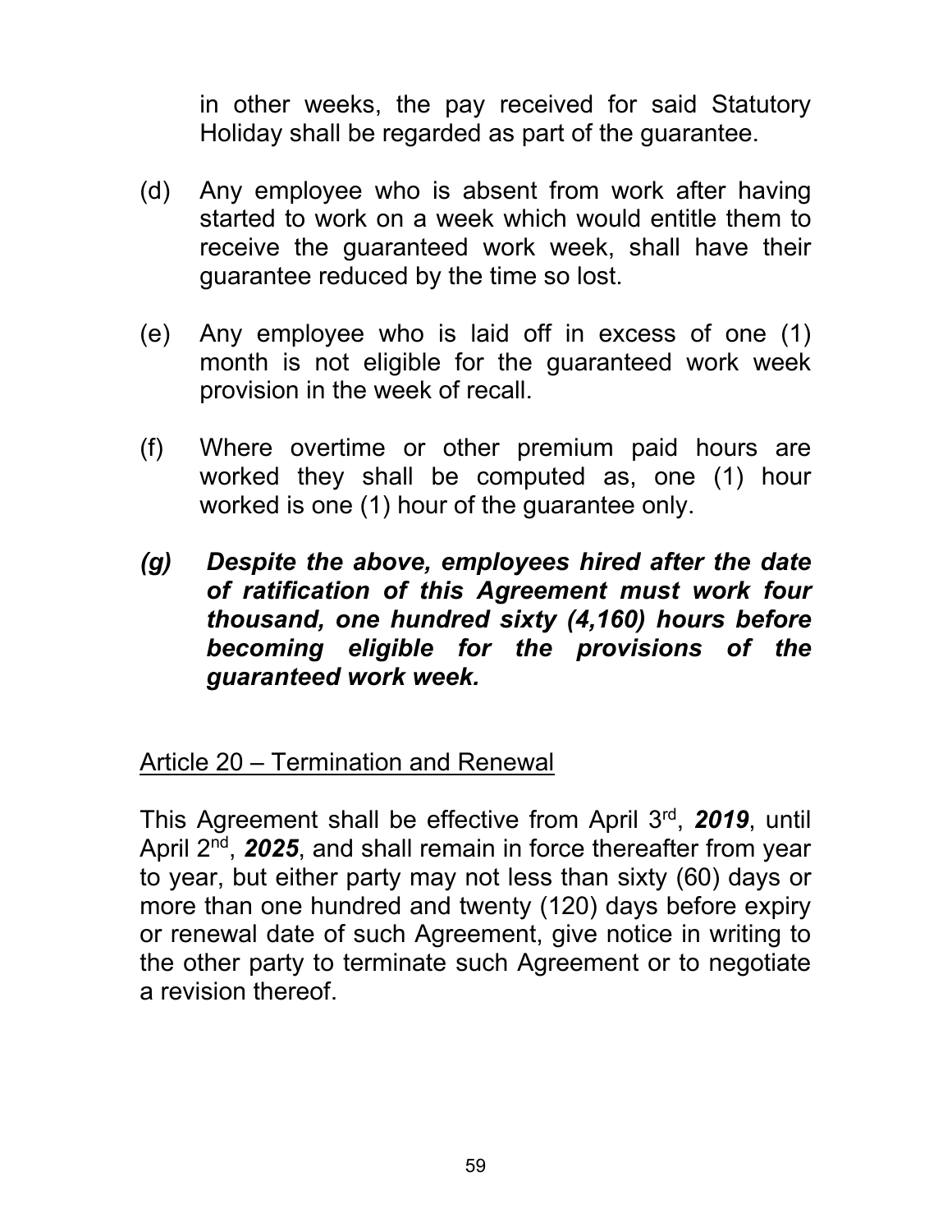in other weeks, the pay received for said Statutory Holiday shall be regarded as part of the guarantee.

(d) Any employee who is absent from work after having started to work on a week which would entitle them to receive the guaranteed work week, shall have their guarantee reduced by the time so lost.

(e) Any employee who is laid off in excess of one (1) month is not eligible for the guaranteed work week provision in the week of recall.

(f) Where overtime or other premium paid hours are worked they shall be computed as, one (1) hour worked is one (1) hour of the guarantee only.

***(g) Despite the above, employees hired after the date of ratification of this Agreement must work four thousand, one hundred sixty (4,160) hours before becoming eligible for the provisions of the guaranteed work week.***

## Article 20 – Termination and Renewal

This Agreement shall be effective from April 3rd, ***2019***, until April 2nd, ***2025***, and shall remain in force thereafter from year to year, but either party may not less than sixty (60) days or more than one hundred and twenty (120) days before expiry or renewal date of such Agreement, give notice in writing to the other party to terminate such Agreement or to negotiate a revision thereof.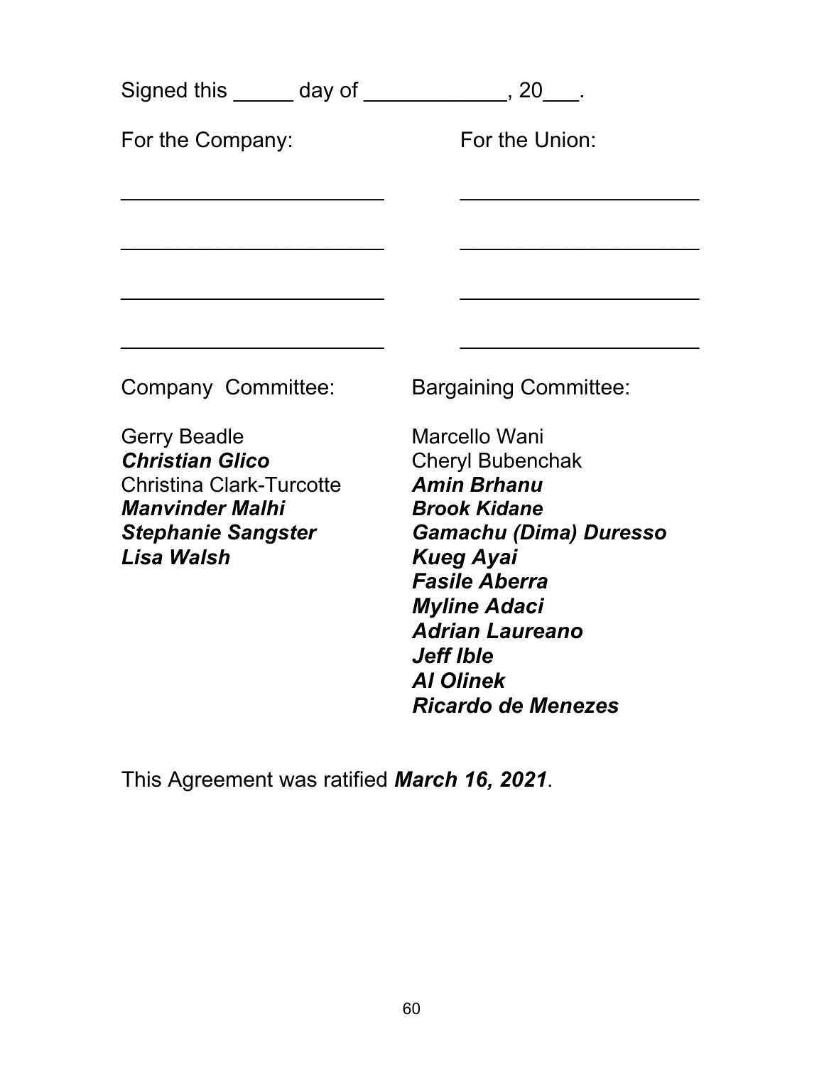Signed this _____ day of ____________, 20___.

| For the Company: | For the Union: |
| --- | --- |
| ________________________ | ______________________ |
| ________________________ | ______________________ |
| ________________________ | ______________________ |
| ________________________ | ______________________ |

| Company Committee: | Bargaining Committee: |
| --- | --- |
| Gerry Beadle | Marcello Wani |
| ***Christian Glico*** | Cheryl Bubenchak |
| Christina Clark-Turcotte | ***Amin Brhanu*** |
| ***Manvinder Malhi*** | ***Brook Kidane*** |
| ***Stephanie Sangster*** | ***Gamachu (Dima) Duresso*** |
| ***Lisa Walsh*** | ***Kueg Ayai*** |
| | ***Fasile Aberra*** |
| | ***Myline Adaci*** |
| | ***Adrian Laureano*** |
| | ***Jeff Ible*** |
| | ***Al Olinek*** |
| | ***Ricardo de Menezes*** |

This Agreement was ratified ***March 16, 2021***.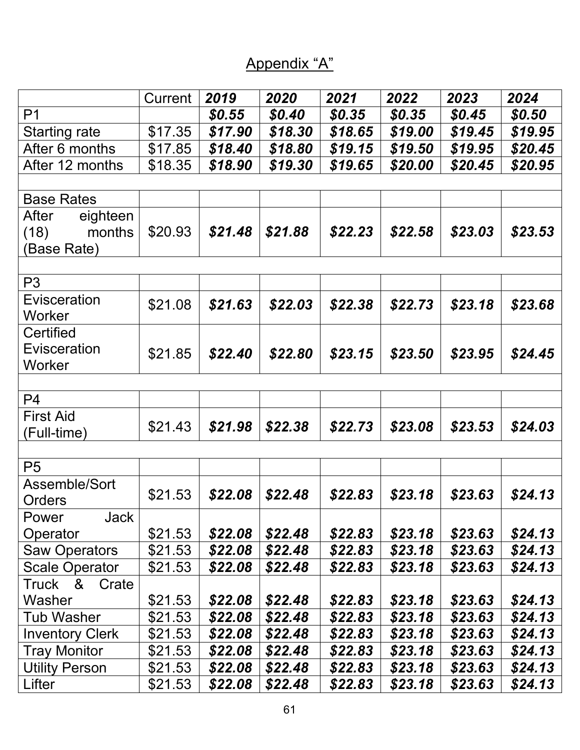# Appendix "A"

| | Current | *2019* | *2020* | *2021* | *2022* | *2023* | *2024* |
|---|---|---|---|---|---|---|---|
| P1 | | ***$0.55*** | ***$0.40*** | ***$0.35*** | ***$0.35*** | ***$0.45*** | ***$0.50*** |
| Starting rate | $17.35 | ***$17.90*** | ***$18.30*** | ***$18.65*** | ***$19.00*** | ***$19.45*** | ***$19.95*** |
| After 6 months | $17.85 | ***$18.40*** | ***$18.80*** | ***$19.15*** | ***$19.50*** | ***$19.95*** | ***$20.45*** |
| After 12 months | $18.35 | ***$18.90*** | ***$19.30*** | ***$19.65*** | ***$20.00*** | ***$20.45*** | ***$20.95*** |
| | | | | | | | |
| Base Rates | | | | | | | |
| After eighteen (18) months (Base Rate) | $20.93 | ***$21.48*** | ***$21.88*** | ***$22.23*** | ***$22.58*** | ***$23.03*** | ***$23.53*** |
| | | | | | | | |
| P3 | | | | | | | |
| Evisceration Worker | $21.08 | ***$21.63*** | ***$22.03*** | ***$22.38*** | ***$22.73*** | ***$23.18*** | ***$23.68*** |
| Certified Evisceration Worker | $21.85 | ***$22.40*** | ***$22.80*** | ***$23.15*** | ***$23.50*** | ***$23.95*** | ***$24.45*** |
| | | | | | | | |
| P4 | | | | | | | |
| First Aid (Full-time) | $21.43 | ***$21.98*** | ***$22.38*** | ***$22.73*** | ***$23.08*** | ***$23.53*** | ***$24.03*** |
| | | | | | | | |
| P5 | | | | | | | |
| Assemble/Sort Orders | $21.53 | ***$22.08*** | ***$22.48*** | ***$22.83*** | ***$23.18*** | ***$23.63*** | ***$24.13*** |
| Power Jack Operator | $21.53 | ***$22.08*** | ***$22.48*** | ***$22.83*** | ***$23.18*** | ***$23.63*** | ***$24.13*** |
| Saw Operators | $21.53 | ***$22.08*** | ***$22.48*** | ***$22.83*** | ***$23.18*** | ***$23.63*** | ***$24.13*** |
| Scale Operator | $21.53 | ***$22.08*** | ***$22.48*** | ***$22.83*** | ***$23.18*** | ***$23.63*** | ***$24.13*** |
| Truck & Crate Washer | $21.53 | ***$22.08*** | ***$22.48*** | ***$22.83*** | ***$23.18*** | ***$23.63*** | ***$24.13*** |
| Tub Washer | $21.53 | ***$22.08*** | ***$22.48*** | ***$22.83*** | ***$23.18*** | ***$23.63*** | ***$24.13*** |
| Inventory Clerk | $21.53 | ***$22.08*** | ***$22.48*** | ***$22.83*** | ***$23.18*** | ***$23.63*** | ***$24.13*** |
| Tray Monitor | $21.53 | ***$22.08*** | ***$22.48*** | ***$22.83*** | ***$23.18*** | ***$23.63*** | ***$24.13*** |
| Utility Person | $21.53 | ***$22.08*** | ***$22.48*** | ***$22.83*** | ***$23.18*** | ***$23.63*** | ***$24.13*** |
| Lifter | $21.53 | ***$22.08*** | ***$22.48*** | ***$22.83*** | ***$23.18*** | ***$23.63*** | ***$24.13*** |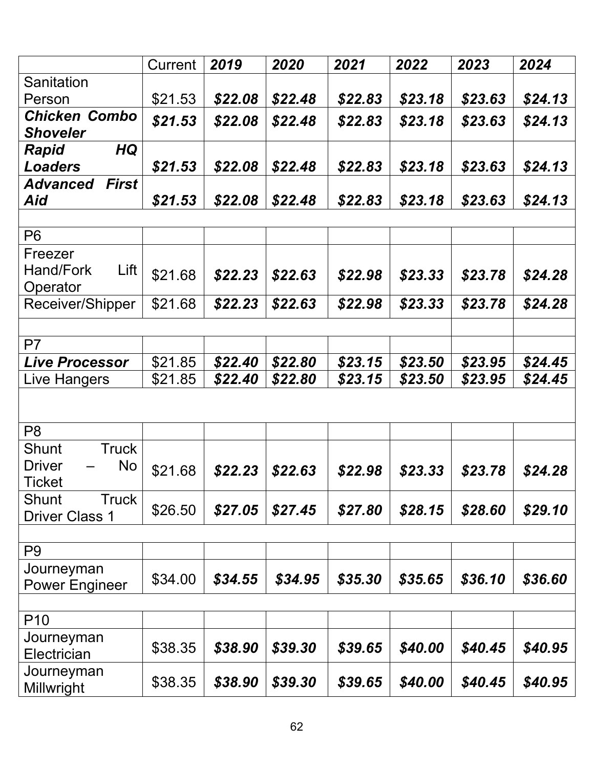| | Current | ***2019*** | ***2020*** | ***2021*** | ***2022*** | ***2023*** | ***2024*** |
|---|---|---|---|---|---|---|---|
| Sanitation Person | $21.53 | ***$22.08*** | ***$22.48*** | ***$22.83*** | ***$23.18*** | ***$23.63*** | ***$24.13*** |
| ***Chicken Combo Shoveler*** | ***$21.53*** | ***$22.08*** | ***$22.48*** | ***$22.83*** | ***$23.18*** | ***$23.63*** | ***$24.13*** |
| ***Rapid HQ Loaders*** | ***$21.53*** | ***$22.08*** | ***$22.48*** | ***$22.83*** | ***$23.18*** | ***$23.63*** | ***$24.13*** |
| ***Advanced First Aid*** | ***$21.53*** | ***$22.08*** | ***$22.48*** | ***$22.83*** | ***$23.18*** | ***$23.63*** | ***$24.13*** |
| | | | | | | | |
| P6 | | | | | | | |
| Freezer Hand/Fork Lift Operator | $21.68 | ***$22.23*** | ***$22.63*** | ***$22.98*** | ***$23.33*** | ***$23.78*** | ***$24.28*** |
| Receiver/Shipper | $21.68 | ***$22.23*** | ***$22.63*** | ***$22.98*** | ***$23.33*** | ***$23.78*** | ***$24.28*** |
| | | | | | | | |
| P7 | | | | | | | |
| ***Live Processor*** | $21.85 | ***$22.40*** | ***$22.80*** | ***$23.15*** | ***$23.50*** | ***$23.95*** | ***$24.45*** |
| Live Hangers | $21.85 | ***$22.40*** | ***$22.80*** | ***$23.15*** | ***$23.50*** | ***$23.95*** | ***$24.45*** |
| | | | | | | | |
| P8 | | | | | | | |
| Shunt Truck Driver – No Ticket | $21.68 | ***$22.23*** | ***$22.63*** | ***$22.98*** | ***$23.33*** | ***$23.78*** | ***$24.28*** |
| Shunt Truck Driver Class 1 | $26.50 | ***$27.05*** | ***$27.45*** | ***$27.80*** | ***$28.15*** | ***$28.60*** | ***$29.10*** |
| | | | | | | | |
| P9 | | | | | | | |
| Journeyman Power Engineer | $34.00 | ***$34.55*** | ***$34.95*** | ***$35.30*** | ***$35.65*** | ***$36.10*** | ***$36.60*** |
| | | | | | | | |
| P10 | | | | | | | |
| Journeyman Electrician | $38.35 | ***$38.90*** | ***$39.30*** | ***$39.65*** | ***$40.00*** | ***$40.45*** | ***$40.95*** |
| Journeyman Millwright | $38.35 | ***$38.90*** | ***$39.30*** | ***$39.65*** | ***$40.00*** | ***$40.45*** | ***$40.95*** |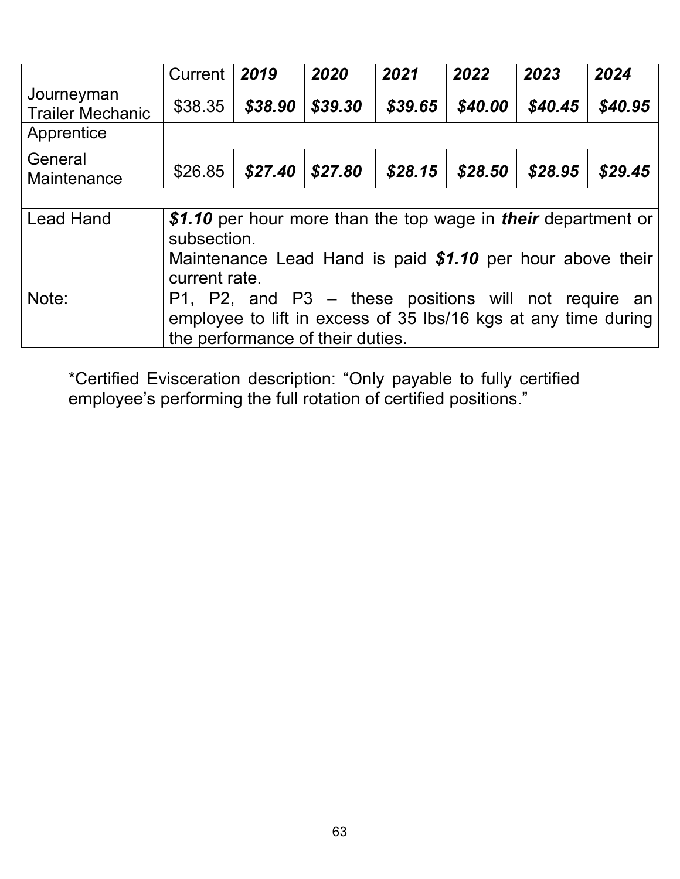| | Current | ***2019*** | ***2020*** | ***2021*** | ***2022*** | ***2023*** | ***2024*** |
|---|---|---|---|---|---|---|---|
| Journeyman Trailer Mechanic | $38.35 | ***$38.90*** | ***$39.30*** | ***$39.65*** | ***$40.00*** | ***$40.45*** | ***$40.95*** |
| Apprentice | | | | | | | |
| General Maintenance | $26.85 | ***$27.40*** | ***$27.80*** | ***$28.15*** | ***$28.50*** | ***$28.95*** | ***$29.45*** |
| | | | | | | | |
| Lead Hand | ***$1.10*** per hour more than the top wage in ***their*** department or subsection. Maintenance Lead Hand is paid ***$1.10*** per hour above their current rate. | | | | | | |
| Note: | P1, P2, and P3 – these positions will not require an employee to lift in excess of 35 lbs/16 kgs at any time during the performance of their duties. | | | | | | |

*Certified Evisceration description: "Only payable to fully certified employee's performing the full rotation of certified positions."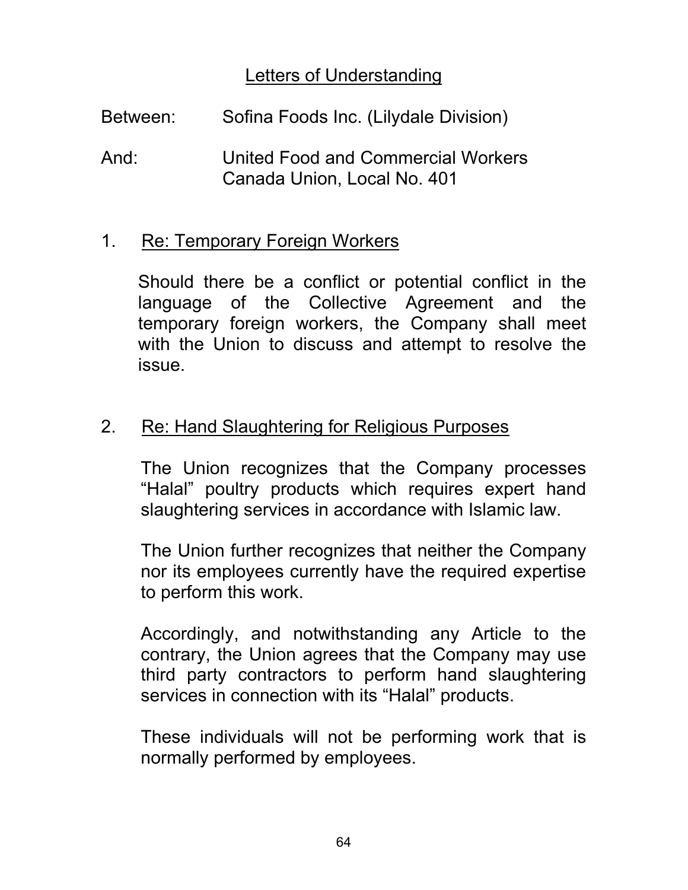## Letters of Understanding

Between: Sofina Foods Inc. (Lilydale Division)

And: United Food and Commercial Workers Canada Union, Local No. 401

1. Re: Temporary Foreign Workers

Should there be a conflict or potential conflict in the language of the Collective Agreement and the temporary foreign workers, the Company shall meet with the Union to discuss and attempt to resolve the issue.

2. Re: Hand Slaughtering for Religious Purposes

The Union recognizes that the Company processes "Halal" poultry products which requires expert hand slaughtering services in accordance with Islamic law.

The Union further recognizes that neither the Company nor its employees currently have the required expertise to perform this work.

Accordingly, and notwithstanding any Article to the contrary, the Union agrees that the Company may use third party contractors to perform hand slaughtering services in connection with its "Halal" products.

These individuals will not be performing work that is normally performed by employees.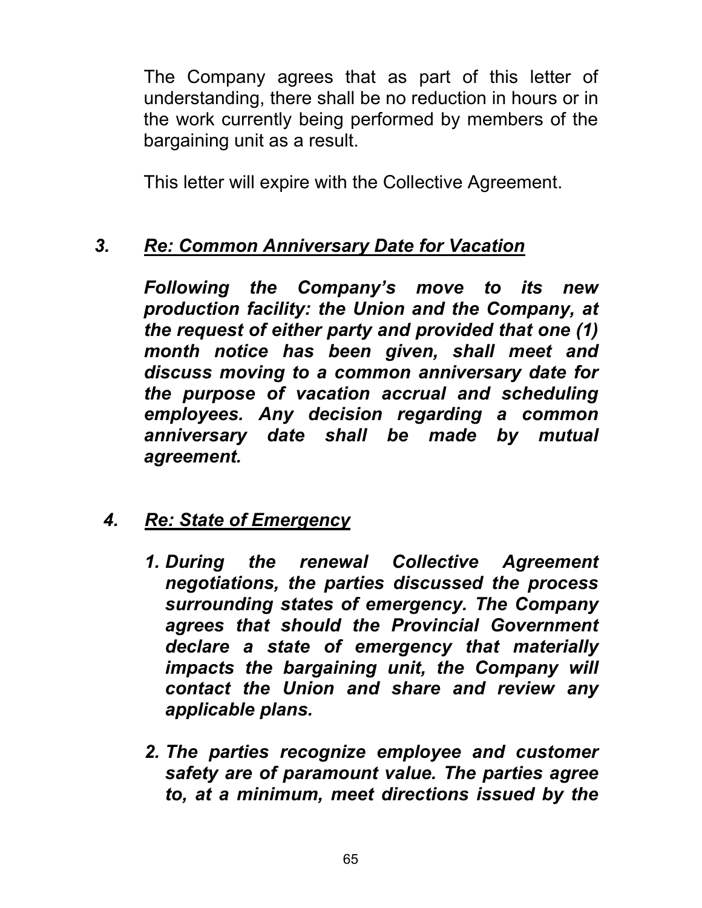The Company agrees that as part of this letter of understanding, there shall be no reduction in hours or in the work currently being performed by members of the bargaining unit as a result.

This letter will expire with the Collective Agreement.

### *3. Re: Common Anniversary Date for Vacation*

***Following the Company's move to its new production facility: the Union and the Company, at the request of either party and provided that one (1) month notice has been given, shall meet and discuss moving to a common anniversary date for the purpose of vacation accrual and scheduling employees. Any decision regarding a common anniversary date shall be made by mutual agreement.***

### *4. Re: State of Emergency*

1. ***During the renewal Collective Agreement negotiations, the parties discussed the process surrounding states of emergency. The Company agrees that should the Provincial Government declare a state of emergency that materially impacts the bargaining unit, the Company will contact the Union and share and review any applicable plans.***

2. ***The parties recognize employee and customer safety are of paramount value. The parties agree to, at a minimum, meet directions issued by the***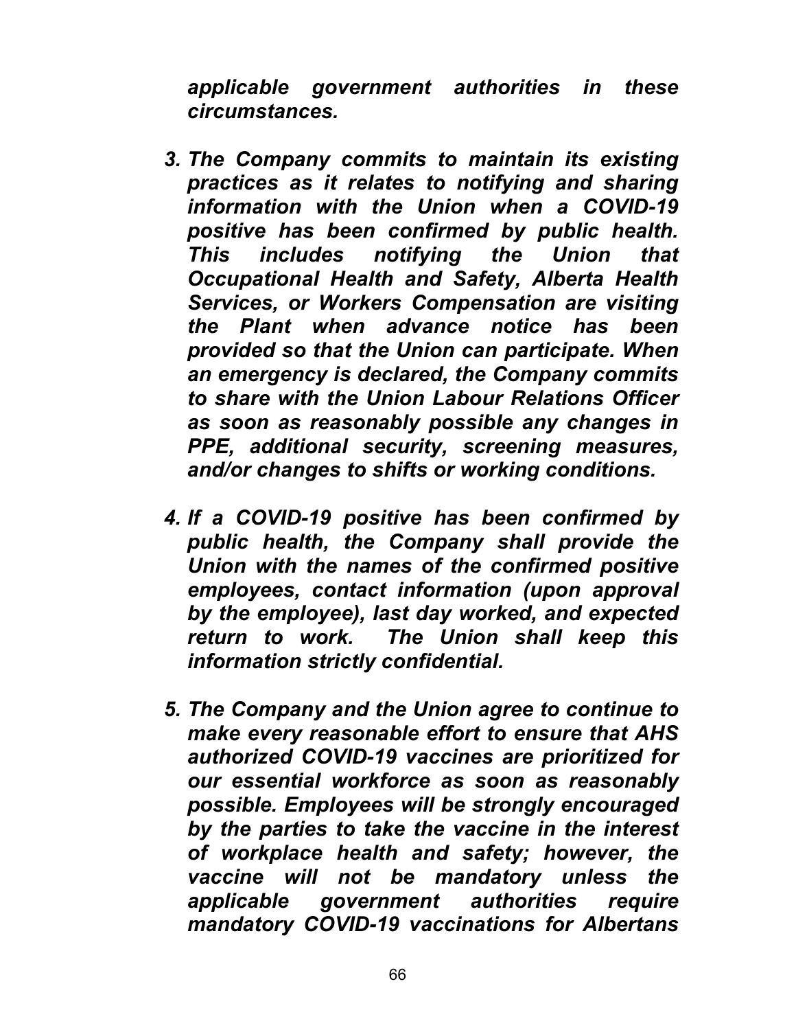***applicable government authorities in these circumstances.***

3. ***The Company commits to maintain its existing practices as it relates to notifying and sharing information with the Union when a COVID-19 positive has been confirmed by public health. This includes notifying the Union that Occupational Health and Safety, Alberta Health Services, or Workers Compensation are visiting the Plant when advance notice has been provided so that the Union can participate. When an emergency is declared, the Company commits to share with the Union Labour Relations Officer as soon as reasonably possible any changes in PPE, additional security, screening measures, and/or changes to shifts or working conditions.***

4. ***If a COVID-19 positive has been confirmed by public health, the Company shall provide the Union with the names of the confirmed positive employees, contact information (upon approval by the employee), last day worked, and expected return to work. The Union shall keep this information strictly confidential.***

5. ***The Company and the Union agree to continue to make every reasonable effort to ensure that AHS authorized COVID-19 vaccines are prioritized for our essential workforce as soon as reasonably possible. Employees will be strongly encouraged by the parties to take the vaccine in the interest of workplace health and safety; however, the vaccine will not be mandatory unless the applicable government authorities require mandatory COVID-19 vaccinations for Albertans***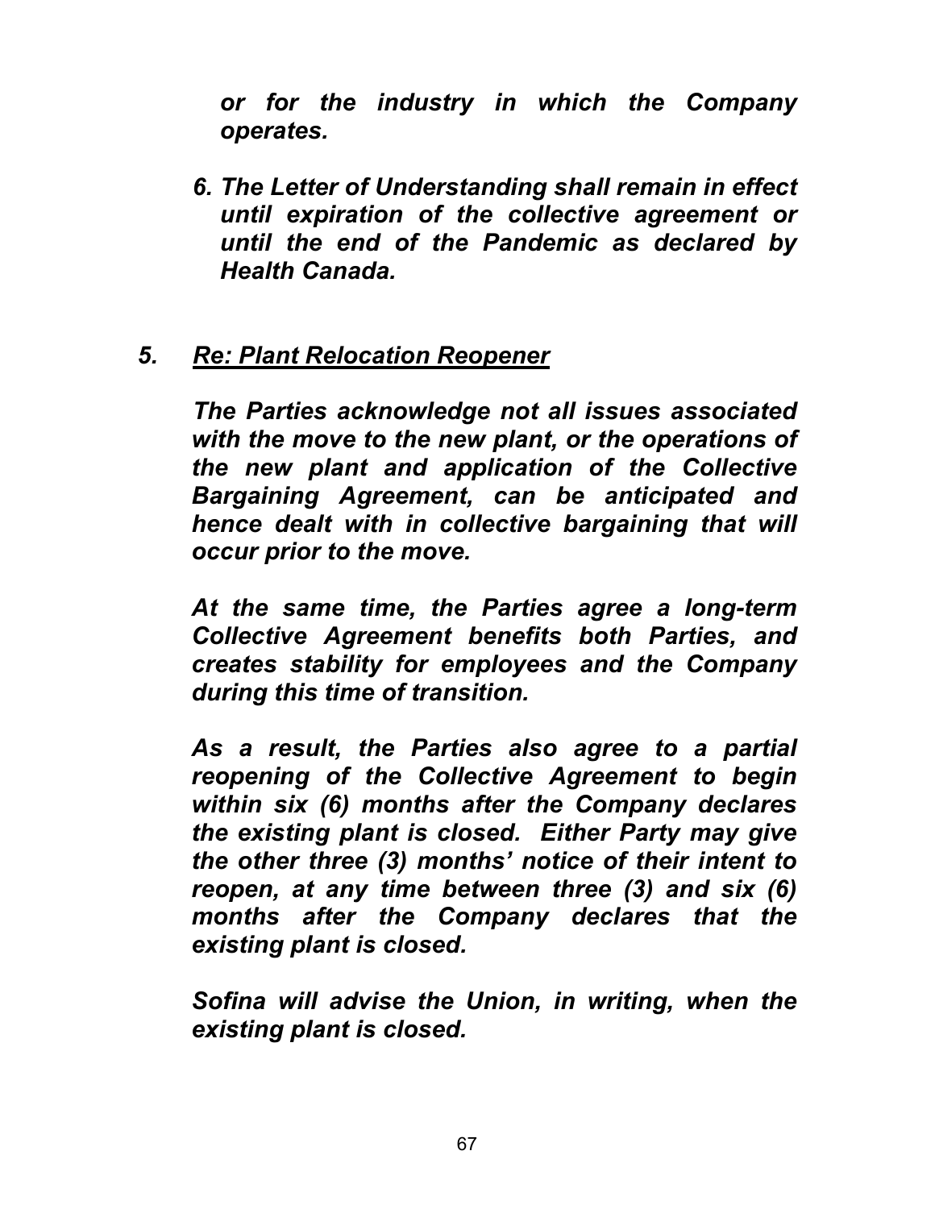***or for the industry in which the Company operates.***

***6. The Letter of Understanding shall remain in effect until expiration of the collective agreement or until the end of the Pandemic as declared by Health Canada.***

***5. <u>Re: Plant Relocation Reopener</u>***

***The Parties acknowledge not all issues associated with the move to the new plant, or the operations of the new plant and application of the Collective Bargaining Agreement, can be anticipated and hence dealt with in collective bargaining that will occur prior to the move.***

***At the same time, the Parties agree a long-term Collective Agreement benefits both Parties, and creates stability for employees and the Company during this time of transition.***

***As a result, the Parties also agree to a partial reopening of the Collective Agreement to begin within six (6) months after the Company declares the existing plant is closed. Either Party may give the other three (3) months' notice of their intent to reopen, at any time between three (3) and six (6) months after the Company declares that the existing plant is closed.***

***Sofina will advise the Union, in writing, when the existing plant is closed.***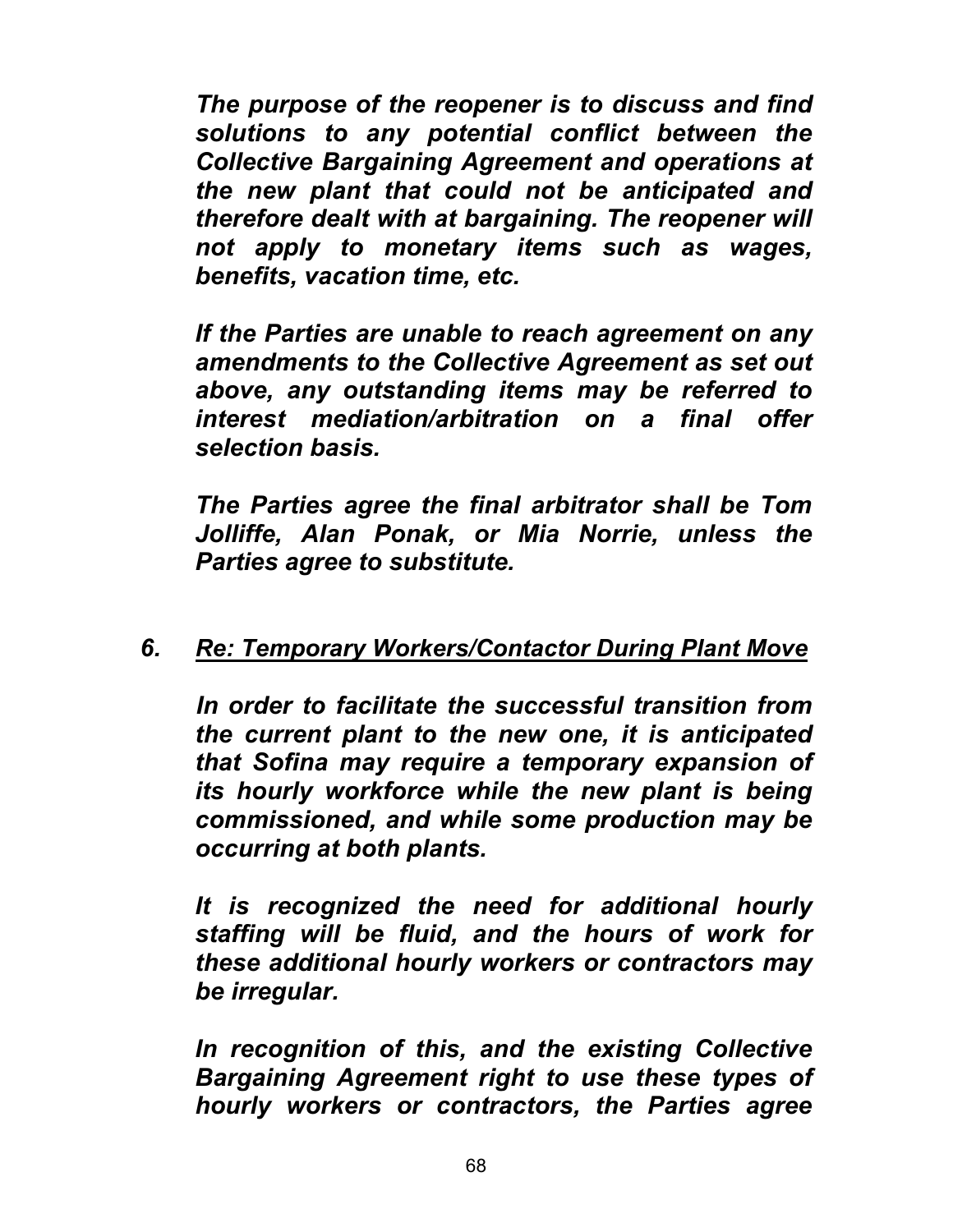*The purpose of the reopener is to discuss and find solutions to any potential conflict between the Collective Bargaining Agreement and operations at the new plant that could not be anticipated and therefore dealt with at bargaining. The reopener will not apply to monetary items such as wages, benefits, vacation time, etc.*

*If the Parties are unable to reach agreement on any amendments to the Collective Agreement as set out above, any outstanding items may be referred to interest mediation/arbitration on a final offer selection basis.*

*The Parties agree the final arbitrator shall be Tom Jolliffe, Alan Ponak, or Mia Norrie, unless the Parties agree to substitute.*

## *6. Re: Temporary Workers/Contactor During Plant Move*

*In order to facilitate the successful transition from the current plant to the new one, it is anticipated that Sofina may require a temporary expansion of its hourly workforce while the new plant is being commissioned, and while some production may be occurring at both plants.*

*It is recognized the need for additional hourly staffing will be fluid, and the hours of work for these additional hourly workers or contractors may be irregular.*

*In recognition of this, and the existing Collective Bargaining Agreement right to use these types of hourly workers or contractors, the Parties agree*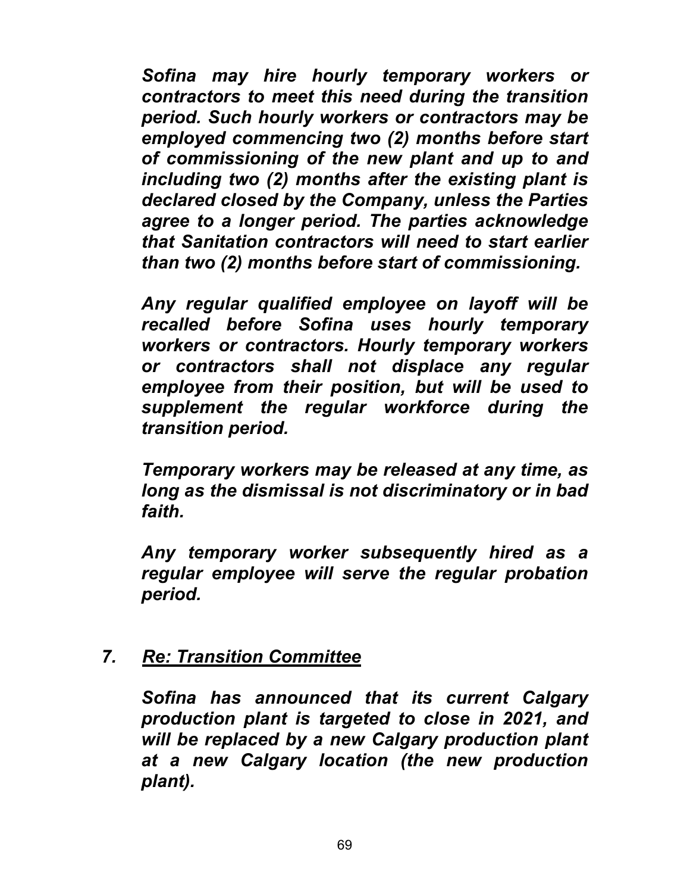***Sofina may hire hourly temporary workers or contractors to meet this need during the transition period. Such hourly workers or contractors may be employed commencing two (2) months before start of commissioning of the new plant and up to and including two (2) months after the existing plant is declared closed by the Company, unless the Parties agree to a longer period. The parties acknowledge that Sanitation contractors will need to start earlier than two (2) months before start of commissioning.***

***Any regular qualified employee on layoff will be recalled before Sofina uses hourly temporary workers or contractors. Hourly temporary workers or contractors shall not displace any regular employee from their position, but will be used to supplement the regular workforce during the transition period.***

***Temporary workers may be released at any time, as long as the dismissal is not discriminatory or in bad faith.***

***Any temporary worker subsequently hired as a regular employee will serve the regular probation period.***

## ***7. <u>Re: Transition Committee</u>***

***Sofina has announced that its current Calgary production plant is targeted to close in 2021, and will be replaced by a new Calgary production plant at a new Calgary location (the new production plant).***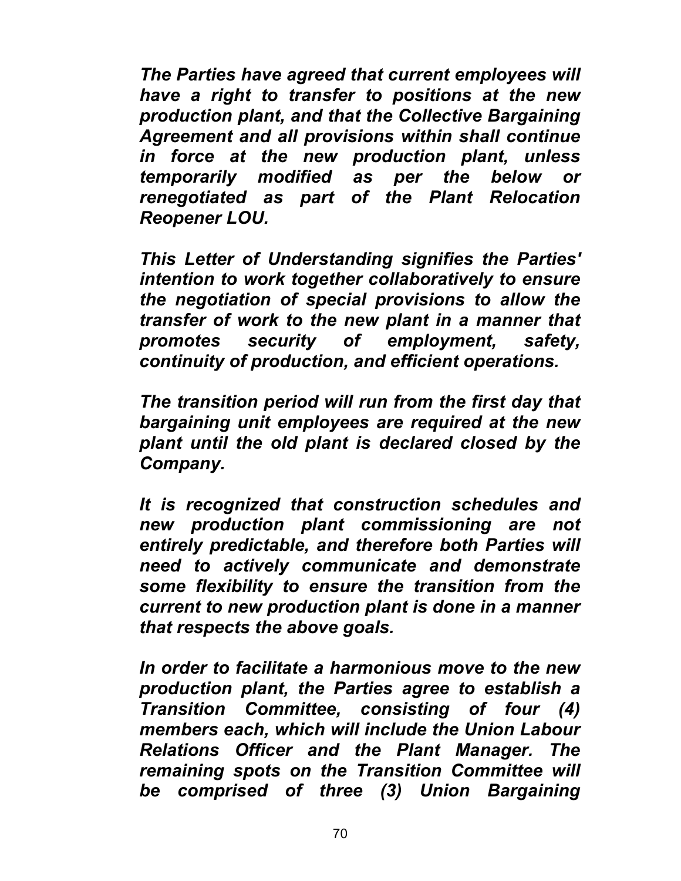***The Parties have agreed that current employees will have a right to transfer to positions at the new production plant, and that the Collective Bargaining Agreement and all provisions within shall continue in force at the new production plant, unless temporarily modified as per the below or renegotiated as part of the Plant Relocation Reopener LOU.***

***This Letter of Understanding signifies the Parties' intention to work together collaboratively to ensure the negotiation of special provisions to allow the transfer of work to the new plant in a manner that promotes security of employment, safety, continuity of production, and efficient operations.***

***The transition period will run from the first day that bargaining unit employees are required at the new plant until the old plant is declared closed by the Company.***

***It is recognized that construction schedules and new production plant commissioning are not entirely predictable, and therefore both Parties will need to actively communicate and demonstrate some flexibility to ensure the transition from the current to new production plant is done in a manner that respects the above goals.***

***In order to facilitate a harmonious move to the new production plant, the Parties agree to establish a Transition Committee, consisting of four (4) members each, which will include the Union Labour Relations Officer and the Plant Manager. The remaining spots on the Transition Committee will be comprised of three (3) Union Bargaining***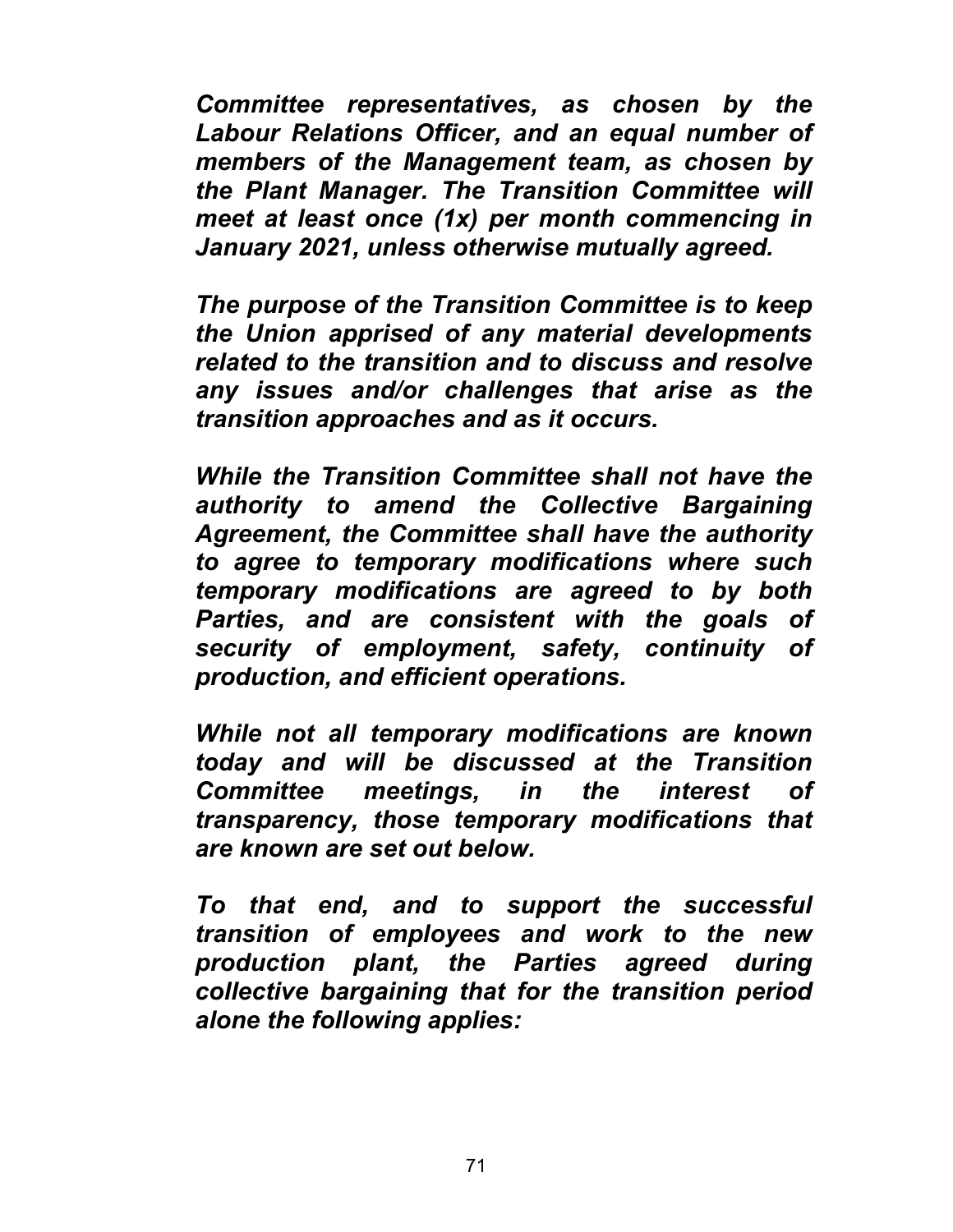***Committee representatives, as chosen by the Labour Relations Officer, and an equal number of members of the Management team, as chosen by the Plant Manager. The Transition Committee will meet at least once (1x) per month commencing in January 2021, unless otherwise mutually agreed.***

***The purpose of the Transition Committee is to keep the Union apprised of any material developments related to the transition and to discuss and resolve any issues and/or challenges that arise as the transition approaches and as it occurs.***

***While the Transition Committee shall not have the authority to amend the Collective Bargaining Agreement, the Committee shall have the authority to agree to temporary modifications where such temporary modifications are agreed to by both Parties, and are consistent with the goals of security of employment, safety, continuity of production, and efficient operations.***

***While not all temporary modifications are known today and will be discussed at the Transition Committee meetings, in the interest of transparency, those temporary modifications that are known are set out below.***

***To that end, and to support the successful transition of employees and work to the new production plant, the Parties agreed during collective bargaining that for the transition period alone the following applies:***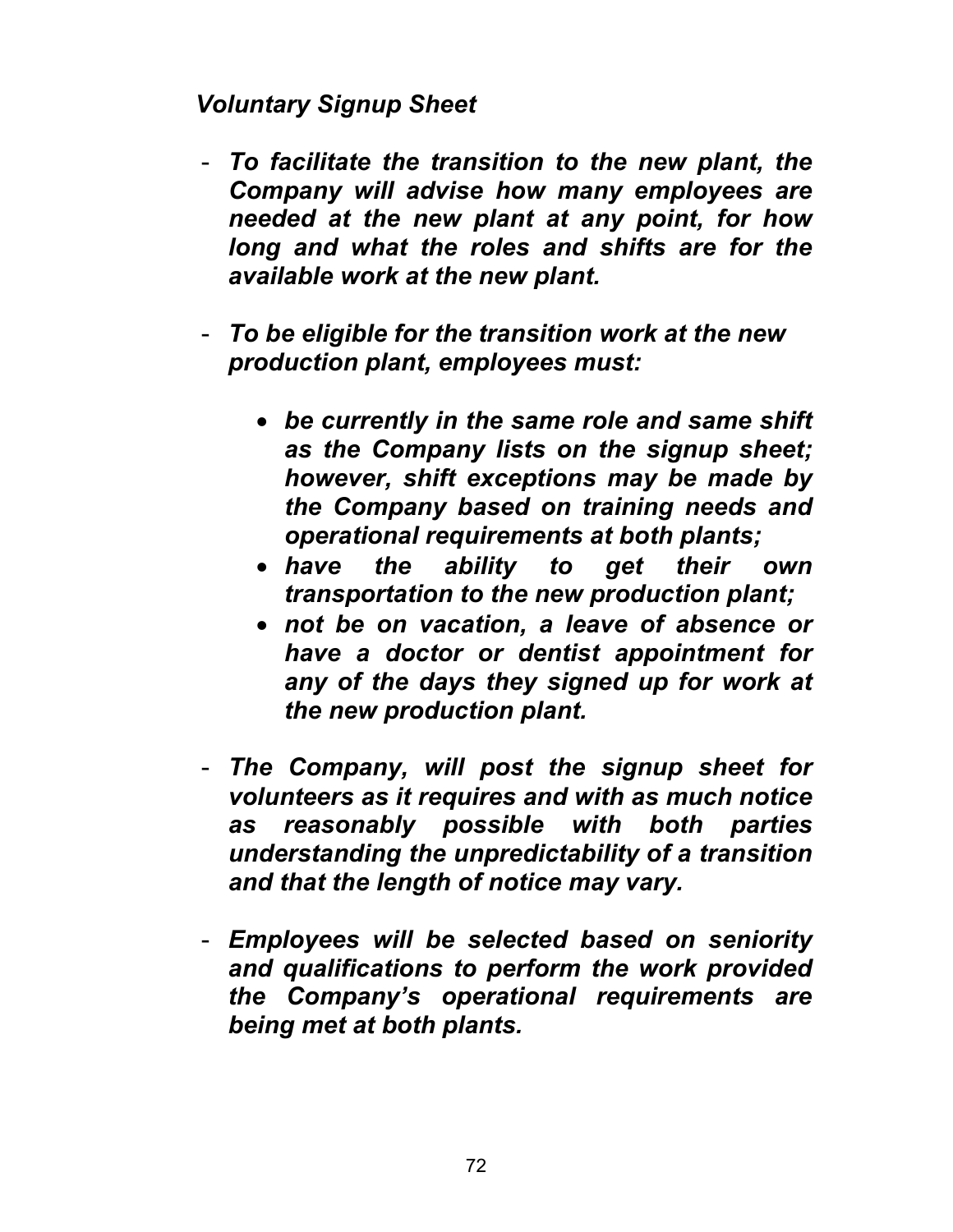*Voluntary Signup Sheet*

- ***To facilitate the transition to the new plant, the Company will advise how many employees are needed at the new plant at any point, for how long and what the roles and shifts are for the available work at the new plant.***

- ***To be eligible for the transition work at the new production plant, employees must:***

  - ***be currently in the same role and same shift as the Company lists on the signup sheet; however, shift exceptions may be made by the Company based on training needs and operational requirements at both plants;***
  - ***have the ability to get their own transportation to the new production plant;***
  - ***not be on vacation, a leave of absence or have a doctor or dentist appointment for any of the days they signed up for work at the new production plant.***

- ***The Company, will post the signup sheet for volunteers as it requires and with as much notice as reasonably possible with both parties understanding the unpredictability of a transition and that the length of notice may vary.***

- ***Employees will be selected based on seniority and qualifications to perform the work provided the Company's operational requirements are being met at both plants.***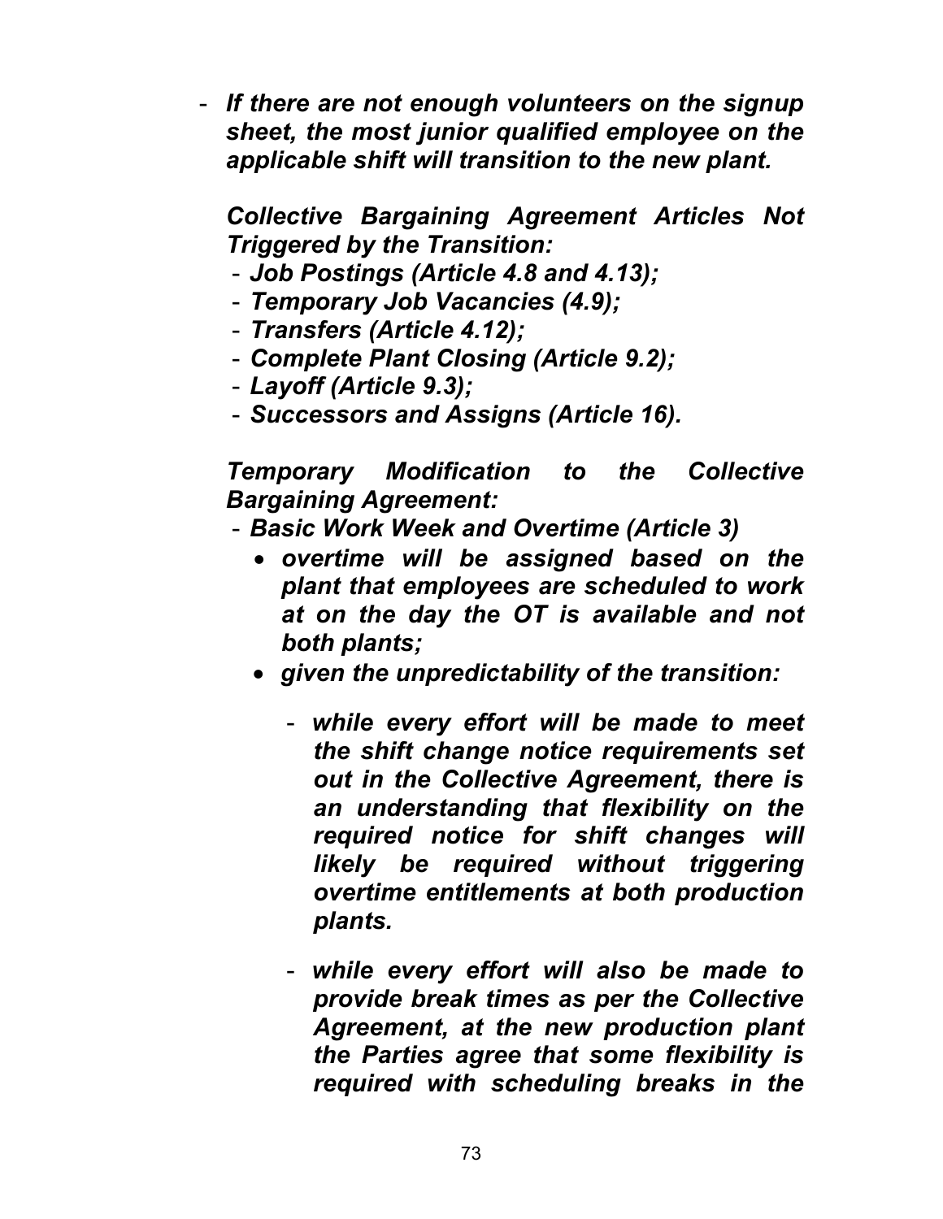- ***If there are not enough volunteers on the signup sheet, the most junior qualified employee on the applicable shift will transition to the new plant.***

  ***Collective Bargaining Agreement Articles Not Triggered by the Transition:***
  - ***Job Postings (Article 4.8 and 4.13);***
  - ***Temporary Job Vacancies (4.9);***
  - ***Transfers (Article 4.12);***
  - ***Complete Plant Closing (Article 9.2);***
  - ***Layoff (Article 9.3);***
  - ***Successors and Assigns (Article 16).***

  ***Temporary Modification to the Collective Bargaining Agreement:***
  - ***Basic Work Week and Overtime (Article 3)***
    - ***overtime will be assigned based on the plant that employees are scheduled to work at on the day the OT is available and not both plants;***
    - ***given the unpredictability of the transition:***
      - ***while every effort will be made to meet the shift change notice requirements set out in the Collective Agreement, there is an understanding that flexibility on the required notice for shift changes will likely be required without triggering overtime entitlements at both production plants.***
      - ***while every effort will also be made to provide break times as per the Collective Agreement, at the new production plant the Parties agree that some flexibility is required with scheduling breaks in the***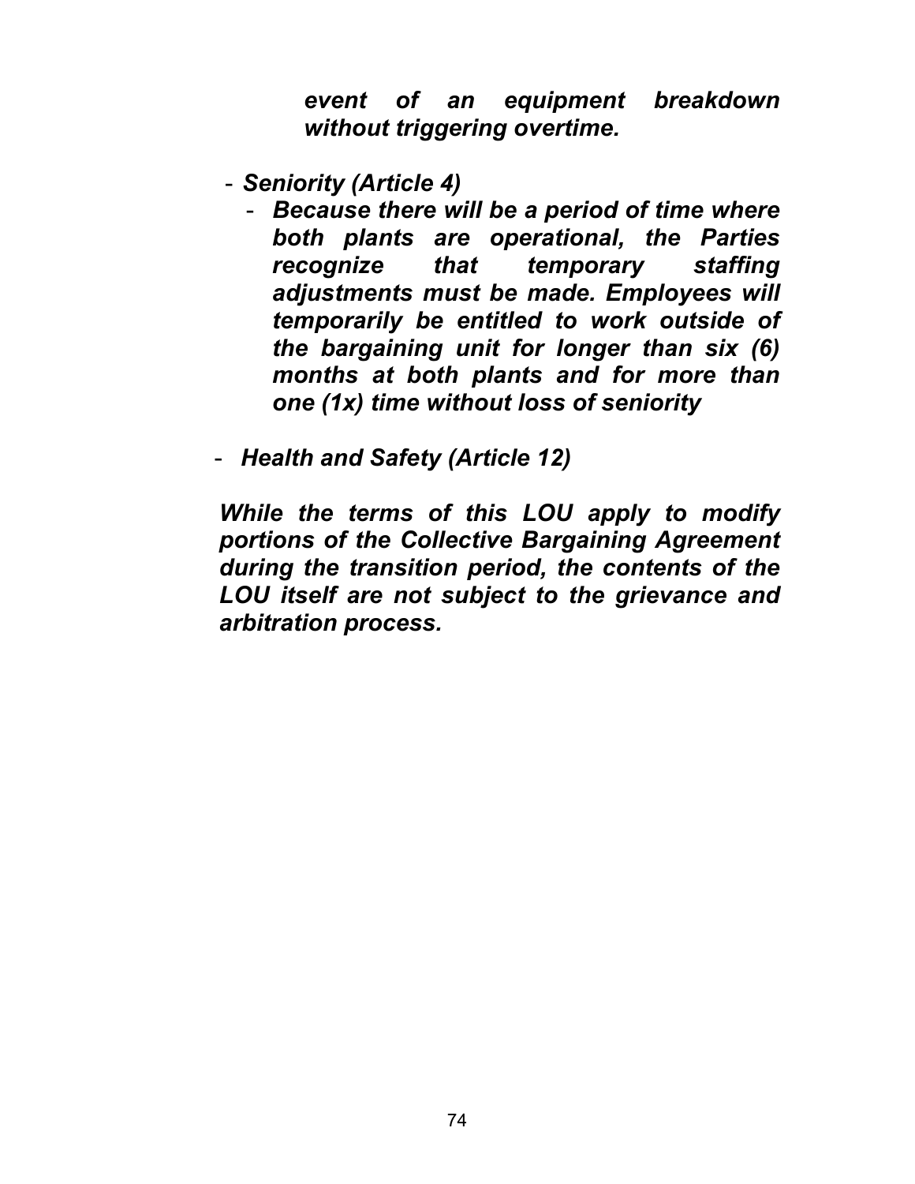*event of an equipment breakdown without triggering overtime.*

- ***Seniority (Article 4)***
    - ***Because there will be a period of time where both plants are operational, the Parties recognize that temporary staffing adjustments must be made. Employees will temporarily be entitled to work outside of the bargaining unit for longer than six (6) months at both plants and for more than one (1x) time without loss of seniority***

- ***Health and Safety (Article 12)***

***While the terms of this LOU apply to modify portions of the Collective Bargaining Agreement during the transition period, the contents of the LOU itself are not subject to the grievance and arbitration process.***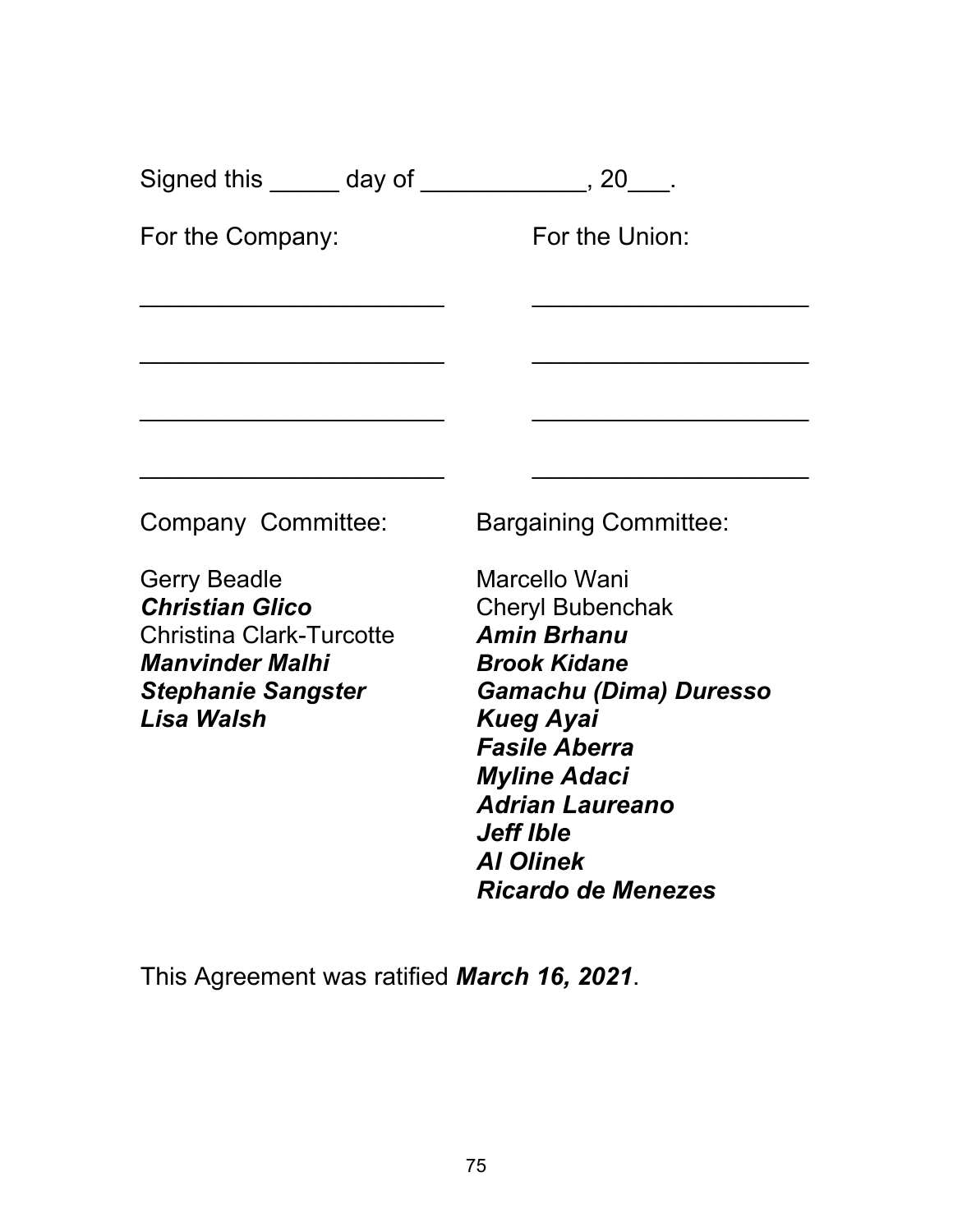Signed this _____ day of ____________, 20___.

For the Company:

________________________
________________________
________________________
________________________

For the Union:

______________________
______________________
______________________
______________________

Company Committee:

Gerry Beadle
***Christian Glico***
Christina Clark-Turcotte
***Manvinder Malhi***
***Stephanie Sangster***
***Lisa Walsh***

Bargaining Committee:

Marcello Wani
Cheryl Bubenchak
***Amin Brhanu***
***Brook Kidane***
***Gamachu (Dima) Duresso***
***Kueg Ayai***
***Fasile Aberra***
***Myline Adaci***
***Adrian Laureano***
***Jeff Ible***
***Al Olinek***
***Ricardo de Menezes***

This Agreement was ratified ***March 16, 2021***.